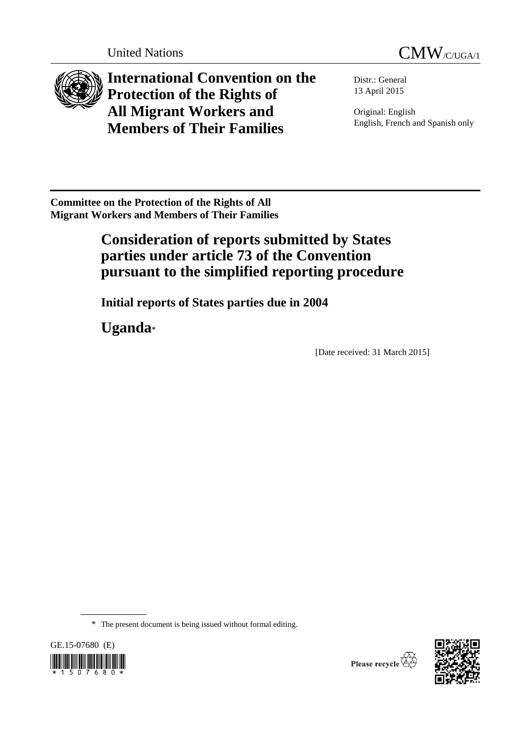United Nations

# CMW/C/UGA/1

# International Convention on the Protection of the Rights of All Migrant Workers and Members of Their Families

Distr.: General
13 April 2015

Original: English
English, French and Spanish only

**Committee on the Protection of the Rights of All Migrant Workers and Members of Their Families**

## Consideration of reports submitted by States parties under article 73 of the Convention pursuant to the simplified reporting procedure

### Initial reports of States parties due in 2004

### Uganda*

[Date received: 31 March 2015]

---

\* The present document is being issued without formal editing.

GE.15-07680 (E)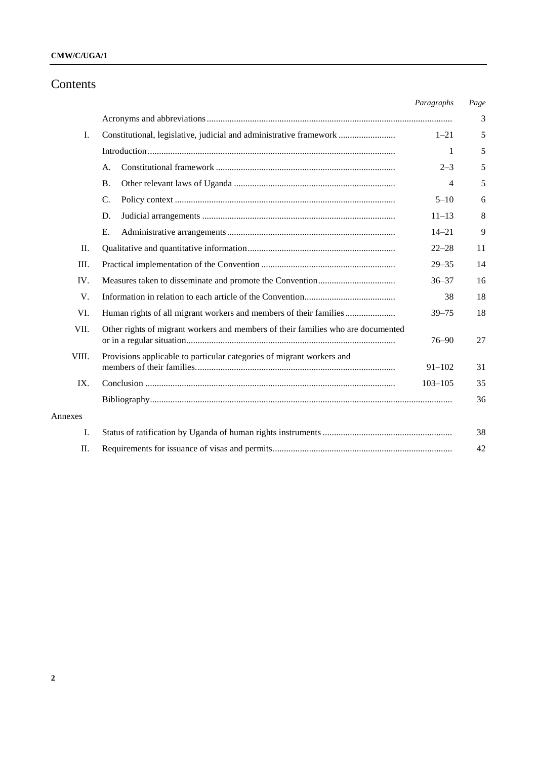# Contents

| | | Paragraphs | Page |
|---|---|---|---|
| | Acronyms and abbreviations | | 3 |
| I. | Constitutional, legislative, judicial and administrative framework | 1–21 | 5 |
| | Introduction | 1 | 5 |
| | A. Constitutional framework | 2–3 | 5 |
| | B. Other relevant laws of Uganda | 4 | 5 |
| | C. Policy context | 5–10 | 6 |
| | D. Judicial arrangements | 11–13 | 8 |
| | E. Administrative arrangements | 14–21 | 9 |
| II. | Qualitative and quantitative information | 22–28 | 11 |
| III. | Practical implementation of the Convention | 29–35 | 14 |
| IV. | Measures taken to disseminate and promote the Convention | 36–37 | 16 |
| V. | Information in relation to each article of the Convention | 38 | 18 |
| VI. | Human rights of all migrant workers and members of their families | 39–75 | 18 |
| VII. | Other rights of migrant workers and members of their families who are documented or in a regular situation | 76–90 | 27 |
| VIII. | Provisions applicable to particular categories of migrant workers and members of their families | 91–102 | 31 |
| IX. | Conclusion | 103–105 | 35 |
| | Bibliography | | 36 |
| Annexes | | | |
| I. | Status of ratification by Uganda of human rights instruments | | 38 |
| II. | Requirements for issuance of visas and permits | | 42 |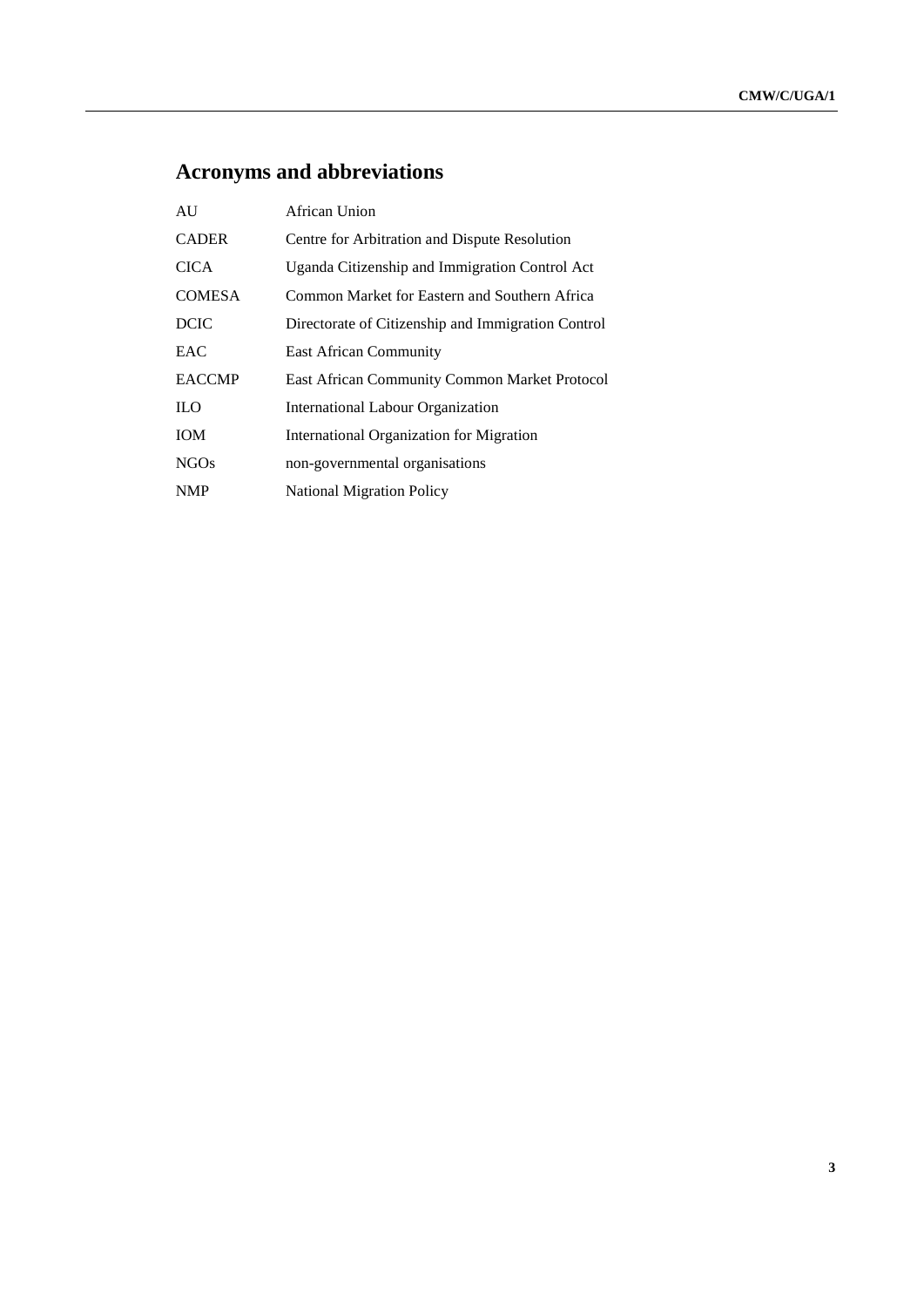# Acronyms and abbreviations

| | |
|---|---|
| AU | African Union |
| CADER | Centre for Arbitration and Dispute Resolution |
| CICA | Uganda Citizenship and Immigration Control Act |
| COMESA | Common Market for Eastern and Southern Africa |
| DCIC | Directorate of Citizenship and Immigration Control |
| EAC | East African Community |
| EACCMP | East African Community Common Market Protocol |
| ILO | International Labour Organization |
| IOM | International Organization for Migration |
| NGOs | non-governmental organisations |
| NMP | National Migration Policy |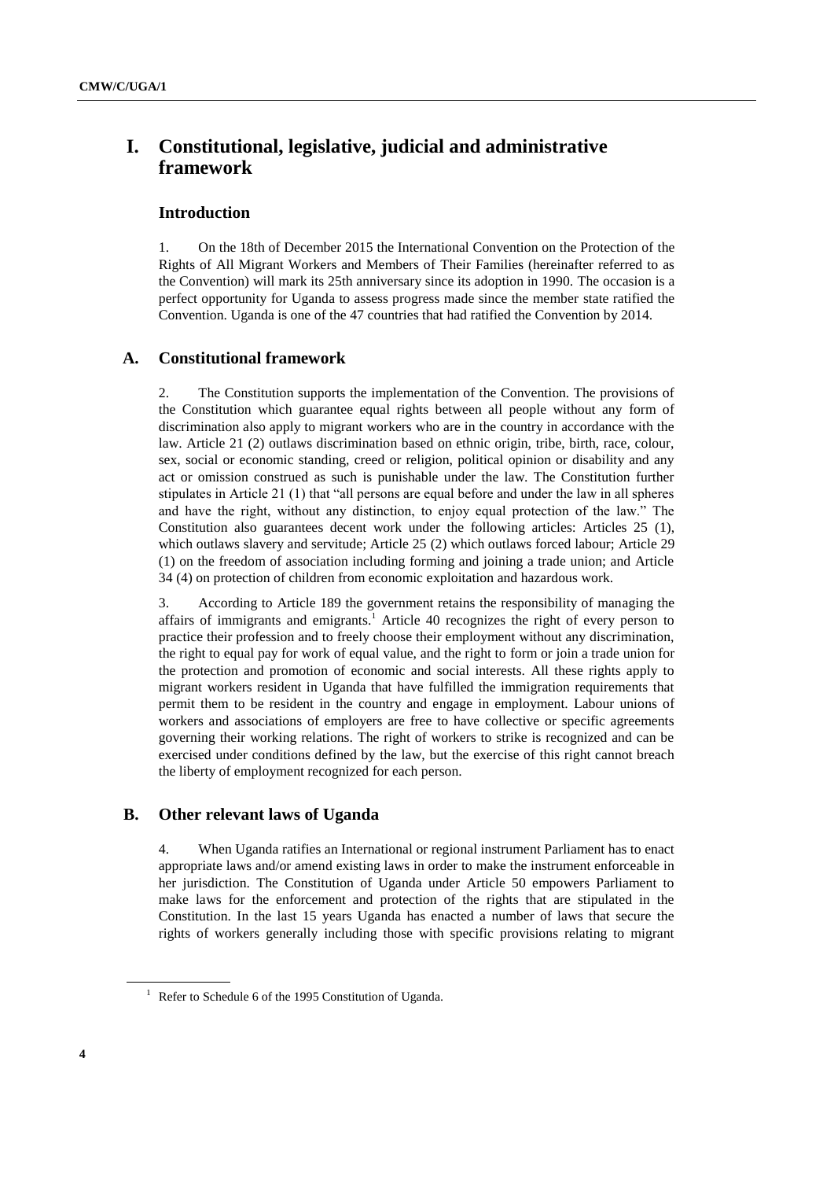# I. Constitutional, legislative, judicial and administrative framework

## Introduction

1. On the 18th of December 2015 the International Convention on the Protection of the Rights of All Migrant Workers and Members of Their Families (hereinafter referred to as the Convention) will mark its 25th anniversary since its adoption in 1990. The occasion is a perfect opportunity for Uganda to assess progress made since the member state ratified the Convention. Uganda is one of the 47 countries that had ratified the Convention by 2014.

## A. Constitutional framework

2. The Constitution supports the implementation of the Convention. The provisions of the Constitution which guarantee equal rights between all people without any form of discrimination also apply to migrant workers who are in the country in accordance with the law. Article 21 (2) outlaws discrimination based on ethnic origin, tribe, birth, race, colour, sex, social or economic standing, creed or religion, political opinion or disability and any act or omission construed as such is punishable under the law. The Constitution further stipulates in Article 21 (1) that "all persons are equal before and under the law in all spheres and have the right, without any distinction, to enjoy equal protection of the law." The Constitution also guarantees decent work under the following articles: Articles 25 (1), which outlaws slavery and servitude; Article 25 (2) which outlaws forced labour; Article 29 (1) on the freedom of association including forming and joining a trade union; and Article 34 (4) on protection of children from economic exploitation and hazardous work.

3. According to Article 189 the government retains the responsibility of managing the affairs of immigrants and emigrants.[1] Article 40 recognizes the right of every person to practice their profession and to freely choose their employment without any discrimination, the right to equal pay for work of equal value, and the right to form or join a trade union for the protection and promotion of economic and social interests. All these rights apply to migrant workers resident in Uganda that have fulfilled the immigration requirements that permit them to be resident in the country and engage in employment. Labour unions of workers and associations of employers are free to have collective or specific agreements governing their working relations. The right of workers to strike is recognized and can be exercised under conditions defined by the law, but the exercise of this right cannot breach the liberty of employment recognized for each person.

## B. Other relevant laws of Uganda

4. When Uganda ratifies an International or regional instrument Parliament has to enact appropriate laws and/or amend existing laws in order to make the instrument enforceable in her jurisdiction. The Constitution of Uganda under Article 50 empowers Parliament to make laws for the enforcement and protection of the rights that are stipulated in the Constitution. In the last 15 years Uganda has enacted a number of laws that secure the rights of workers generally including those with specific provisions relating to migrant

[1] Refer to Schedule 6 of the 1995 Constitution of Uganda.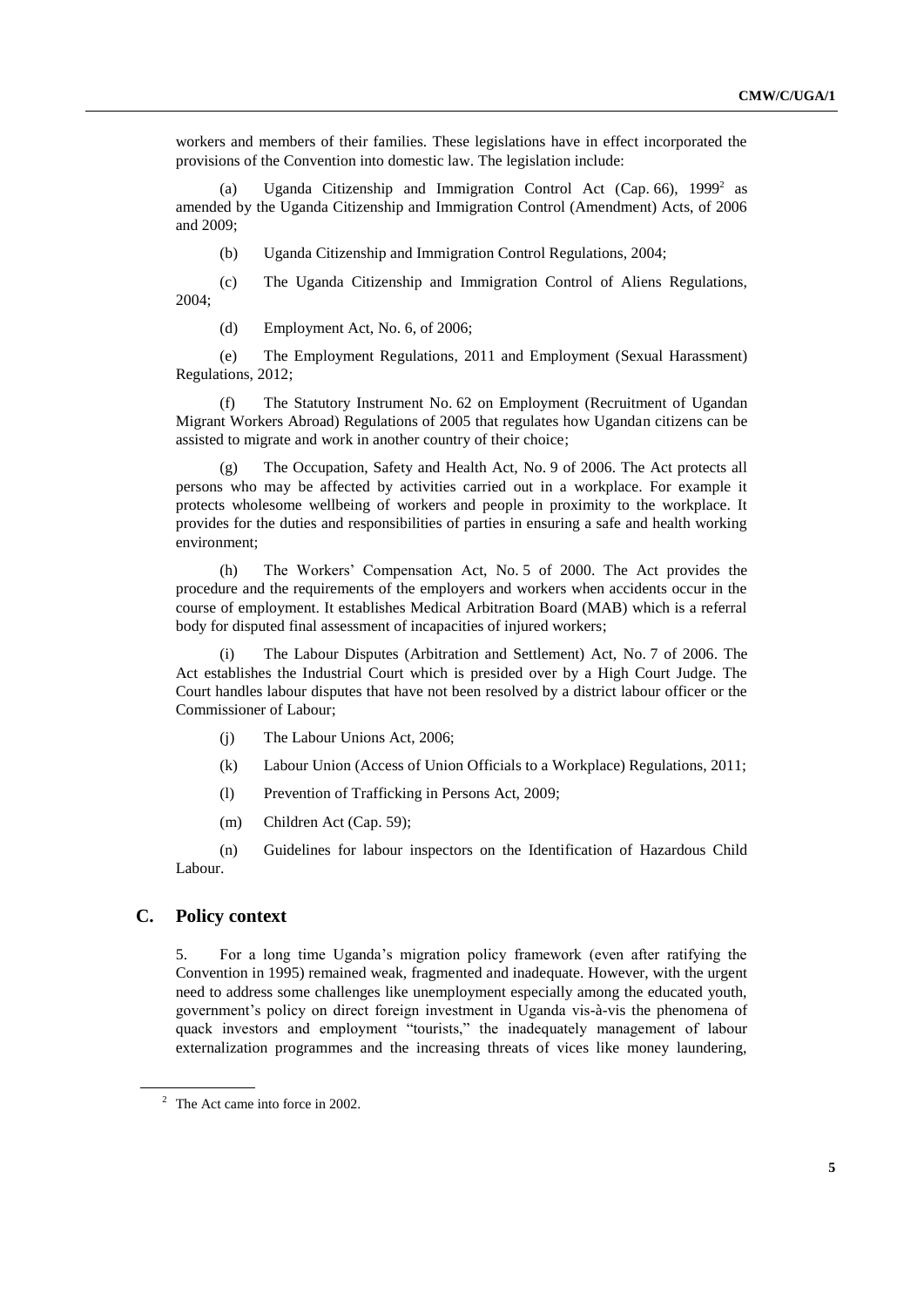workers and members of their families. These legislations have in effect incorporated the provisions of the Convention into domestic law. The legislation include:

(a) Uganda Citizenship and Immigration Control Act (Cap. 66), 1999[2] as amended by the Uganda Citizenship and Immigration Control (Amendment) Acts, of 2006 and 2009;

(b) Uganda Citizenship and Immigration Control Regulations, 2004;

(c) The Uganda Citizenship and Immigration Control of Aliens Regulations, 2004;

(d) Employment Act, No. 6, of 2006;

(e) The Employment Regulations, 2011 and Employment (Sexual Harassment) Regulations, 2012;

(f) The Statutory Instrument No. 62 on Employment (Recruitment of Ugandan Migrant Workers Abroad) Regulations of 2005 that regulates how Ugandan citizens can be assisted to migrate and work in another country of their choice;

(g) The Occupation, Safety and Health Act, No. 9 of 2006. The Act protects all persons who may be affected by activities carried out in a workplace. For example it protects wholesome wellbeing of workers and people in proximity to the workplace. It provides for the duties and responsibilities of parties in ensuring a safe and health working environment;

(h) The Workers' Compensation Act, No. 5 of 2000. The Act provides the procedure and the requirements of the employers and workers when accidents occur in the course of employment. It establishes Medical Arbitration Board (MAB) which is a referral body for disputed final assessment of incapacities of injured workers;

(i) The Labour Disputes (Arbitration and Settlement) Act, No. 7 of 2006. The Act establishes the Industrial Court which is presided over by a High Court Judge. The Court handles labour disputes that have not been resolved by a district labour officer or the Commissioner of Labour;

(j) The Labour Unions Act, 2006;

(k) Labour Union (Access of Union Officials to a Workplace) Regulations, 2011;

(l) Prevention of Trafficking in Persons Act, 2009;

(m) Children Act (Cap. 59);

(n) Guidelines for labour inspectors on the Identification of Hazardous Child Labour.

## C. Policy context

5. For a long time Uganda's migration policy framework (even after ratifying the Convention in 1995) remained weak, fragmented and inadequate. However, with the urgent need to address some challenges like unemployment especially among the educated youth, government's policy on direct foreign investment in Uganda vis-à-vis the phenomena of quack investors and employment "tourists," the inadequately management of labour externalization programmes and the increasing threats of vices like money laundering,

[2] The Act came into force in 2002.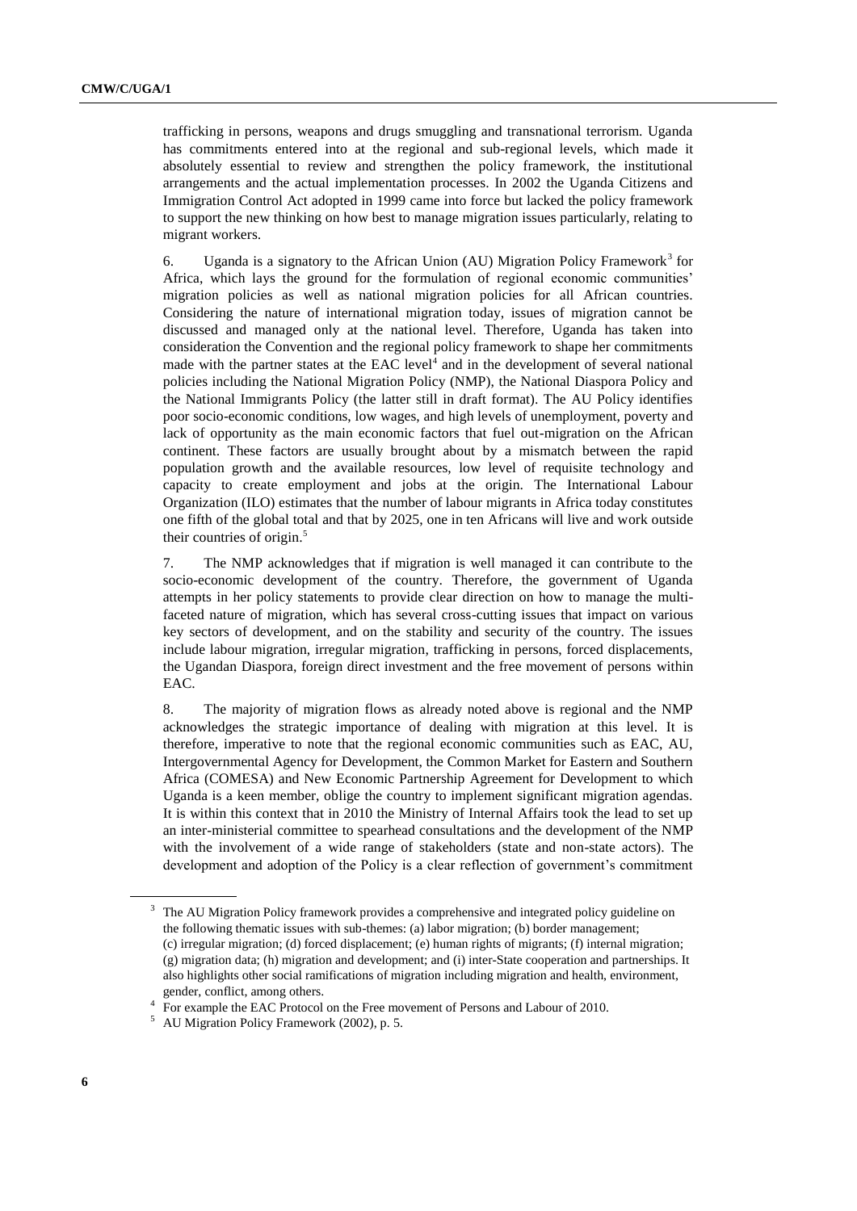trafficking in persons, weapons and drugs smuggling and transnational terrorism. Uganda has commitments entered into at the regional and sub-regional levels, which made it absolutely essential to review and strengthen the policy framework, the institutional arrangements and the actual implementation processes. In 2002 the Uganda Citizens and Immigration Control Act adopted in 1999 came into force but lacked the policy framework to support the new thinking on how best to manage migration issues particularly, relating to migrant workers.

6. Uganda is a signatory to the African Union (AU) Migration Policy Framework[3] for Africa, which lays the ground for the formulation of regional economic communities' migration policies as well as national migration policies for all African countries. Considering the nature of international migration today, issues of migration cannot be discussed and managed only at the national level. Therefore, Uganda has taken into consideration the Convention and the regional policy framework to shape her commitments made with the partner states at the EAC level[4] and in the development of several national policies including the National Migration Policy (NMP), the National Diaspora Policy and the National Immigrants Policy (the latter still in draft format). The AU Policy identifies poor socio-economic conditions, low wages, and high levels of unemployment, poverty and lack of opportunity as the main economic factors that fuel out-migration on the African continent. These factors are usually brought about by a mismatch between the rapid population growth and the available resources, low level of requisite technology and capacity to create employment and jobs at the origin. The International Labour Organization (ILO) estimates that the number of labour migrants in Africa today constitutes one fifth of the global total and that by 2025, one in ten Africans will live and work outside their countries of origin.[5]

7. The NMP acknowledges that if migration is well managed it can contribute to the socio-economic development of the country. Therefore, the government of Uganda attempts in her policy statements to provide clear direction on how to manage the multi-faceted nature of migration, which has several cross-cutting issues that impact on various key sectors of development, and on the stability and security of the country. The issues include labour migration, irregular migration, trafficking in persons, forced displacements, the Ugandan Diaspora, foreign direct investment and the free movement of persons within EAC.

8. The majority of migration flows as already noted above is regional and the NMP acknowledges the strategic importance of dealing with migration at this level. It is therefore, imperative to note that the regional economic communities such as EAC, AU, Intergovernmental Agency for Development, the Common Market for Eastern and Southern Africa (COMESA) and New Economic Partnership Agreement for Development to which Uganda is a keen member, oblige the country to implement significant migration agendas. It is within this context that in 2010 the Ministry of Internal Affairs took the lead to set up an inter-ministerial committee to spearhead consultations and the development of the NMP with the involvement of a wide range of stakeholders (state and non-state actors). The development and adoption of the Policy is a clear reflection of government's commitment

---

[3] The AU Migration Policy framework provides a comprehensive and integrated policy guideline on the following thematic issues with sub-themes: (a) labor migration; (b) border management; (c) irregular migration; (d) forced displacement; (e) human rights of migrants; (f) internal migration; (g) migration data; (h) migration and development; and (i) inter-State cooperation and partnerships. It also highlights other social ramifications of migration including migration and health, environment, gender, conflict, among others.

[4] For example the EAC Protocol on the Free movement of Persons and Labour of 2010.

[5] AU Migration Policy Framework (2002), p. 5.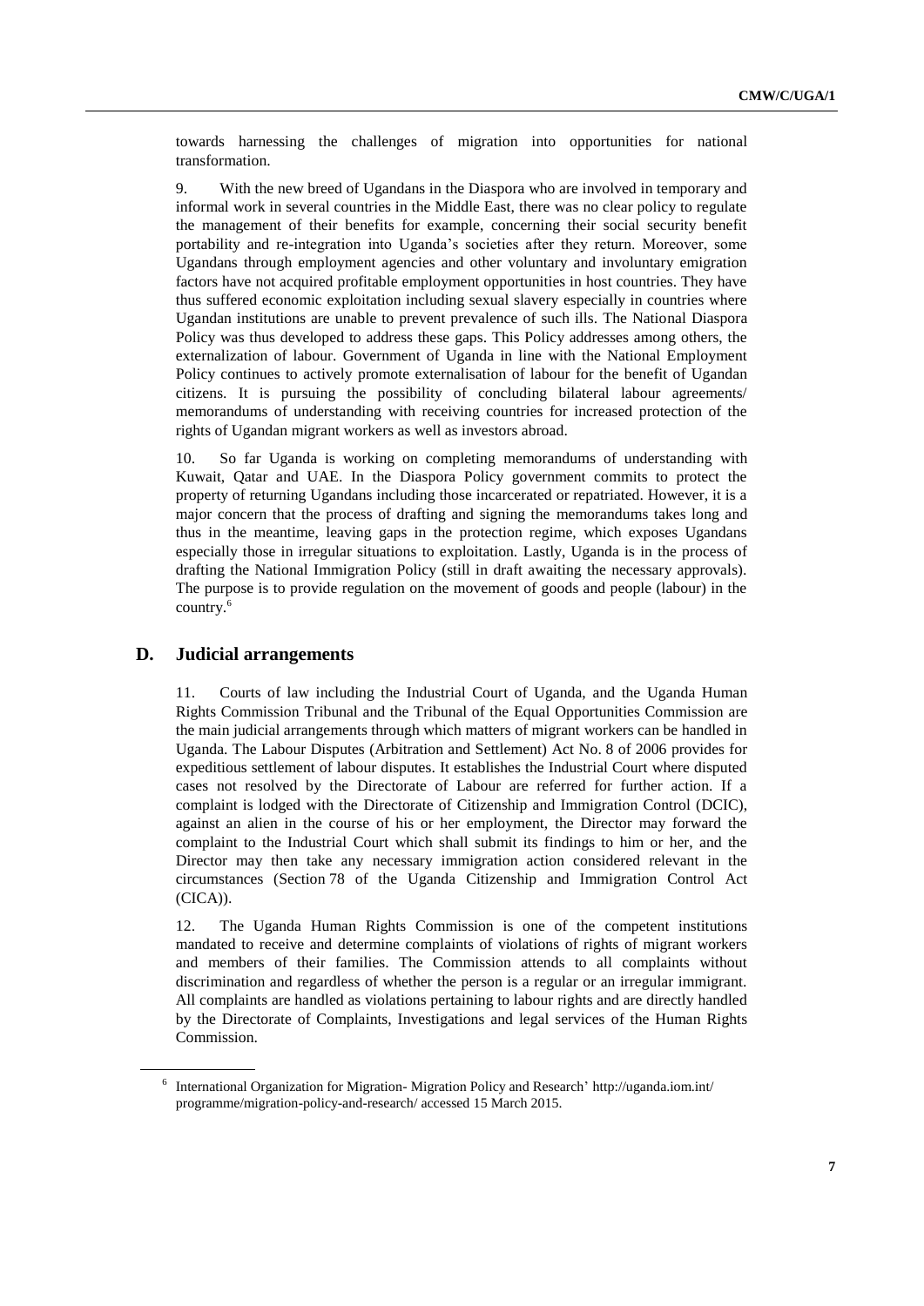towards harnessing the challenges of migration into opportunities for national transformation.

9. With the new breed of Ugandans in the Diaspora who are involved in temporary and informal work in several countries in the Middle East, there was no clear policy to regulate the management of their benefits for example, concerning their social security benefit portability and re-integration into Uganda's societies after they return. Moreover, some Ugandans through employment agencies and other voluntary and involuntary emigration factors have not acquired profitable employment opportunities in host countries. They have thus suffered economic exploitation including sexual slavery especially in countries where Ugandan institutions are unable to prevent prevalence of such ills. The National Diaspora Policy was thus developed to address these gaps. This Policy addresses among others, the externalization of labour. Government of Uganda in line with the National Employment Policy continues to actively promote externalisation of labour for the benefit of Ugandan citizens. It is pursuing the possibility of concluding bilateral labour agreements/ memorandums of understanding with receiving countries for increased protection of the rights of Ugandan migrant workers as well as investors abroad.

10. So far Uganda is working on completing memorandums of understanding with Kuwait, Qatar and UAE. In the Diaspora Policy government commits to protect the property of returning Ugandans including those incarcerated or repatriated. However, it is a major concern that the process of drafting and signing the memorandums takes long and thus in the meantime, leaving gaps in the protection regime, which exposes Ugandans especially those in irregular situations to exploitation. Lastly, Uganda is in the process of drafting the National Immigration Policy (still in draft awaiting the necessary approvals). The purpose is to provide regulation on the movement of goods and people (labour) in the country.[6]

## D. Judicial arrangements

11. Courts of law including the Industrial Court of Uganda, and the Uganda Human Rights Commission Tribunal and the Tribunal of the Equal Opportunities Commission are the main judicial arrangements through which matters of migrant workers can be handled in Uganda. The Labour Disputes (Arbitration and Settlement) Act No. 8 of 2006 provides for expeditious settlement of labour disputes. It establishes the Industrial Court where disputed cases not resolved by the Directorate of Labour are referred for further action. If a complaint is lodged with the Directorate of Citizenship and Immigration Control (DCIC), against an alien in the course of his or her employment, the Director may forward the complaint to the Industrial Court which shall submit its findings to him or her, and the Director may then take any necessary immigration action considered relevant in the circumstances (Section 78 of the Uganda Citizenship and Immigration Control Act (CICA)).

12. The Uganda Human Rights Commission is one of the competent institutions mandated to receive and determine complaints of violations of rights of migrant workers and members of their families. The Commission attends to all complaints without discrimination and regardless of whether the person is a regular or an irregular immigrant. All complaints are handled as violations pertaining to labour rights and are directly handled by the Directorate of Complaints, Investigations and legal services of the Human Rights Commission.

[6] International Organization for Migration- Migration Policy and Research' http://uganda.iom.int/programme/migration-policy-and-research/ accessed 15 March 2015.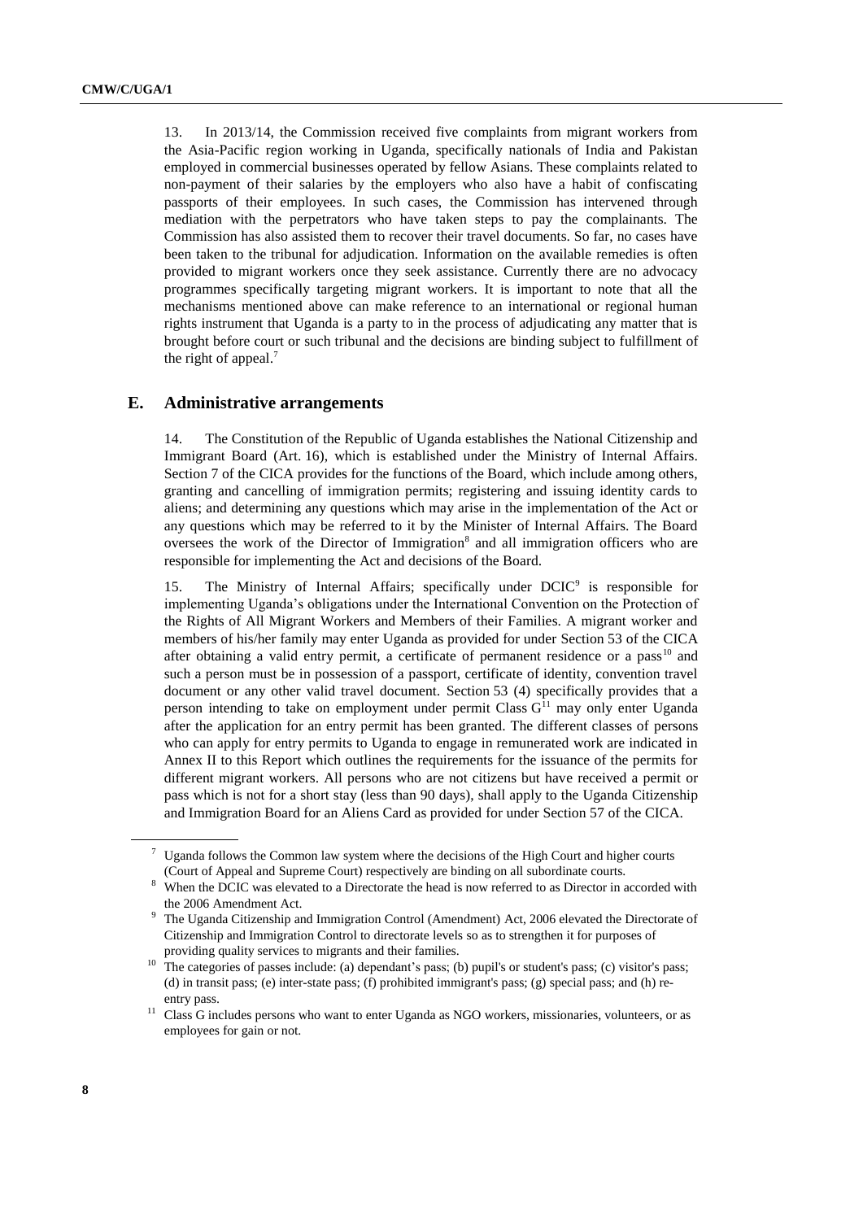13. In 2013/14, the Commission received five complaints from migrant workers from the Asia-Pacific region working in Uganda, specifically nationals of India and Pakistan employed in commercial businesses operated by fellow Asians. These complaints related to non-payment of their salaries by the employers who also have a habit of confiscating passports of their employees. In such cases, the Commission has intervened through mediation with the perpetrators who have taken steps to pay the complainants. The Commission has also assisted them to recover their travel documents. So far, no cases have been taken to the tribunal for adjudication. Information on the available remedies is often provided to migrant workers once they seek assistance. Currently there are no advocacy programmes specifically targeting migrant workers. It is important to note that all the mechanisms mentioned above can make reference to an international or regional human rights instrument that Uganda is a party to in the process of adjudicating any matter that is brought before court or such tribunal and the decisions are binding subject to fulfillment of the right of appeal.[7]

## E. Administrative arrangements

14. The Constitution of the Republic of Uganda establishes the National Citizenship and Immigrant Board (Art. 16), which is established under the Ministry of Internal Affairs. Section 7 of the CICA provides for the functions of the Board, which include among others, granting and cancelling of immigration permits; registering and issuing identity cards to aliens; and determining any questions which may arise in the implementation of the Act or any questions which may be referred to it by the Minister of Internal Affairs. The Board oversees the work of the Director of Immigration[8] and all immigration officers who are responsible for implementing the Act and decisions of the Board.

15. The Ministry of Internal Affairs; specifically under DCIC[9] is responsible for implementing Uganda's obligations under the International Convention on the Protection of the Rights of All Migrant Workers and Members of their Families. A migrant worker and members of his/her family may enter Uganda as provided for under Section 53 of the CICA after obtaining a valid entry permit, a certificate of permanent residence or a pass[10] and such a person must be in possession of a passport, certificate of identity, convention travel document or any other valid travel document. Section 53 (4) specifically provides that a person intending to take on employment under permit Class G[11] may only enter Uganda after the application for an entry permit has been granted. The different classes of persons who can apply for entry permits to Uganda to engage in remunerated work are indicated in Annex II to this Report which outlines the requirements for the issuance of the permits for different migrant workers. All persons who are not citizens but have received a permit or pass which is not for a short stay (less than 90 days), shall apply to the Uganda Citizenship and Immigration Board for an Aliens Card as provided for under Section 57 of the CICA.

---

[7] Uganda follows the Common law system where the decisions of the High Court and higher courts (Court of Appeal and Supreme Court) respectively are binding on all subordinate courts.

[8] When the DCIC was elevated to a Directorate the head is now referred to as Director in accorded with the 2006 Amendment Act.

[9] The Uganda Citizenship and Immigration Control (Amendment) Act, 2006 elevated the Directorate of Citizenship and Immigration Control to directorate levels so as to strengthen it for purposes of providing quality services to migrants and their families.

[10] The categories of passes include: (a) dependant's pass; (b) pupil's or student's pass; (c) visitor's pass; (d) in transit pass; (e) inter-state pass; (f) prohibited immigrant's pass; (g) special pass; and (h) re-entry pass.

[11] Class G includes persons who want to enter Uganda as NGO workers, missionaries, volunteers, or as employees for gain or not.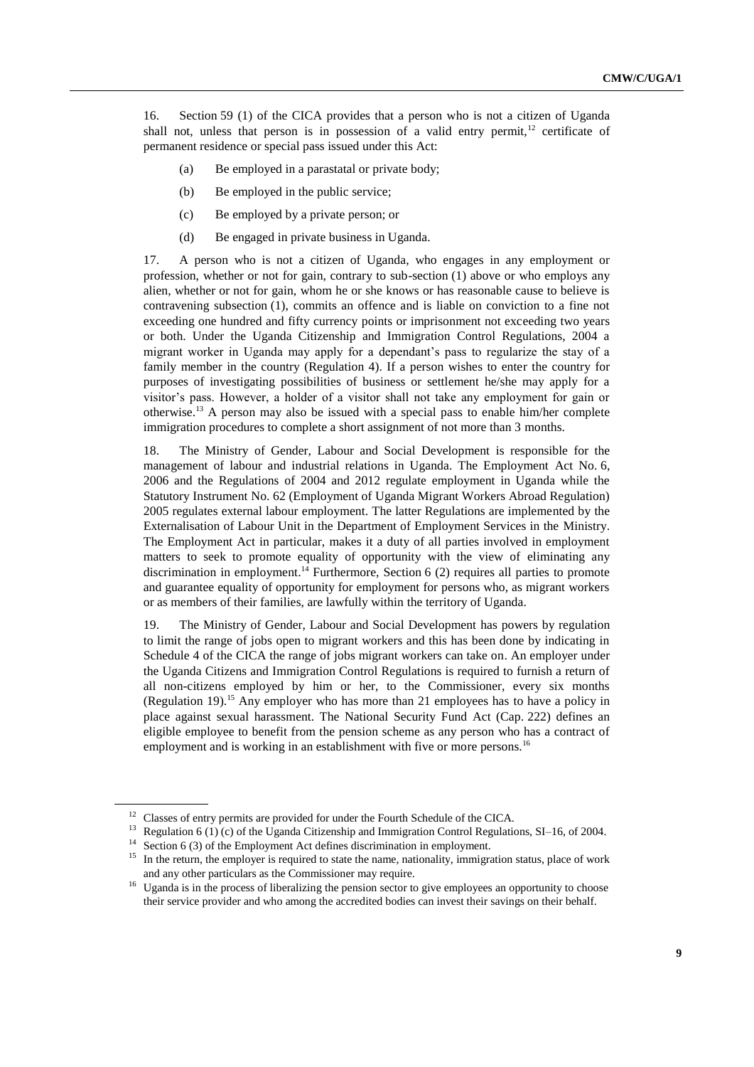16. Section 59 (1) of the CICA provides that a person who is not a citizen of Uganda shall not, unless that person is in possession of a valid entry permit,[12] certificate of permanent residence or special pass issued under this Act:

(a) Be employed in a parastatal or private body;

(b) Be employed in the public service;

(c) Be employed by a private person; or

(d) Be engaged in private business in Uganda.

17. A person who is not a citizen of Uganda, who engages in any employment or profession, whether or not for gain, contrary to sub-section (1) above or who employs any alien, whether or not for gain, whom he or she knows or has reasonable cause to believe is contravening subsection (1), commits an offence and is liable on conviction to a fine not exceeding one hundred and fifty currency points or imprisonment not exceeding two years or both. Under the Uganda Citizenship and Immigration Control Regulations, 2004 a migrant worker in Uganda may apply for a dependant's pass to regularize the stay of a family member in the country (Regulation 4). If a person wishes to enter the country for purposes of investigating possibilities of business or settlement he/she may apply for a visitor's pass. However, a holder of a visitor shall not take any employment for gain or otherwise.[13] A person may also be issued with a special pass to enable him/her complete immigration procedures to complete a short assignment of not more than 3 months.

18. The Ministry of Gender, Labour and Social Development is responsible for the management of labour and industrial relations in Uganda. The Employment Act No. 6, 2006 and the Regulations of 2004 and 2012 regulate employment in Uganda while the Statutory Instrument No. 62 (Employment of Uganda Migrant Workers Abroad Regulation) 2005 regulates external labour employment. The latter Regulations are implemented by the Externalisation of Labour Unit in the Department of Employment Services in the Ministry. The Employment Act in particular, makes it a duty of all parties involved in employment matters to seek to promote equality of opportunity with the view of eliminating any discrimination in employment.[14] Furthermore, Section 6 (2) requires all parties to promote and guarantee equality of opportunity for employment for persons who, as migrant workers or as members of their families, are lawfully within the territory of Uganda.

19. The Ministry of Gender, Labour and Social Development has powers by regulation to limit the range of jobs open to migrant workers and this has been done by indicating in Schedule 4 of the CICA the range of jobs migrant workers can take on. An employer under the Uganda Citizens and Immigration Control Regulations is required to furnish a return of all non-citizens employed by him or her, to the Commissioner, every six months (Regulation 19).[15] Any employer who has more than 21 employees has to have a policy in place against sexual harassment. The National Security Fund Act (Cap. 222) defines an eligible employee to benefit from the pension scheme as any person who has a contract of employment and is working in an establishment with five or more persons.[16]

---

[12] Classes of entry permits are provided for under the Fourth Schedule of the CICA.

[13] Regulation 6 (1) (c) of the Uganda Citizenship and Immigration Control Regulations, SI–16, of 2004.

[14] Section 6 (3) of the Employment Act defines discrimination in employment.

[15] In the return, the employer is required to state the name, nationality, immigration status, place of work and any other particulars as the Commissioner may require.

[16] Uganda is in the process of liberalizing the pension sector to give employees an opportunity to choose their service provider and who among the accredited bodies can invest their savings on their behalf.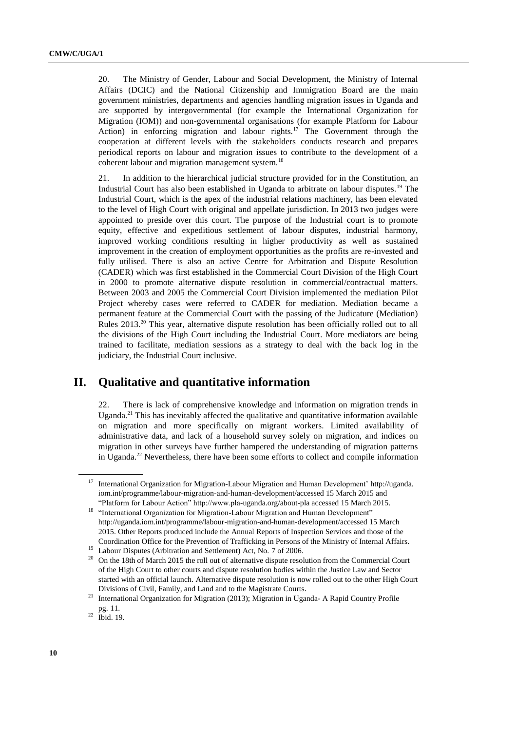20. The Ministry of Gender, Labour and Social Development, the Ministry of Internal Affairs (DCIC) and the National Citizenship and Immigration Board are the main government ministries, departments and agencies handling migration issues in Uganda and are supported by intergovernmental (for example the International Organization for Migration (IOM)) and non-governmental organisations (for example Platform for Labour Action) in enforcing migration and labour rights.[17] The Government through the cooperation at different levels with the stakeholders conducts research and prepares periodical reports on labour and migration issues to contribute to the development of a coherent labour and migration management system.[18]

21. In addition to the hierarchical judicial structure provided for in the Constitution, an Industrial Court has also been established in Uganda to arbitrate on labour disputes.[19] The Industrial Court, which is the apex of the industrial relations machinery, has been elevated to the level of High Court with original and appellate jurisdiction. In 2013 two judges were appointed to preside over this court. The purpose of the Industrial court is to promote equity, effective and expeditious settlement of labour disputes, industrial harmony, improved working conditions resulting in higher productivity as well as sustained improvement in the creation of employment opportunities as the profits are re-invested and fully utilised. There is also an active Centre for Arbitration and Dispute Resolution (CADER) which was first established in the Commercial Court Division of the High Court in 2000 to promote alternative dispute resolution in commercial/contractual matters. Between 2003 and 2005 the Commercial Court Division implemented the mediation Pilot Project whereby cases were referred to CADER for mediation. Mediation became a permanent feature at the Commercial Court with the passing of the Judicature (Mediation) Rules 2013.[20] This year, alternative dispute resolution has been officially rolled out to all the divisions of the High Court including the Industrial Court. More mediators are being trained to facilitate, mediation sessions as a strategy to deal with the back log in the judiciary, the Industrial Court inclusive.

## II. Qualitative and quantitative information

22. There is lack of comprehensive knowledge and information on migration trends in Uganda.[21] This has inevitably affected the qualitative and quantitative information available on migration and more specifically on migrant workers. Limited availability of administrative data, and lack of a household survey solely on migration, and indices on migration in other surveys have further hampered the understanding of migration patterns in Uganda.[22] Nevertheless, there have been some efforts to collect and compile information

---

[17] International Organization for Migration-Labour Migration and Human Development' http://uganda.iom.int/programme/labour-migration-and-human-development/accessed 15 March 2015 and "Platform for Labour Action" http://www.pla-uganda.org/about-pla accessed 15 March 2015.

[18] "International Organization for Migration-Labour Migration and Human Development" http://uganda.iom.int/programme/labour-migration-and-human-development/accessed 15 March 2015. Other Reports produced include the Annual Reports of Inspection Services and those of the Coordination Office for the Prevention of Trafficking in Persons of the Ministry of Internal Affairs.

[19] Labour Disputes (Arbitration and Settlement) Act, No. 7 of 2006.

[20] On the 18th of March 2015 the roll out of alternative dispute resolution from the Commercial Court of the High Court to other courts and dispute resolution bodies within the Justice Law and Sector started with an official launch. Alternative dispute resolution is now rolled out to the other High Court Divisions of Civil, Family, and Land and to the Magistrate Courts.

[21] International Organization for Migration (2013); Migration in Uganda- A Rapid Country Profile pg. 11.

[22] Ibid. 19.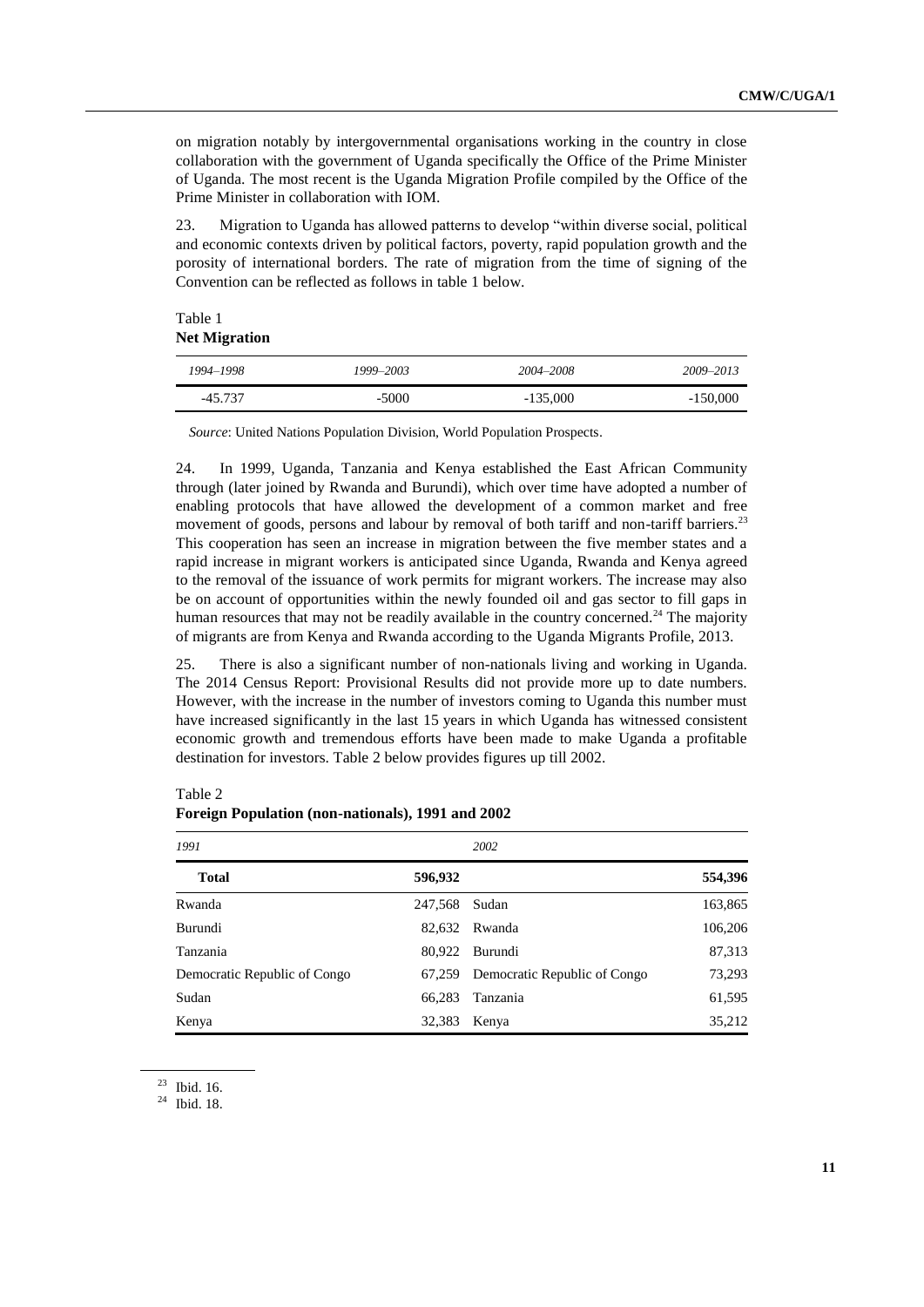on migration notably by intergovernmental organisations working in the country in close collaboration with the government of Uganda specifically the Office of the Prime Minister of Uganda. The most recent is the Uganda Migration Profile compiled by the Office of the Prime Minister in collaboration with IOM.

23. Migration to Uganda has allowed patterns to develop "within diverse social, political and economic contexts driven by political factors, poverty, rapid population growth and the porosity of international borders. The rate of migration from the time of signing of the Convention can be reflected as follows in table 1 below.

Table 1
**Net Migration**

| *1994–1998* | *1999–2003* | *2004–2008* | *2009–2013* |
|---|---|---|---|
| -45.737 | -5000 | -135,000 | -150,000 |

*Source*: United Nations Population Division, World Population Prospects.

24. In 1999, Uganda, Tanzania and Kenya established the East African Community through (later joined by Rwanda and Burundi), which over time have adopted a number of enabling protocols that have allowed the development of a common market and free movement of goods, persons and labour by removal of both tariff and non-tariff barriers.[23] This cooperation has seen an increase in migration between the five member states and a rapid increase in migrant workers is anticipated since Uganda, Rwanda and Kenya agreed to the removal of the issuance of work permits for migrant workers. The increase may also be on account of opportunities within the newly founded oil and gas sector to fill gaps in human resources that may not be readily available in the country concerned.[24] The majority of migrants are from Kenya and Rwanda according to the Uganda Migrants Profile, 2013.

25. There is also a significant number of non-nationals living and working in Uganda. The 2014 Census Report: Provisional Results did not provide more up to date numbers. However, with the increase in the number of investors coming to Uganda this number must have increased significantly in the last 15 years in which Uganda has witnessed consistent economic growth and tremendous efforts have been made to make Uganda a profitable destination for investors. Table 2 below provides figures up till 2002.

Table 2
**Foreign Population (non-nationals), 1991 and 2002**

| *1991* | | *2002* | |
|---|---|---|---|
| **Total** | **596,932** | | **554,396** |
| Rwanda | 247,568 | Sudan | 163,865 |
| Burundi | 82,632 | Rwanda | 106,206 |
| Tanzania | 80,922 | Burundi | 87,313 |
| Democratic Republic of Congo | 67,259 | Democratic Republic of Congo | 73,293 |
| Sudan | 66,283 | Tanzania | 61,595 |
| Kenya | 32,383 | Kenya | 35,212 |

[23] Ibid. 16.

[24] Ibid. 18.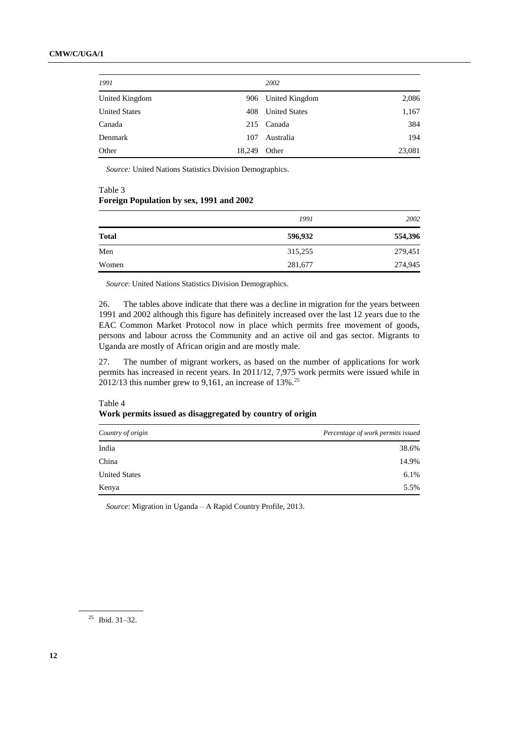| 1991 | | 2002 | |
|---|---|---|---|
| United Kingdom | 906 | United Kingdom | 2,086 |
| United States | 408 | United States | 1,167 |
| Canada | 215 | Canada | 384 |
| Denmark | 107 | Australia | 194 |
| Other | 18,249 | Other | 23,081 |

*Source:* United Nations Statistics Division Demographics.

Table 3
**Foreign Population by sex, 1991 and 2002**

| | *1991* | *2002* |
|---|---|---|
| **Total** | **596,932** | **554,396** |
| Men | 315,255 | 279,451 |
| Women | 281,677 | 274,945 |

*Source*: United Nations Statistics Division Demographics.

26. The tables above indicate that there was a decline in migration for the years between 1991 and 2002 although this figure has definitely increased over the last 12 years due to the EAC Common Market Protocol now in place which permits free movement of goods, persons and labour across the Community and an active oil and gas sector. Migrants to Uganda are mostly of African origin and are mostly male.

27. The number of migrant workers, as based on the number of applications for work permits has increased in recent years. In 2011/12, 7,975 work permits were issued while in 2012/13 this number grew to 9,161, an increase of 13%.[25]

Table 4
**Work permits issued as disaggregated by country of origin**

| *Country of origin* | *Percentage of work permits issued* |
|---|---|
| India | 38.6% |
| China | 14.9% |
| United States | 6.1% |
| Kenya | 5.5% |

*Source*: Migration in Uganda – A Rapid Country Profile, 2013.

[25] Ibid. 31–32.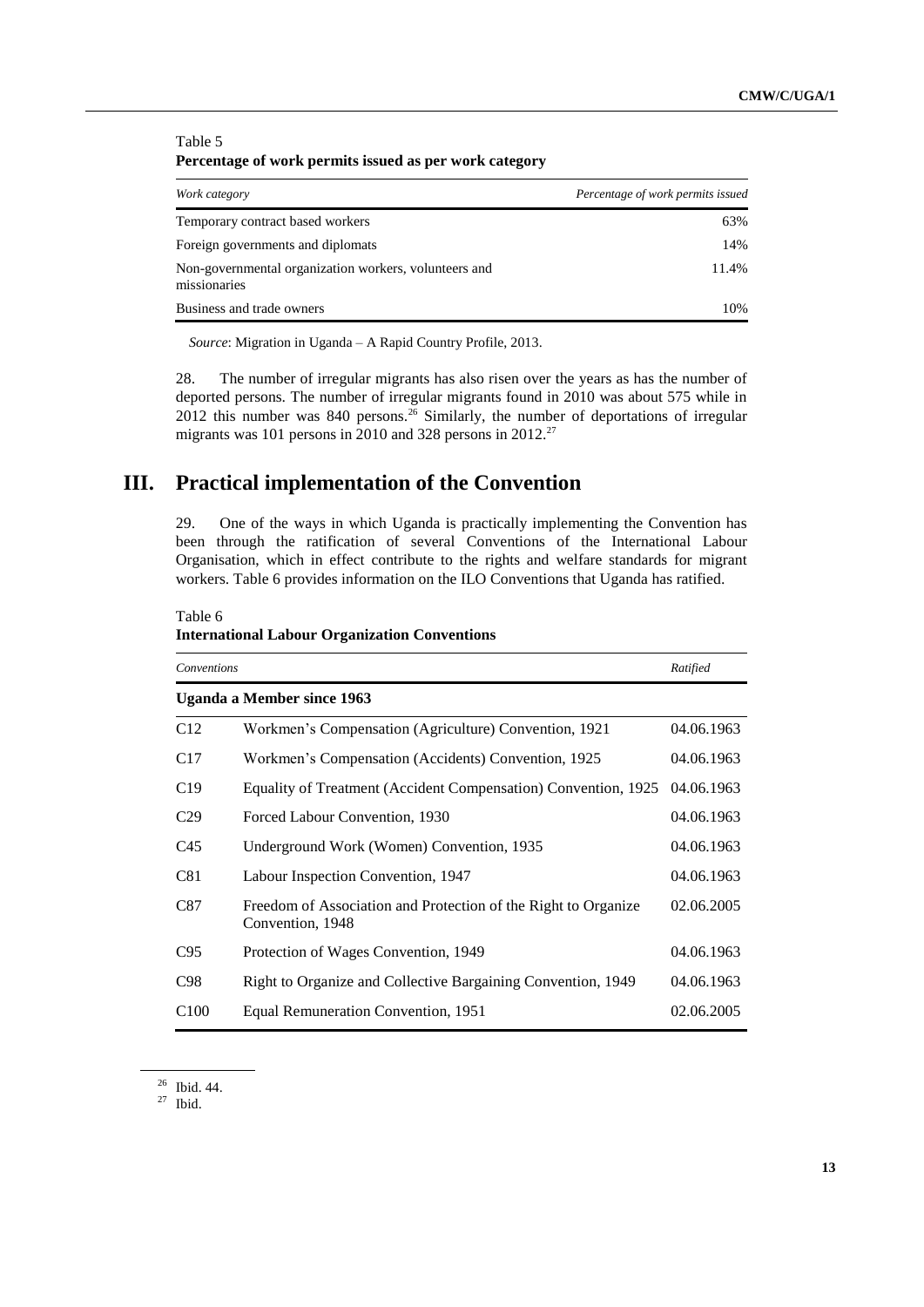Table 5
**Percentage of work permits issued as per work category**

| *Work category* | *Percentage of work permits issued* |
|---|---|
| Temporary contract based workers | 63% |
| Foreign governments and diplomats | 14% |
| Non-governmental organization workers, volunteers and missionaries | 11.4% |
| Business and trade owners | 10% |

*Source*: Migration in Uganda – A Rapid Country Profile, 2013.

28. The number of irregular migrants has also risen over the years as has the number of deported persons. The number of irregular migrants found in 2010 was about 575 while in 2012 this number was 840 persons.[26] Similarly, the number of deportations of irregular migrants was 101 persons in 2010 and 328 persons in 2012.[27]

# III. Practical implementation of the Convention

29. One of the ways in which Uganda is practically implementing the Convention has been through the ratification of several Conventions of the International Labour Organisation, which in effect contribute to the rights and welfare standards for migrant workers. Table 6 provides information on the ILO Conventions that Uganda has ratified.

Table 6
**International Labour Organization Conventions**

| *Conventions* | | *Ratified* |
|---|---|---|
| **Uganda a Member since 1963** | | |
| C12 | Workmen's Compensation (Agriculture) Convention, 1921 | 04.06.1963 |
| C17 | Workmen's Compensation (Accidents) Convention, 1925 | 04.06.1963 |
| C19 | Equality of Treatment (Accident Compensation) Convention, 1925 | 04.06.1963 |
| C29 | Forced Labour Convention, 1930 | 04.06.1963 |
| C45 | Underground Work (Women) Convention, 1935 | 04.06.1963 |
| C81 | Labour Inspection Convention, 1947 | 04.06.1963 |
| C87 | Freedom of Association and Protection of the Right to Organize Convention, 1948 | 02.06.2005 |
| C95 | Protection of Wages Convention, 1949 | 04.06.1963 |
| C98 | Right to Organize and Collective Bargaining Convention, 1949 | 04.06.1963 |
| C100 | Equal Remuneration Convention, 1951 | 02.06.2005 |

[26] Ibid. 44.

[27] Ibid.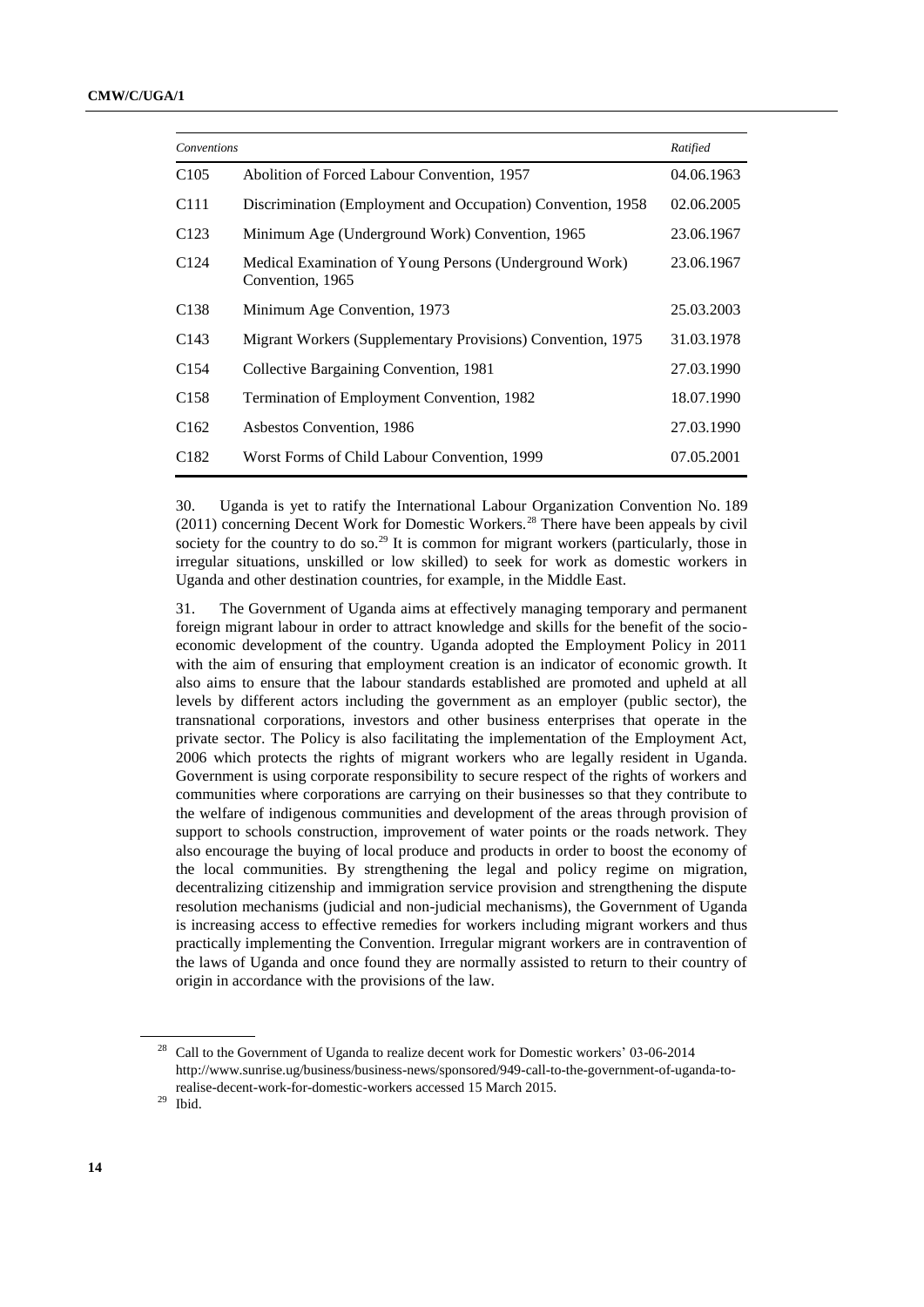| *Conventions* | | *Ratified* |
|---|---|---|
| C105 | Abolition of Forced Labour Convention, 1957 | 04.06.1963 |
| C111 | Discrimination (Employment and Occupation) Convention, 1958 | 02.06.2005 |
| C123 | Minimum Age (Underground Work) Convention, 1965 | 23.06.1967 |
| C124 | Medical Examination of Young Persons (Underground Work) Convention, 1965 | 23.06.1967 |
| C138 | Minimum Age Convention, 1973 | 25.03.2003 |
| C143 | Migrant Workers (Supplementary Provisions) Convention, 1975 | 31.03.1978 |
| C154 | Collective Bargaining Convention, 1981 | 27.03.1990 |
| C158 | Termination of Employment Convention, 1982 | 18.07.1990 |
| C162 | Asbestos Convention, 1986 | 27.03.1990 |
| C182 | Worst Forms of Child Labour Convention, 1999 | 07.05.2001 |

30. Uganda is yet to ratify the International Labour Organization Convention No. 189 (2011) concerning Decent Work for Domestic Workers.[28] There have been appeals by civil society for the country to do so.[29] It is common for migrant workers (particularly, those in irregular situations, unskilled or low skilled) to seek for work as domestic workers in Uganda and other destination countries, for example, in the Middle East.

31. The Government of Uganda aims at effectively managing temporary and permanent foreign migrant labour in order to attract knowledge and skills for the benefit of the socio-economic development of the country. Uganda adopted the Employment Policy in 2011 with the aim of ensuring that employment creation is an indicator of economic growth. It also aims to ensure that the labour standards established are promoted and upheld at all levels by different actors including the government as an employer (public sector), the transnational corporations, investors and other business enterprises that operate in the private sector. The Policy is also facilitating the implementation of the Employment Act, 2006 which protects the rights of migrant workers who are legally resident in Uganda. Government is using corporate responsibility to secure respect of the rights of workers and communities where corporations are carrying on their businesses so that they contribute to the welfare of indigenous communities and development of the areas through provision of support to schools construction, improvement of water points or the roads network. They also encourage the buying of local produce and products in order to boost the economy of the local communities. By strengthening the legal and policy regime on migration, decentralizing citizenship and immigration service provision and strengthening the dispute resolution mechanisms (judicial and non-judicial mechanisms), the Government of Uganda is increasing access to effective remedies for workers including migrant workers and thus practically implementing the Convention. Irregular migrant workers are in contravention of the laws of Uganda and once found they are normally assisted to return to their country of origin in accordance with the provisions of the law.

---

[28] Call to the Government of Uganda to realize decent work for Domestic workers' 03-06-2014 http://www.sunrise.ug/business/business-news/sponsored/949-call-to-the-government-of-uganda-to-realise-decent-work-for-domestic-workers accessed 15 March 2015.

[29] Ibid.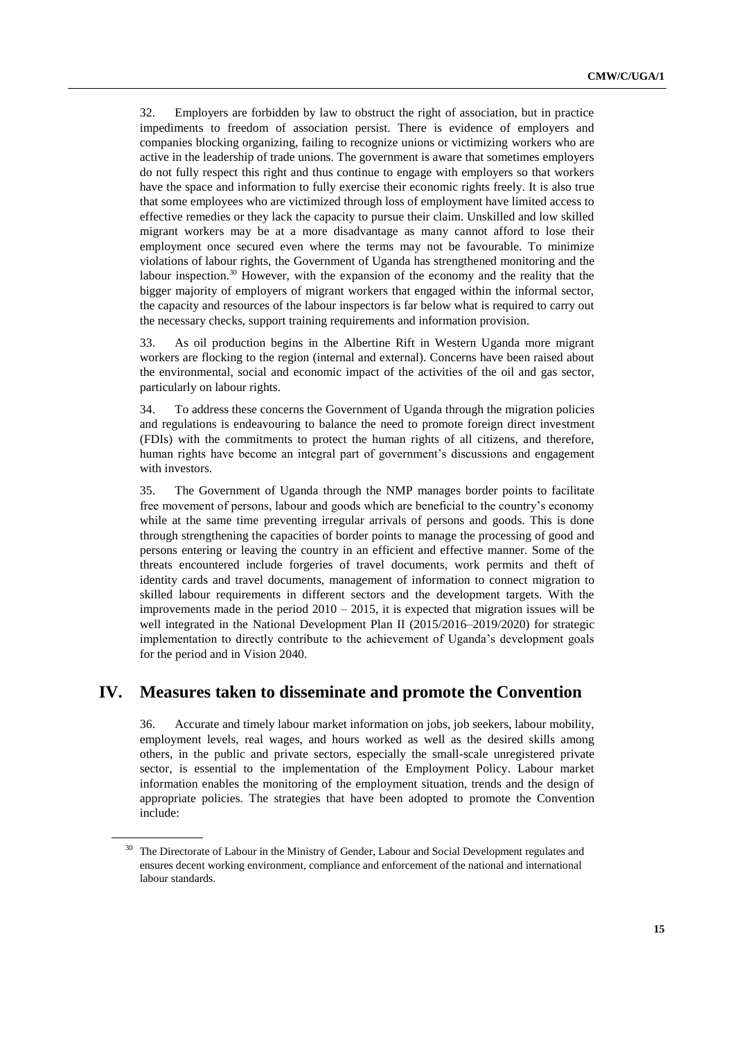32. Employers are forbidden by law to obstruct the right of association, but in practice impediments to freedom of association persist. There is evidence of employers and companies blocking organizing, failing to recognize unions or victimizing workers who are active in the leadership of trade unions. The government is aware that sometimes employers do not fully respect this right and thus continue to engage with employers so that workers have the space and information to fully exercise their economic rights freely. It is also true that some employees who are victimized through loss of employment have limited access to effective remedies or they lack the capacity to pursue their claim. Unskilled and low skilled migrant workers may be at a more disadvantage as many cannot afford to lose their employment once secured even where the terms may not be favourable. To minimize violations of labour rights, the Government of Uganda has strengthened monitoring and the labour inspection.[30] However, with the expansion of the economy and the reality that the bigger majority of employers of migrant workers that engaged within the informal sector, the capacity and resources of the labour inspectors is far below what is required to carry out the necessary checks, support training requirements and information provision.

33. As oil production begins in the Albertine Rift in Western Uganda more migrant workers are flocking to the region (internal and external). Concerns have been raised about the environmental, social and economic impact of the activities of the oil and gas sector, particularly on labour rights.

34. To address these concerns the Government of Uganda through the migration policies and regulations is endeavouring to balance the need to promote foreign direct investment (FDIs) with the commitments to protect the human rights of all citizens, and therefore, human rights have become an integral part of government's discussions and engagement with investors.

35. The Government of Uganda through the NMP manages border points to facilitate free movement of persons, labour and goods which are beneficial to the country's economy while at the same time preventing irregular arrivals of persons and goods. This is done through strengthening the capacities of border points to manage the processing of good and persons entering or leaving the country in an efficient and effective manner. Some of the threats encountered include forgeries of travel documents, work permits and theft of identity cards and travel documents, management of information to connect migration to skilled labour requirements in different sectors and the development targets. With the improvements made in the period 2010 – 2015, it is expected that migration issues will be well integrated in the National Development Plan II (2015/2016–2019/2020) for strategic implementation to directly contribute to the achievement of Uganda's development goals for the period and in Vision 2040.

# IV. Measures taken to disseminate and promote the Convention

36. Accurate and timely labour market information on jobs, job seekers, labour mobility, employment levels, real wages, and hours worked as well as the desired skills among others, in the public and private sectors, especially the small-scale unregistered private sector, is essential to the implementation of the Employment Policy. Labour market information enables the monitoring of the employment situation, trends and the design of appropriate policies. The strategies that have been adopted to promote the Convention include:

[30] The Directorate of Labour in the Ministry of Gender, Labour and Social Development regulates and ensures decent working environment, compliance and enforcement of the national and international labour standards.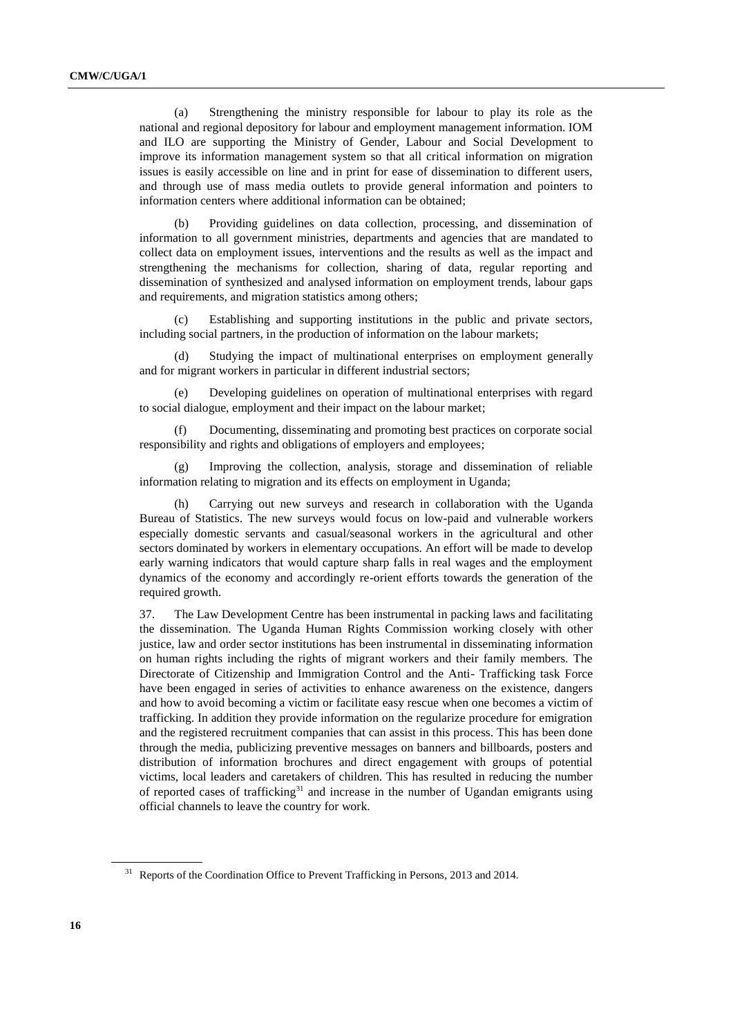(a) Strengthening the ministry responsible for labour to play its role as the national and regional depository for labour and employment management information. IOM and ILO are supporting the Ministry of Gender, Labour and Social Development to improve its information management system so that all critical information on migration issues is easily accessible on line and in print for ease of dissemination to different users, and through use of mass media outlets to provide general information and pointers to information centers where additional information can be obtained;

(b) Providing guidelines on data collection, processing, and dissemination of information to all government ministries, departments and agencies that are mandated to collect data on employment issues, interventions and the results as well as the impact and strengthening the mechanisms for collection, sharing of data, regular reporting and dissemination of synthesized and analysed information on employment trends, labour gaps and requirements, and migration statistics among others;

(c) Establishing and supporting institutions in the public and private sectors, including social partners, in the production of information on the labour markets;

(d) Studying the impact of multinational enterprises on employment generally and for migrant workers in particular in different industrial sectors;

(e) Developing guidelines on operation of multinational enterprises with regard to social dialogue, employment and their impact on the labour market;

(f) Documenting, disseminating and promoting best practices on corporate social responsibility and rights and obligations of employers and employees;

(g) Improving the collection, analysis, storage and dissemination of reliable information relating to migration and its effects on employment in Uganda;

(h) Carrying out new surveys and research in collaboration with the Uganda Bureau of Statistics. The new surveys would focus on low-paid and vulnerable workers especially domestic servants and casual/seasonal workers in the agricultural and other sectors dominated by workers in elementary occupations. An effort will be made to develop early warning indicators that would capture sharp falls in real wages and the employment dynamics of the economy and accordingly re-orient efforts towards the generation of the required growth.

37. The Law Development Centre has been instrumental in packing laws and facilitating the dissemination. The Uganda Human Rights Commission working closely with other justice, law and order sector institutions has been instrumental in disseminating information on human rights including the rights of migrant workers and their family members. The Directorate of Citizenship and Immigration Control and the Anti- Trafficking task Force have been engaged in series of activities to enhance awareness on the existence, dangers and how to avoid becoming a victim or facilitate easy rescue when one becomes a victim of trafficking. In addition they provide information on the regularize procedure for emigration and the registered recruitment companies that can assist in this process. This has been done through the media, publicizing preventive messages on banners and billboards, posters and distribution of information brochures and direct engagement with groups of potential victims, local leaders and caretakers of children. This has resulted in reducing the number of reported cases of trafficking[31] and increase in the number of Ugandan emigrants using official channels to leave the country for work.

[31] Reports of the Coordination Office to Prevent Trafficking in Persons, 2013 and 2014.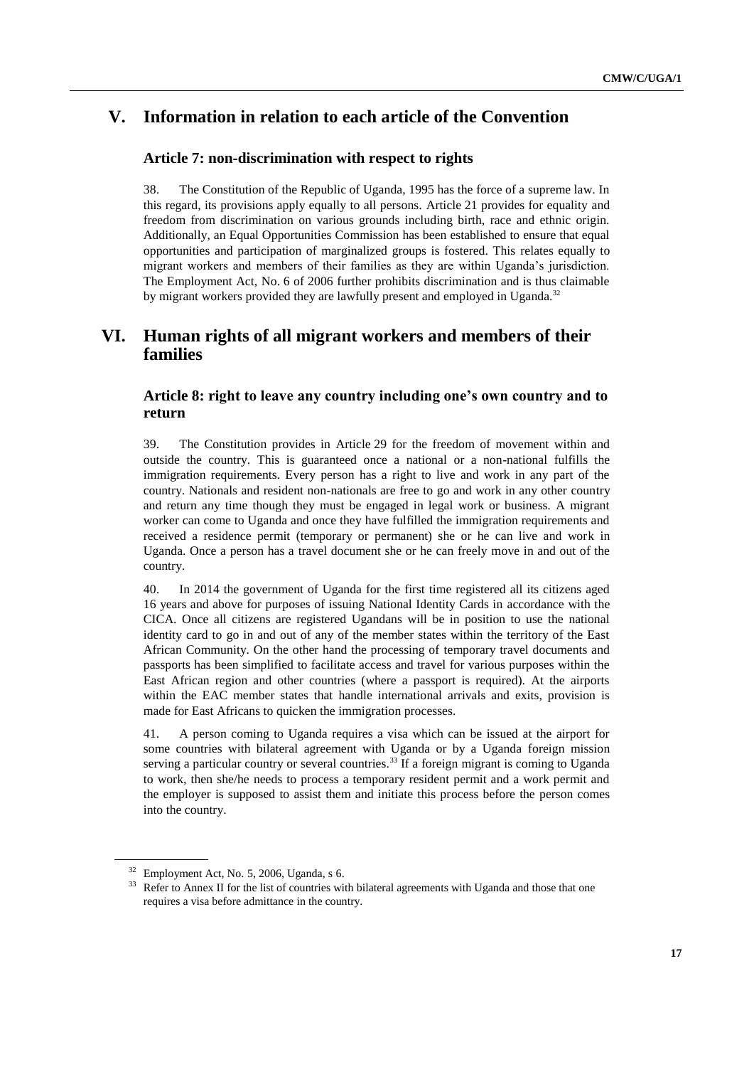# V. Information in relation to each article of the Convention

## Article 7: non-discrimination with respect to rights

38. The Constitution of the Republic of Uganda, 1995 has the force of a supreme law. In this regard, its provisions apply equally to all persons. Article 21 provides for equality and freedom from discrimination on various grounds including birth, race and ethnic origin. Additionally, an Equal Opportunities Commission has been established to ensure that equal opportunities and participation of marginalized groups is fostered. This relates equally to migrant workers and members of their families as they are within Uganda's jurisdiction. The Employment Act, No. 6 of 2006 further prohibits discrimination and is thus claimable by migrant workers provided they are lawfully present and employed in Uganda.[32]

# VI. Human rights of all migrant workers and members of their families

## Article 8: right to leave any country including one's own country and to return

39. The Constitution provides in Article 29 for the freedom of movement within and outside the country. This is guaranteed once a national or a non-national fulfills the immigration requirements. Every person has a right to live and work in any part of the country. Nationals and resident non-nationals are free to go and work in any other country and return any time though they must be engaged in legal work or business. A migrant worker can come to Uganda and once they have fulfilled the immigration requirements and received a residence permit (temporary or permanent) she or he can live and work in Uganda. Once a person has a travel document she or he can freely move in and out of the country.

40. In 2014 the government of Uganda for the first time registered all its citizens aged 16 years and above for purposes of issuing National Identity Cards in accordance with the CICA. Once all citizens are registered Ugandans will be in position to use the national identity card to go in and out of any of the member states within the territory of the East African Community. On the other hand the processing of temporary travel documents and passports has been simplified to facilitate access and travel for various purposes within the East African region and other countries (where a passport is required). At the airports within the EAC member states that handle international arrivals and exits, provision is made for East Africans to quicken the immigration processes.

41. A person coming to Uganda requires a visa which can be issued at the airport for some countries with bilateral agreement with Uganda or by a Uganda foreign mission serving a particular country or several countries.[33] If a foreign migrant is coming to Uganda to work, then she/he needs to process a temporary resident permit and a work permit and the employer is supposed to assist them and initiate this process before the person comes into the country.

---

[32] Employment Act, No. 5, 2006, Uganda, s 6.

[33] Refer to Annex II for the list of countries with bilateral agreements with Uganda and those that one requires a visa before admittance in the country.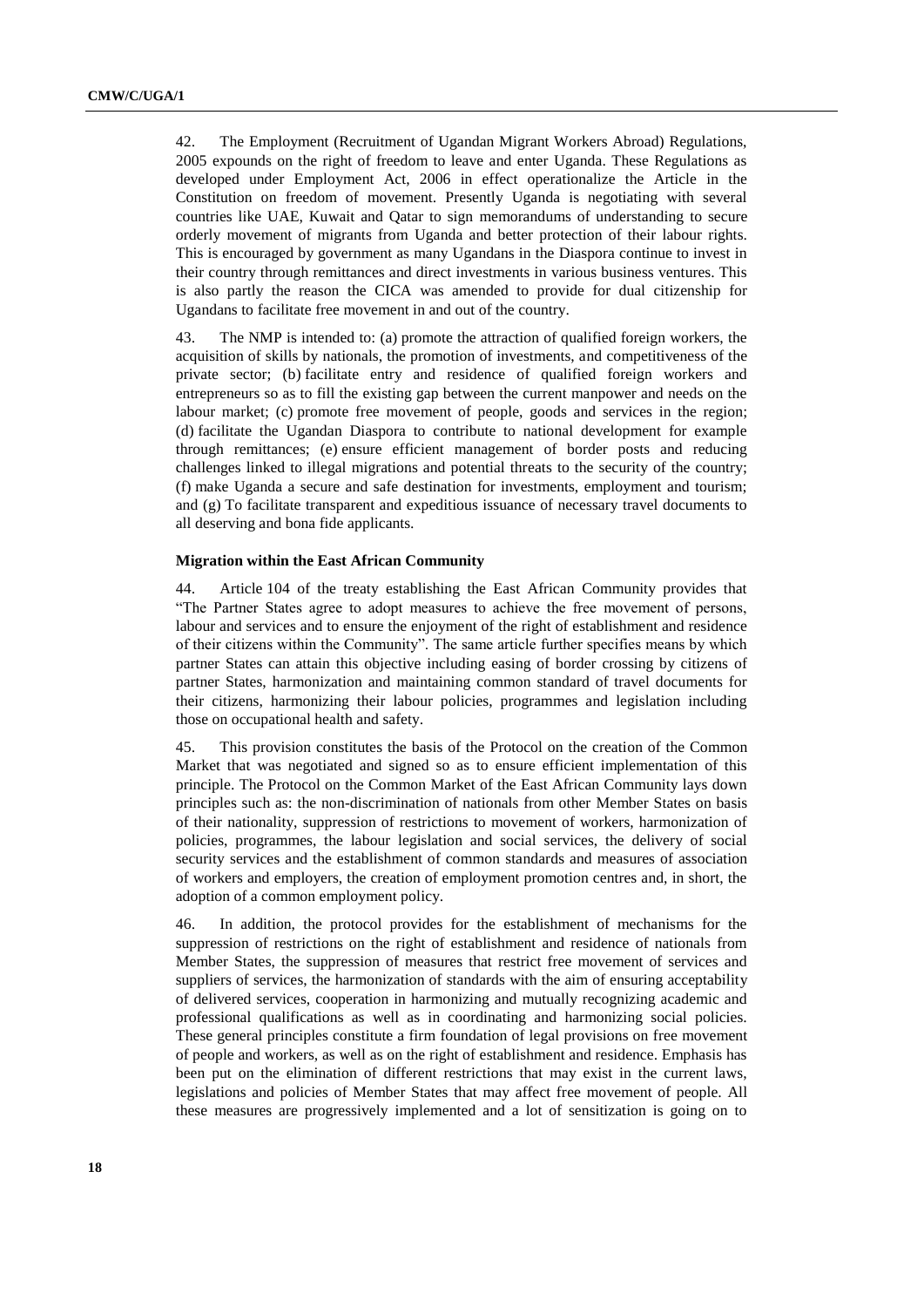42. The Employment (Recruitment of Ugandan Migrant Workers Abroad) Regulations, 2005 expounds on the right of freedom to leave and enter Uganda. These Regulations as developed under Employment Act, 2006 in effect operationalize the Article in the Constitution on freedom of movement. Presently Uganda is negotiating with several countries like UAE, Kuwait and Qatar to sign memorandums of understanding to secure orderly movement of migrants from Uganda and better protection of their labour rights. This is encouraged by government as many Ugandans in the Diaspora continue to invest in their country through remittances and direct investments in various business ventures. This is also partly the reason the CICA was amended to provide for dual citizenship for Ugandans to facilitate free movement in and out of the country.

43. The NMP is intended to: (a) promote the attraction of qualified foreign workers, the acquisition of skills by nationals, the promotion of investments, and competitiveness of the private sector; (b) facilitate entry and residence of qualified foreign workers and entrepreneurs so as to fill the existing gap between the current manpower and needs on the labour market; (c) promote free movement of people, goods and services in the region; (d) facilitate the Ugandan Diaspora to contribute to national development for example through remittances; (e) ensure efficient management of border posts and reducing challenges linked to illegal migrations and potential threats to the security of the country; (f) make Uganda a secure and safe destination for investments, employment and tourism; and (g) To facilitate transparent and expeditious issuance of necessary travel documents to all deserving and bona fide applicants.

### Migration within the East African Community

44. Article 104 of the treaty establishing the East African Community provides that "The Partner States agree to adopt measures to achieve the free movement of persons, labour and services and to ensure the enjoyment of the right of establishment and residence of their citizens within the Community". The same article further specifies means by which partner States can attain this objective including easing of border crossing by citizens of partner States, harmonization and maintaining common standard of travel documents for their citizens, harmonizing their labour policies, programmes and legislation including those on occupational health and safety.

45. This provision constitutes the basis of the Protocol on the creation of the Common Market that was negotiated and signed so as to ensure efficient implementation of this principle. The Protocol on the Common Market of the East African Community lays down principles such as: the non-discrimination of nationals from other Member States on basis of their nationality, suppression of restrictions to movement of workers, harmonization of policies, programmes, the labour legislation and social services, the delivery of social security services and the establishment of common standards and measures of association of workers and employers, the creation of employment promotion centres and, in short, the adoption of a common employment policy.

46. In addition, the protocol provides for the establishment of mechanisms for the suppression of restrictions on the right of establishment and residence of nationals from Member States, the suppression of measures that restrict free movement of services and suppliers of services, the harmonization of standards with the aim of ensuring acceptability of delivered services, cooperation in harmonizing and mutually recognizing academic and professional qualifications as well as in coordinating and harmonizing social policies. These general principles constitute a firm foundation of legal provisions on free movement of people and workers, as well as on the right of establishment and residence. Emphasis has been put on the elimination of different restrictions that may exist in the current laws, legislations and policies of Member States that may affect free movement of people. All these measures are progressively implemented and a lot of sensitization is going on to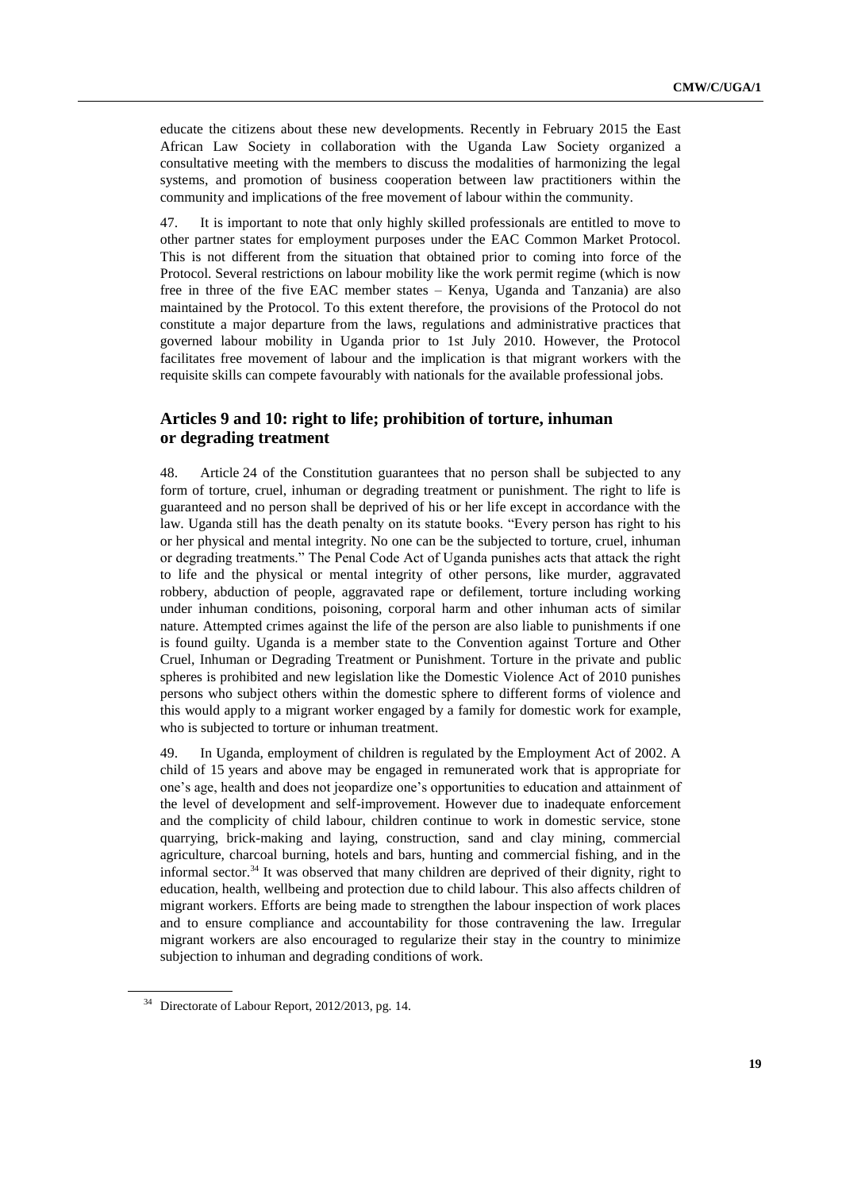educate the citizens about these new developments. Recently in February 2015 the East African Law Society in collaboration with the Uganda Law Society organized a consultative meeting with the members to discuss the modalities of harmonizing the legal systems, and promotion of business cooperation between law practitioners within the community and implications of the free movement of labour within the community.

47. It is important to note that only highly skilled professionals are entitled to move to other partner states for employment purposes under the EAC Common Market Protocol. This is not different from the situation that obtained prior to coming into force of the Protocol. Several restrictions on labour mobility like the work permit regime (which is now free in three of the five EAC member states – Kenya, Uganda and Tanzania) are also maintained by the Protocol. To this extent therefore, the provisions of the Protocol do not constitute a major departure from the laws, regulations and administrative practices that governed labour mobility in Uganda prior to 1st July 2010. However, the Protocol facilitates free movement of labour and the implication is that migrant workers with the requisite skills can compete favourably with nationals for the available professional jobs.

## Articles 9 and 10: right to life; prohibition of torture, inhuman or degrading treatment

48. Article 24 of the Constitution guarantees that no person shall be subjected to any form of torture, cruel, inhuman or degrading treatment or punishment. The right to life is guaranteed and no person shall be deprived of his or her life except in accordance with the law. Uganda still has the death penalty on its statute books. "Every person has right to his or her physical and mental integrity. No one can be the subjected to torture, cruel, inhuman or degrading treatments." The Penal Code Act of Uganda punishes acts that attack the right to life and the physical or mental integrity of other persons, like murder, aggravated robbery, abduction of people, aggravated rape or defilement, torture including working under inhuman conditions, poisoning, corporal harm and other inhuman acts of similar nature. Attempted crimes against the life of the person are also liable to punishments if one is found guilty. Uganda is a member state to the Convention against Torture and Other Cruel, Inhuman or Degrading Treatment or Punishment. Torture in the private and public spheres is prohibited and new legislation like the Domestic Violence Act of 2010 punishes persons who subject others within the domestic sphere to different forms of violence and this would apply to a migrant worker engaged by a family for domestic work for example, who is subjected to torture or inhuman treatment.

49. In Uganda, employment of children is regulated by the Employment Act of 2002. A child of 15 years and above may be engaged in remunerated work that is appropriate for one's age, health and does not jeopardize one's opportunities to education and attainment of the level of development and self-improvement. However due to inadequate enforcement and the complicity of child labour, children continue to work in domestic service, stone quarrying, brick-making and laying, construction, sand and clay mining, commercial agriculture, charcoal burning, hotels and bars, hunting and commercial fishing, and in the informal sector.[34] It was observed that many children are deprived of their dignity, right to education, health, wellbeing and protection due to child labour. This also affects children of migrant workers. Efforts are being made to strengthen the labour inspection of work places and to ensure compliance and accountability for those contravening the law. Irregular migrant workers are also encouraged to regularize their stay in the country to minimize subjection to inhuman and degrading conditions of work.

[34] Directorate of Labour Report, 2012/2013, pg. 14.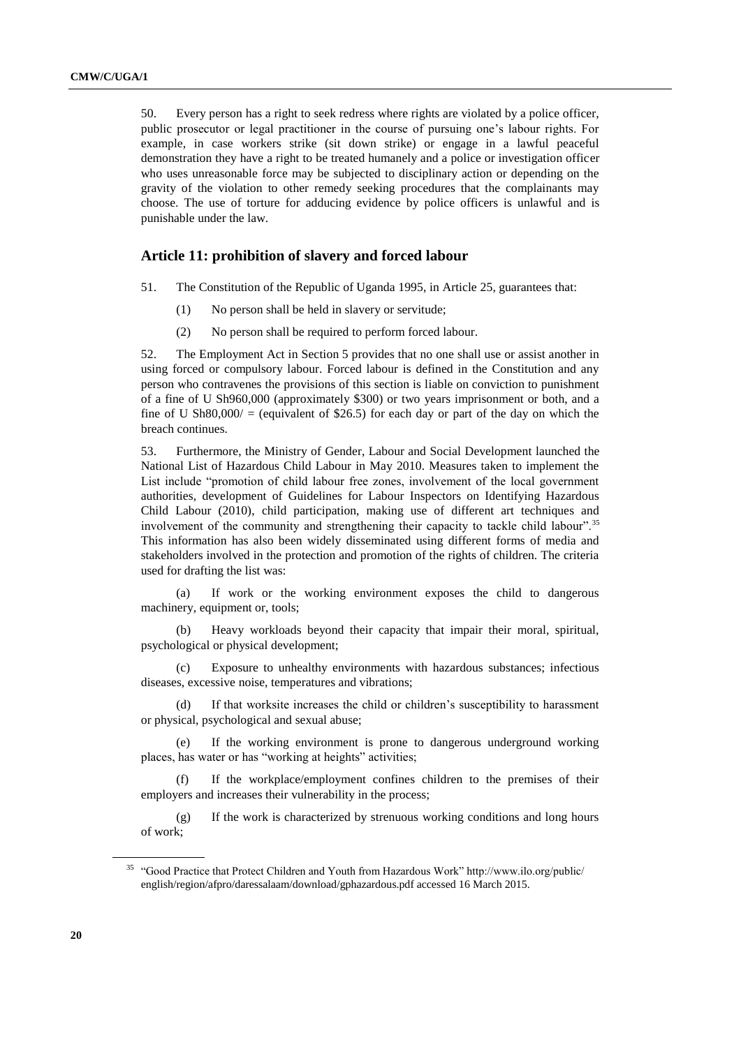50. Every person has a right to seek redress where rights are violated by a police officer, public prosecutor or legal practitioner in the course of pursuing one's labour rights. For example, in case workers strike (sit down strike) or engage in a lawful peaceful demonstration they have a right to be treated humanely and a police or investigation officer who uses unreasonable force may be subjected to disciplinary action or depending on the gravity of the violation to other remedy seeking procedures that the complainants may choose. The use of torture for adducing evidence by police officers is unlawful and is punishable under the law.

## Article 11: prohibition of slavery and forced labour

51. The Constitution of the Republic of Uganda 1995, in Article 25, guarantees that:

(1) No person shall be held in slavery or servitude;

(2) No person shall be required to perform forced labour.

52. The Employment Act in Section 5 provides that no one shall use or assist another in using forced or compulsory labour. Forced labour is defined in the Constitution and any person who contravenes the provisions of this section is liable on conviction to punishment of a fine of U Sh960,000 (approximately $300) or two years imprisonment or both, and a fine of U Sh80,000/ = (equivalent of $26.5) for each day or part of the day on which the breach continues.

53. Furthermore, the Ministry of Gender, Labour and Social Development launched the National List of Hazardous Child Labour in May 2010. Measures taken to implement the List include "promotion of child labour free zones, involvement of the local government authorities, development of Guidelines for Labour Inspectors on Identifying Hazardous Child Labour (2010), child participation, making use of different art techniques and involvement of the community and strengthening their capacity to tackle child labour".[35] This information has also been widely disseminated using different forms of media and stakeholders involved in the protection and promotion of the rights of children. The criteria used for drafting the list was:

(a) If work or the working environment exposes the child to dangerous machinery, equipment or, tools;

(b) Heavy workloads beyond their capacity that impair their moral, spiritual, psychological or physical development;

(c) Exposure to unhealthy environments with hazardous substances; infectious diseases, excessive noise, temperatures and vibrations;

(d) If that worksite increases the child or children's susceptibility to harassment or physical, psychological and sexual abuse;

(e) If the working environment is prone to dangerous underground working places, has water or has "working at heights" activities;

(f) If the workplace/employment confines children to the premises of their employers and increases their vulnerability in the process;

(g) If the work is characterized by strenuous working conditions and long hours of work;

---

[35] "Good Practice that Protect Children and Youth from Hazardous Work" http://www.ilo.org/public/english/region/afpro/daressalaam/download/gphazardous.pdf accessed 16 March 2015.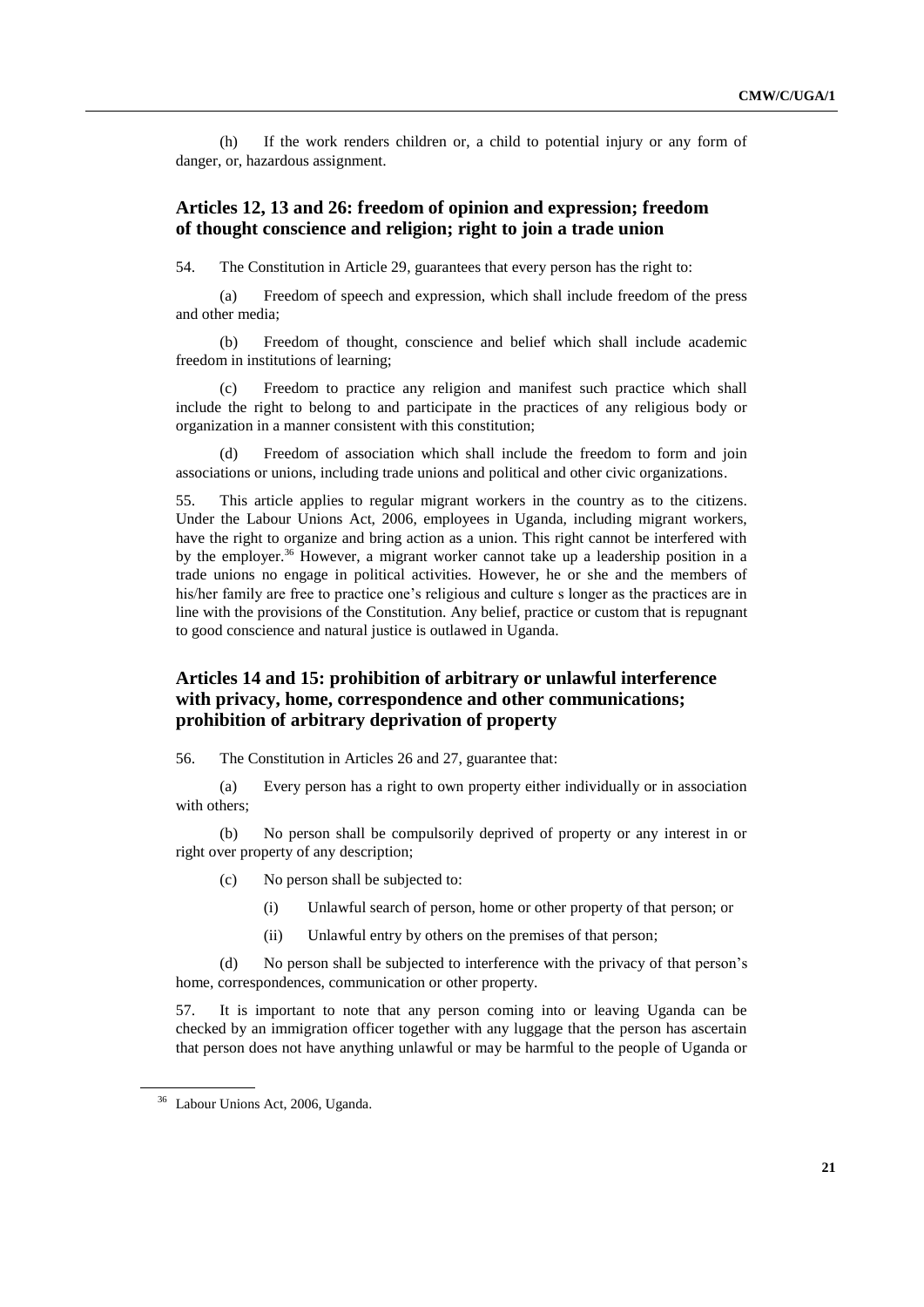(h) If the work renders children or, a child to potential injury or any form of danger, or, hazardous assignment.

## Articles 12, 13 and 26: freedom of opinion and expression; freedom of thought conscience and religion; right to join a trade union

54. The Constitution in Article 29, guarantees that every person has the right to:

(a) Freedom of speech and expression, which shall include freedom of the press and other media;

(b) Freedom of thought, conscience and belief which shall include academic freedom in institutions of learning;

(c) Freedom to practice any religion and manifest such practice which shall include the right to belong to and participate in the practices of any religious body or organization in a manner consistent with this constitution;

(d) Freedom of association which shall include the freedom to form and join associations or unions, including trade unions and political and other civic organizations.

55. This article applies to regular migrant workers in the country as to the citizens. Under the Labour Unions Act, 2006, employees in Uganda, including migrant workers, have the right to organize and bring action as a union. This right cannot be interfered with by the employer.[36] However, a migrant worker cannot take up a leadership position in a trade unions no engage in political activities. However, he or she and the members of his/her family are free to practice one's religious and culture s longer as the practices are in line with the provisions of the Constitution. Any belief, practice or custom that is repugnant to good conscience and natural justice is outlawed in Uganda.

## Articles 14 and 15: prohibition of arbitrary or unlawful interference with privacy, home, correspondence and other communications; prohibition of arbitrary deprivation of property

56. The Constitution in Articles 26 and 27, guarantee that:

(a) Every person has a right to own property either individually or in association with others;

(b) No person shall be compulsorily deprived of property or any interest in or right over property of any description;

(c) No person shall be subjected to:

(i) Unlawful search of person, home or other property of that person; or

(ii) Unlawful entry by others on the premises of that person;

(d) No person shall be subjected to interference with the privacy of that person's home, correspondences, communication or other property.

57. It is important to note that any person coming into or leaving Uganda can be checked by an immigration officer together with any luggage that the person has ascertain that person does not have anything unlawful or may be harmful to the people of Uganda or

[36] Labour Unions Act, 2006, Uganda.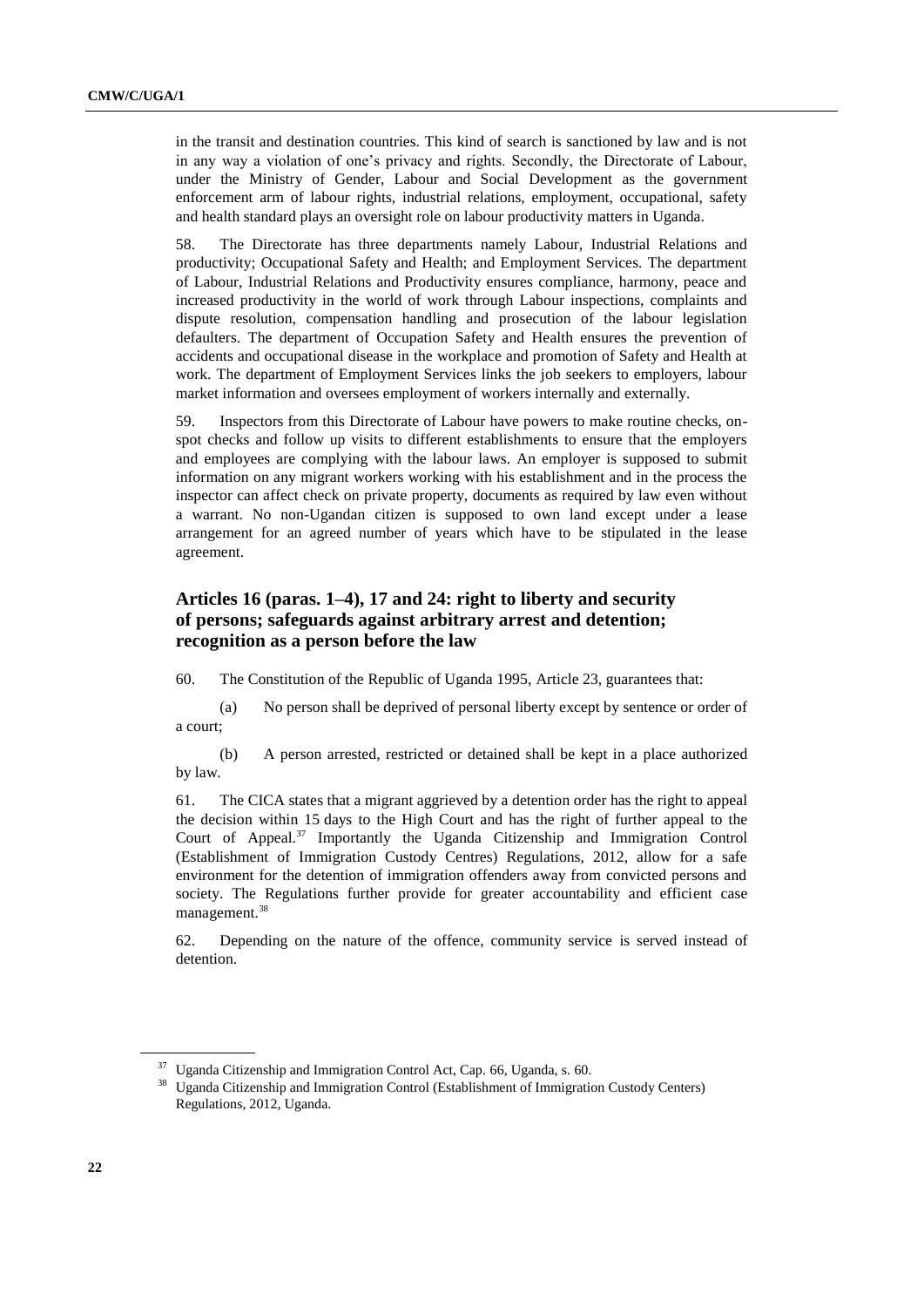in the transit and destination countries. This kind of search is sanctioned by law and is not in any way a violation of one's privacy and rights. Secondly, the Directorate of Labour, under the Ministry of Gender, Labour and Social Development as the government enforcement arm of labour rights, industrial relations, employment, occupational, safety and health standard plays an oversight role on labour productivity matters in Uganda.

58. The Directorate has three departments namely Labour, Industrial Relations and productivity; Occupational Safety and Health; and Employment Services. The department of Labour, Industrial Relations and Productivity ensures compliance, harmony, peace and increased productivity in the world of work through Labour inspections, complaints and dispute resolution, compensation handling and prosecution of the labour legislation defaulters. The department of Occupation Safety and Health ensures the prevention of accidents and occupational disease in the workplace and promotion of Safety and Health at work. The department of Employment Services links the job seekers to employers, labour market information and oversees employment of workers internally and externally.

59. Inspectors from this Directorate of Labour have powers to make routine checks, on-spot checks and follow up visits to different establishments to ensure that the employers and employees are complying with the labour laws. An employer is supposed to submit information on any migrant workers working with his establishment and in the process the inspector can affect check on private property, documents as required by law even without a warrant. No non-Ugandan citizen is supposed to own land except under a lease arrangement for an agreed number of years which have to be stipulated in the lease agreement.

### Articles 16 (paras. 1–4), 17 and 24: right to liberty and security of persons; safeguards against arbitrary arrest and detention; recognition as a person before the law

60. The Constitution of the Republic of Uganda 1995, Article 23, guarantees that:

(a) No person shall be deprived of personal liberty except by sentence or order of a court;

(b) A person arrested, restricted or detained shall be kept in a place authorized by law.

61. The CICA states that a migrant aggrieved by a detention order has the right to appeal the decision within 15 days to the High Court and has the right of further appeal to the Court of Appeal.[37] Importantly the Uganda Citizenship and Immigration Control (Establishment of Immigration Custody Centres) Regulations, 2012, allow for a safe environment for the detention of immigration offenders away from convicted persons and society. The Regulations further provide for greater accountability and efficient case management.[38]

62. Depending on the nature of the offence, community service is served instead of detention.

---

[37] Uganda Citizenship and Immigration Control Act, Cap. 66, Uganda, s. 60.

[38] Uganda Citizenship and Immigration Control (Establishment of Immigration Custody Centers) Regulations, 2012, Uganda.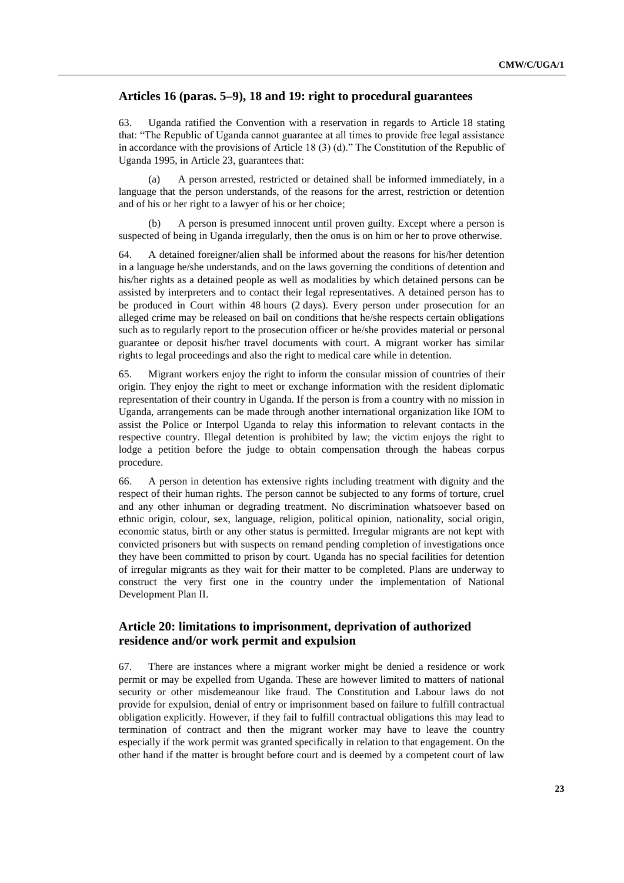## Articles 16 (paras. 5–9), 18 and 19: right to procedural guarantees

63. Uganda ratified the Convention with a reservation in regards to Article 18 stating that: "The Republic of Uganda cannot guarantee at all times to provide free legal assistance in accordance with the provisions of Article 18 (3) (d)." The Constitution of the Republic of Uganda 1995, in Article 23, guarantees that:

(a) A person arrested, restricted or detained shall be informed immediately, in a language that the person understands, of the reasons for the arrest, restriction or detention and of his or her right to a lawyer of his or her choice;

(b) A person is presumed innocent until proven guilty. Except where a person is suspected of being in Uganda irregularly, then the onus is on him or her to prove otherwise.

64. A detained foreigner/alien shall be informed about the reasons for his/her detention in a language he/she understands, and on the laws governing the conditions of detention and his/her rights as a detained people as well as modalities by which detained persons can be assisted by interpreters and to contact their legal representatives. A detained person has to be produced in Court within 48 hours (2 days). Every person under prosecution for an alleged crime may be released on bail on conditions that he/she respects certain obligations such as to regularly report to the prosecution officer or he/she provides material or personal guarantee or deposit his/her travel documents with court. A migrant worker has similar rights to legal proceedings and also the right to medical care while in detention.

65. Migrant workers enjoy the right to inform the consular mission of countries of their origin. They enjoy the right to meet or exchange information with the resident diplomatic representation of their country in Uganda. If the person is from a country with no mission in Uganda, arrangements can be made through another international organization like IOM to assist the Police or Interpol Uganda to relay this information to relevant contacts in the respective country. Illegal detention is prohibited by law; the victim enjoys the right to lodge a petition before the judge to obtain compensation through the habeas corpus procedure.

66. A person in detention has extensive rights including treatment with dignity and the respect of their human rights. The person cannot be subjected to any forms of torture, cruel and any other inhuman or degrading treatment. No discrimination whatsoever based on ethnic origin, colour, sex, language, religion, political opinion, nationality, social origin, economic status, birth or any other status is permitted. Irregular migrants are not kept with convicted prisoners but with suspects on remand pending completion of investigations once they have been committed to prison by court. Uganda has no special facilities for detention of irregular migrants as they wait for their matter to be completed. Plans are underway to construct the very first one in the country under the implementation of National Development Plan II.

## Article 20: limitations to imprisonment, deprivation of authorized residence and/or work permit and expulsion

67. There are instances where a migrant worker might be denied a residence or work permit or may be expelled from Uganda. These are however limited to matters of national security or other misdemeanour like fraud. The Constitution and Labour laws do not provide for expulsion, denial of entry or imprisonment based on failure to fulfill contractual obligation explicitly. However, if they fail to fulfill contractual obligations this may lead to termination of contract and then the migrant worker may have to leave the country especially if the work permit was granted specifically in relation to that engagement. On the other hand if the matter is brought before court and is deemed by a competent court of law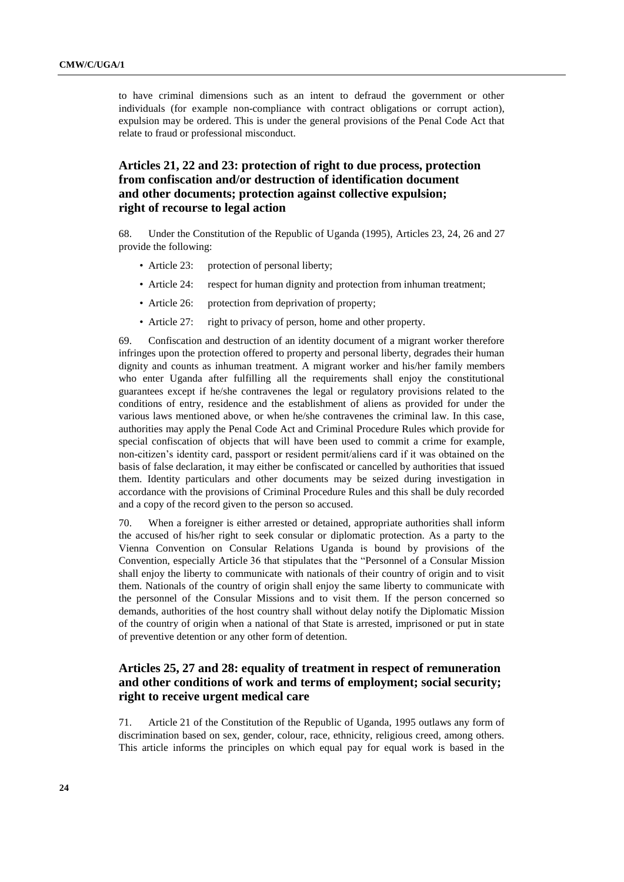to have criminal dimensions such as an intent to defraud the government or other individuals (for example non-compliance with contract obligations or corrupt action), expulsion may be ordered. This is under the general provisions of the Penal Code Act that relate to fraud or professional misconduct.

### Articles 21, 22 and 23: protection of right to due process, protection from confiscation and/or destruction of identification document and other documents; protection against collective expulsion; right of recourse to legal action

68. Under the Constitution of the Republic of Uganda (1995), Articles 23, 24, 26 and 27 provide the following:

- Article 23: protection of personal liberty;
- Article 24: respect for human dignity and protection from inhuman treatment;
- Article 26: protection from deprivation of property;
- Article 27: right to privacy of person, home and other property.

69. Confiscation and destruction of an identity document of a migrant worker therefore infringes upon the protection offered to property and personal liberty, degrades their human dignity and counts as inhuman treatment. A migrant worker and his/her family members who enter Uganda after fulfilling all the requirements shall enjoy the constitutional guarantees except if he/she contravenes the legal or regulatory provisions related to the conditions of entry, residence and the establishment of aliens as provided for under the various laws mentioned above, or when he/she contravenes the criminal law. In this case, authorities may apply the Penal Code Act and Criminal Procedure Rules which provide for special confiscation of objects that will have been used to commit a crime for example, non-citizen's identity card, passport or resident permit/aliens card if it was obtained on the basis of false declaration, it may either be confiscated or cancelled by authorities that issued them. Identity particulars and other documents may be seized during investigation in accordance with the provisions of Criminal Procedure Rules and this shall be duly recorded and a copy of the record given to the person so accused.

70. When a foreigner is either arrested or detained, appropriate authorities shall inform the accused of his/her right to seek consular or diplomatic protection. As a party to the Vienna Convention on Consular Relations Uganda is bound by provisions of the Convention, especially Article 36 that stipulates that the "Personnel of a Consular Mission shall enjoy the liberty to communicate with nationals of their country of origin and to visit them. Nationals of the country of origin shall enjoy the same liberty to communicate with the personnel of the Consular Missions and to visit them. If the person concerned so demands, authorities of the host country shall without delay notify the Diplomatic Mission of the country of origin when a national of that State is arrested, imprisoned or put in state of preventive detention or any other form of detention.

### Articles 25, 27 and 28: equality of treatment in respect of remuneration and other conditions of work and terms of employment; social security; right to receive urgent medical care

71. Article 21 of the Constitution of the Republic of Uganda, 1995 outlaws any form of discrimination based on sex, gender, colour, race, ethnicity, religious creed, among others. This article informs the principles on which equal pay for equal work is based in the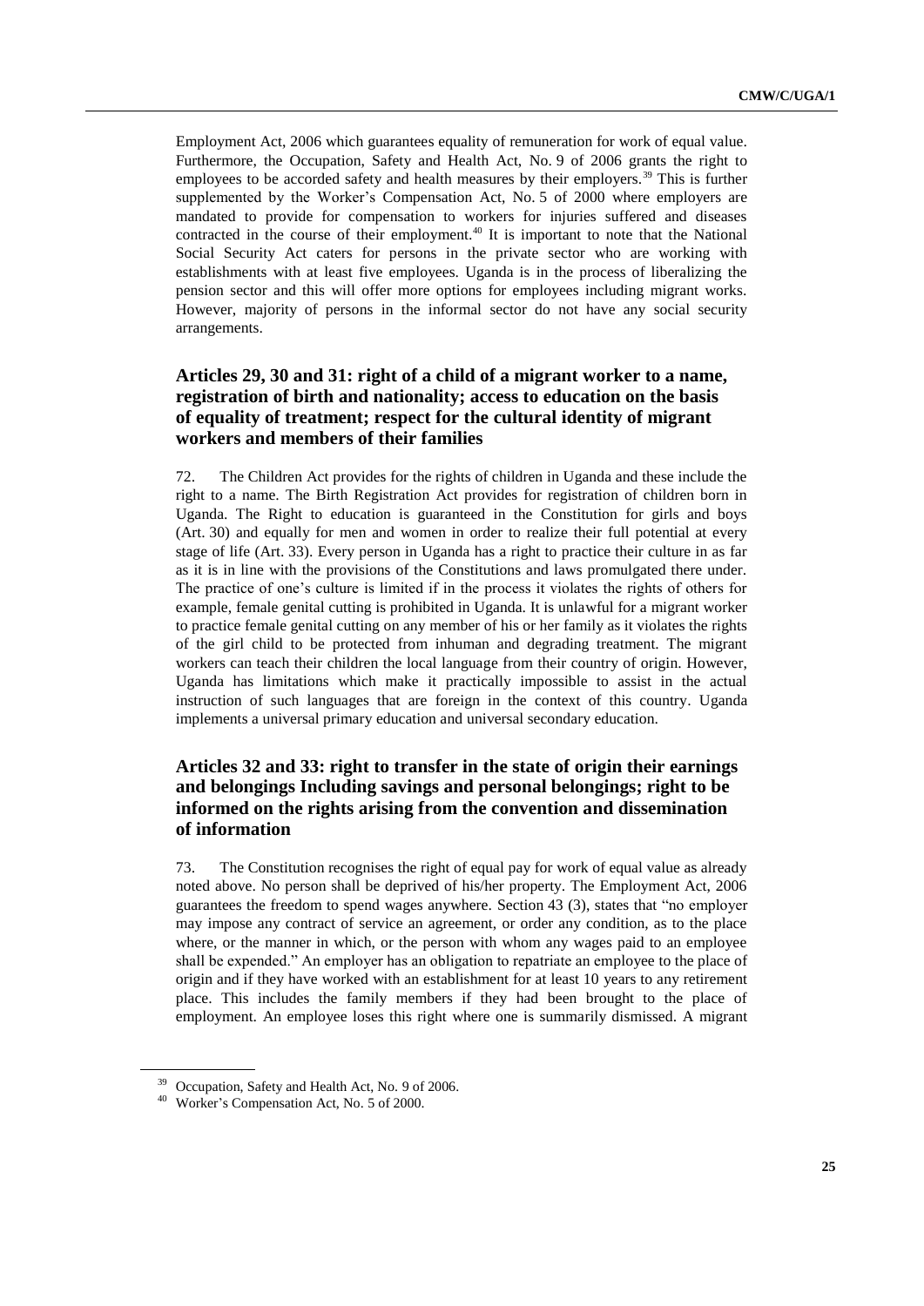Employment Act, 2006 which guarantees equality of remuneration for work of equal value. Furthermore, the Occupation, Safety and Health Act, No. 9 of 2006 grants the right to employees to be accorded safety and health measures by their employers.[39] This is further supplemented by the Worker's Compensation Act, No. 5 of 2000 where employers are mandated to provide for compensation to workers for injuries suffered and diseases contracted in the course of their employment.[40] It is important to note that the National Social Security Act caters for persons in the private sector who are working with establishments with at least five employees. Uganda is in the process of liberalizing the pension sector and this will offer more options for employees including migrant works. However, majority of persons in the informal sector do not have any social security arrangements.

### Articles 29, 30 and 31: right of a child of a migrant worker to a name, registration of birth and nationality; access to education on the basis of equality of treatment; respect for the cultural identity of migrant workers and members of their families

72. The Children Act provides for the rights of children in Uganda and these include the right to a name. The Birth Registration Act provides for registration of children born in Uganda. The Right to education is guaranteed in the Constitution for girls and boys (Art. 30) and equally for men and women in order to realize their full potential at every stage of life (Art. 33). Every person in Uganda has a right to practice their culture in as far as it is in line with the provisions of the Constitutions and laws promulgated there under. The practice of one's culture is limited if in the process it violates the rights of others for example, female genital cutting is prohibited in Uganda. It is unlawful for a migrant worker to practice female genital cutting on any member of his or her family as it violates the rights of the girl child to be protected from inhuman and degrading treatment. The migrant workers can teach their children the local language from their country of origin. However, Uganda has limitations which make it practically impossible to assist in the actual instruction of such languages that are foreign in the context of this country. Uganda implements a universal primary education and universal secondary education.

### Articles 32 and 33: right to transfer in the state of origin their earnings and belongings Including savings and personal belongings; right to be informed on the rights arising from the convention and dissemination of information

73. The Constitution recognises the right of equal pay for work of equal value as already noted above. No person shall be deprived of his/her property. The Employment Act, 2006 guarantees the freedom to spend wages anywhere. Section 43 (3), states that "no employer may impose any contract of service an agreement, or order any condition, as to the place where, or the manner in which, or the person with whom any wages paid to an employee shall be expended." An employer has an obligation to repatriate an employee to the place of origin and if they have worked with an establishment for at least 10 years to any retirement place. This includes the family members if they had been brought to the place of employment. An employee loses this right where one is summarily dismissed. A migrant

[39] Occupation, Safety and Health Act, No. 9 of 2006.

[40] Worker's Compensation Act, No. 5 of 2000.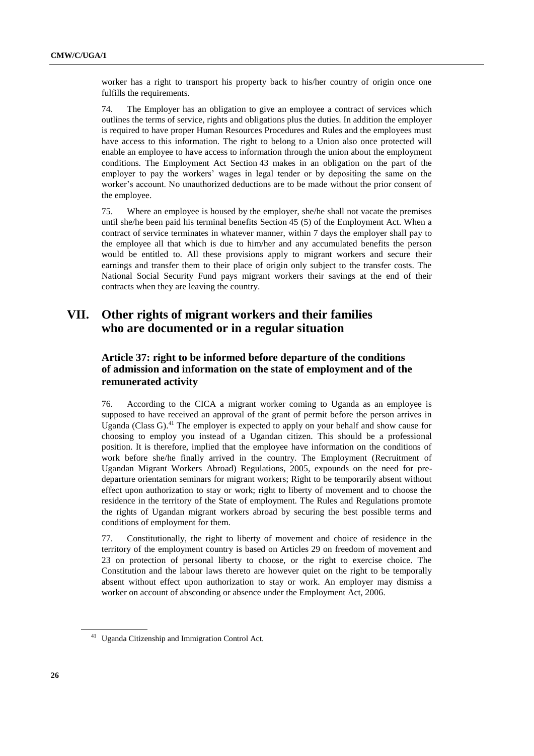worker has a right to transport his property back to his/her country of origin once one fulfills the requirements.

74. The Employer has an obligation to give an employee a contract of services which outlines the terms of service, rights and obligations plus the duties. In addition the employer is required to have proper Human Resources Procedures and Rules and the employees must have access to this information. The right to belong to a Union also once protected will enable an employee to have access to information through the union about the employment conditions. The Employment Act Section 43 makes in an obligation on the part of the employer to pay the workers' wages in legal tender or by depositing the same on the worker's account. No unauthorized deductions are to be made without the prior consent of the employee.

75. Where an employee is housed by the employer, she/he shall not vacate the premises until she/he been paid his terminal benefits Section 45 (5) of the Employment Act. When a contract of service terminates in whatever manner, within 7 days the employer shall pay to the employee all that which is due to him/her and any accumulated benefits the person would be entitled to. All these provisions apply to migrant workers and secure their earnings and transfer them to their place of origin only subject to the transfer costs. The National Social Security Fund pays migrant workers their savings at the end of their contracts when they are leaving the country.

# VII. Other rights of migrant workers and their families who are documented or in a regular situation

## Article 37: right to be informed before departure of the conditions of admission and information on the state of employment and of the remunerated activity

76. According to the CICA a migrant worker coming to Uganda as an employee is supposed to have received an approval of the grant of permit before the person arrives in Uganda (Class G).[41] The employer is expected to apply on your behalf and show cause for choosing to employ you instead of a Ugandan citizen. This should be a professional position. It is therefore, implied that the employee have information on the conditions of work before she/he finally arrived in the country. The Employment (Recruitment of Ugandan Migrant Workers Abroad) Regulations, 2005, expounds on the need for pre-departure orientation seminars for migrant workers; Right to be temporarily absent without effect upon authorization to stay or work; right to liberty of movement and to choose the residence in the territory of the State of employment. The Rules and Regulations promote the rights of Ugandan migrant workers abroad by securing the best possible terms and conditions of employment for them.

77. Constitutionally, the right to liberty of movement and choice of residence in the territory of the employment country is based on Articles 29 on freedom of movement and 23 on protection of personal liberty to choose, or the right to exercise choice. The Constitution and the labour laws thereto are however quiet on the right to be temporally absent without effect upon authorization to stay or work. An employer may dismiss a worker on account of absconding or absence under the Employment Act, 2006.

[41] Uganda Citizenship and Immigration Control Act.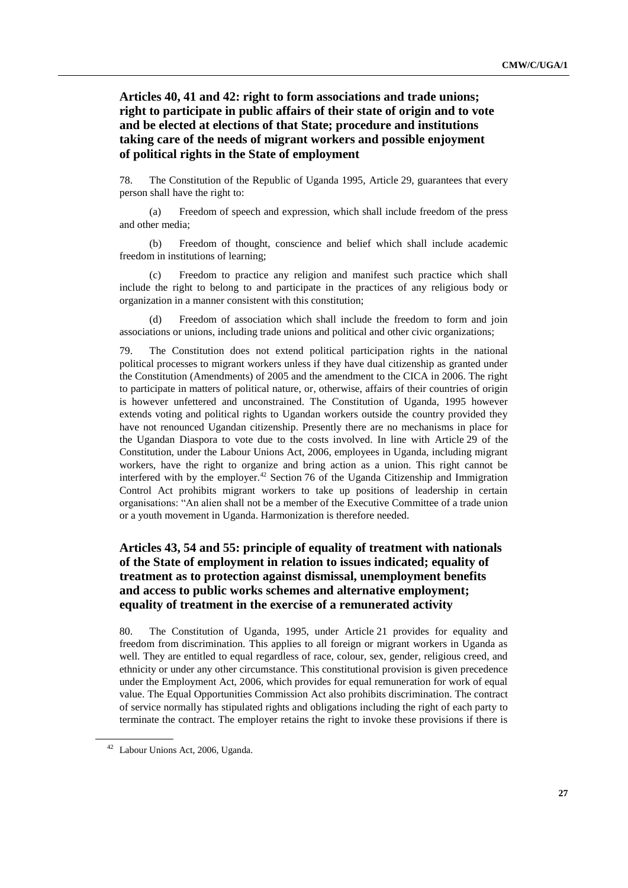## Articles 40, 41 and 42: right to form associations and trade unions; right to participate in public affairs of their state of origin and to vote and be elected at elections of that State; procedure and institutions taking care of the needs of migrant workers and possible enjoyment of political rights in the State of employment

78. The Constitution of the Republic of Uganda 1995, Article 29, guarantees that every person shall have the right to:

(a) Freedom of speech and expression, which shall include freedom of the press and other media;

(b) Freedom of thought, conscience and belief which shall include academic freedom in institutions of learning;

(c) Freedom to practice any religion and manifest such practice which shall include the right to belong to and participate in the practices of any religious body or organization in a manner consistent with this constitution;

(d) Freedom of association which shall include the freedom to form and join associations or unions, including trade unions and political and other civic organizations;

79. The Constitution does not extend political participation rights in the national political processes to migrant workers unless if they have dual citizenship as granted under the Constitution (Amendments) of 2005 and the amendment to the CICA in 2006. The right to participate in matters of political nature, or, otherwise, affairs of their countries of origin is however unfettered and unconstrained. The Constitution of Uganda, 1995 however extends voting and political rights to Ugandan workers outside the country provided they have not renounced Ugandan citizenship. Presently there are no mechanisms in place for the Ugandan Diaspora to vote due to the costs involved. In line with Article 29 of the Constitution, under the Labour Unions Act, 2006, employees in Uganda, including migrant workers, have the right to organize and bring action as a union. This right cannot be interfered with by the employer.[42] Section 76 of the Uganda Citizenship and Immigration Control Act prohibits migrant workers to take up positions of leadership in certain organisations: "An alien shall not be a member of the Executive Committee of a trade union or a youth movement in Uganda. Harmonization is therefore needed.

## Articles 43, 54 and 55: principle of equality of treatment with nationals of the State of employment in relation to issues indicated; equality of treatment as to protection against dismissal, unemployment benefits and access to public works schemes and alternative employment; equality of treatment in the exercise of a remunerated activity

80. The Constitution of Uganda, 1995, under Article 21 provides for equality and freedom from discrimination. This applies to all foreign or migrant workers in Uganda as well. They are entitled to equal regardless of race, colour, sex, gender, religious creed, and ethnicity or under any other circumstance. This constitutional provision is given precedence under the Employment Act, 2006, which provides for equal remuneration for work of equal value. The Equal Opportunities Commission Act also prohibits discrimination. The contract of service normally has stipulated rights and obligations including the right of each party to terminate the contract. The employer retains the right to invoke these provisions if there is

[42] Labour Unions Act, 2006, Uganda.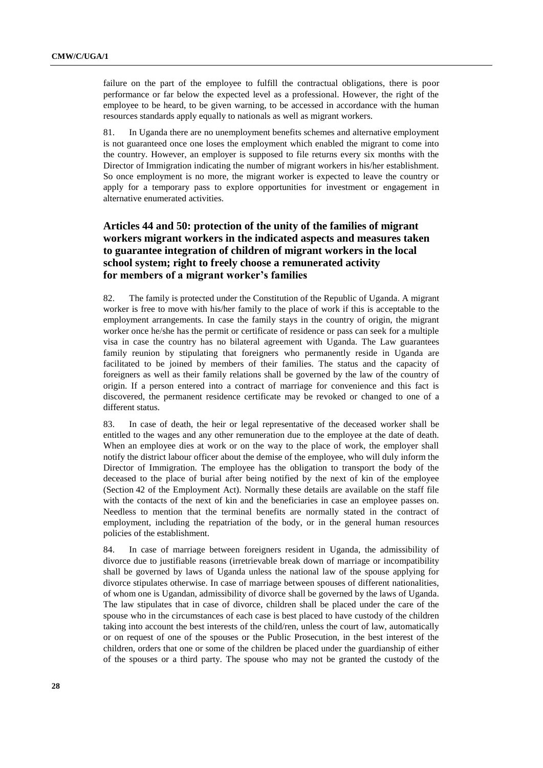failure on the part of the employee to fulfill the contractual obligations, there is poor performance or far below the expected level as a professional. However, the right of the employee to be heard, to be given warning, to be accessed in accordance with the human resources standards apply equally to nationals as well as migrant workers.

81. In Uganda there are no unemployment benefits schemes and alternative employment is not guaranteed once one loses the employment which enabled the migrant to come into the country. However, an employer is supposed to file returns every six months with the Director of Immigration indicating the number of migrant workers in his/her establishment. So once employment is no more, the migrant worker is expected to leave the country or apply for a temporary pass to explore opportunities for investment or engagement in alternative enumerated activities.

## Articles 44 and 50: protection of the unity of the families of migrant workers migrant workers in the indicated aspects and measures taken to guarantee integration of children of migrant workers in the local school system; right to freely choose a remunerated activity for members of a migrant worker's families

82. The family is protected under the Constitution of the Republic of Uganda. A migrant worker is free to move with his/her family to the place of work if this is acceptable to the employment arrangements. In case the family stays in the country of origin, the migrant worker once he/she has the permit or certificate of residence or pass can seek for a multiple visa in case the country has no bilateral agreement with Uganda. The Law guarantees family reunion by stipulating that foreigners who permanently reside in Uganda are facilitated to be joined by members of their families. The status and the capacity of foreigners as well as their family relations shall be governed by the law of the country of origin. If a person entered into a contract of marriage for convenience and this fact is discovered, the permanent residence certificate may be revoked or changed to one of a different status.

83. In case of death, the heir or legal representative of the deceased worker shall be entitled to the wages and any other remuneration due to the employee at the date of death. When an employee dies at work or on the way to the place of work, the employer shall notify the district labour officer about the demise of the employee, who will duly inform the Director of Immigration. The employee has the obligation to transport the body of the deceased to the place of burial after being notified by the next of kin of the employee (Section 42 of the Employment Act). Normally these details are available on the staff file with the contacts of the next of kin and the beneficiaries in case an employee passes on. Needless to mention that the terminal benefits are normally stated in the contract of employment, including the repatriation of the body, or in the general human resources policies of the establishment.

84. In case of marriage between foreigners resident in Uganda, the admissibility of divorce due to justifiable reasons (irretrievable break down of marriage or incompatibility shall be governed by laws of Uganda unless the national law of the spouse applying for divorce stipulates otherwise. In case of marriage between spouses of different nationalities, of whom one is Ugandan, admissibility of divorce shall be governed by the laws of Uganda. The law stipulates that in case of divorce, children shall be placed under the care of the spouse who in the circumstances of each case is best placed to have custody of the children taking into account the best interests of the child/ren, unless the court of law, automatically or on request of one of the spouses or the Public Prosecution, in the best interest of the children, orders that one or some of the children be placed under the guardianship of either of the spouses or a third party. The spouse who may not be granted the custody of the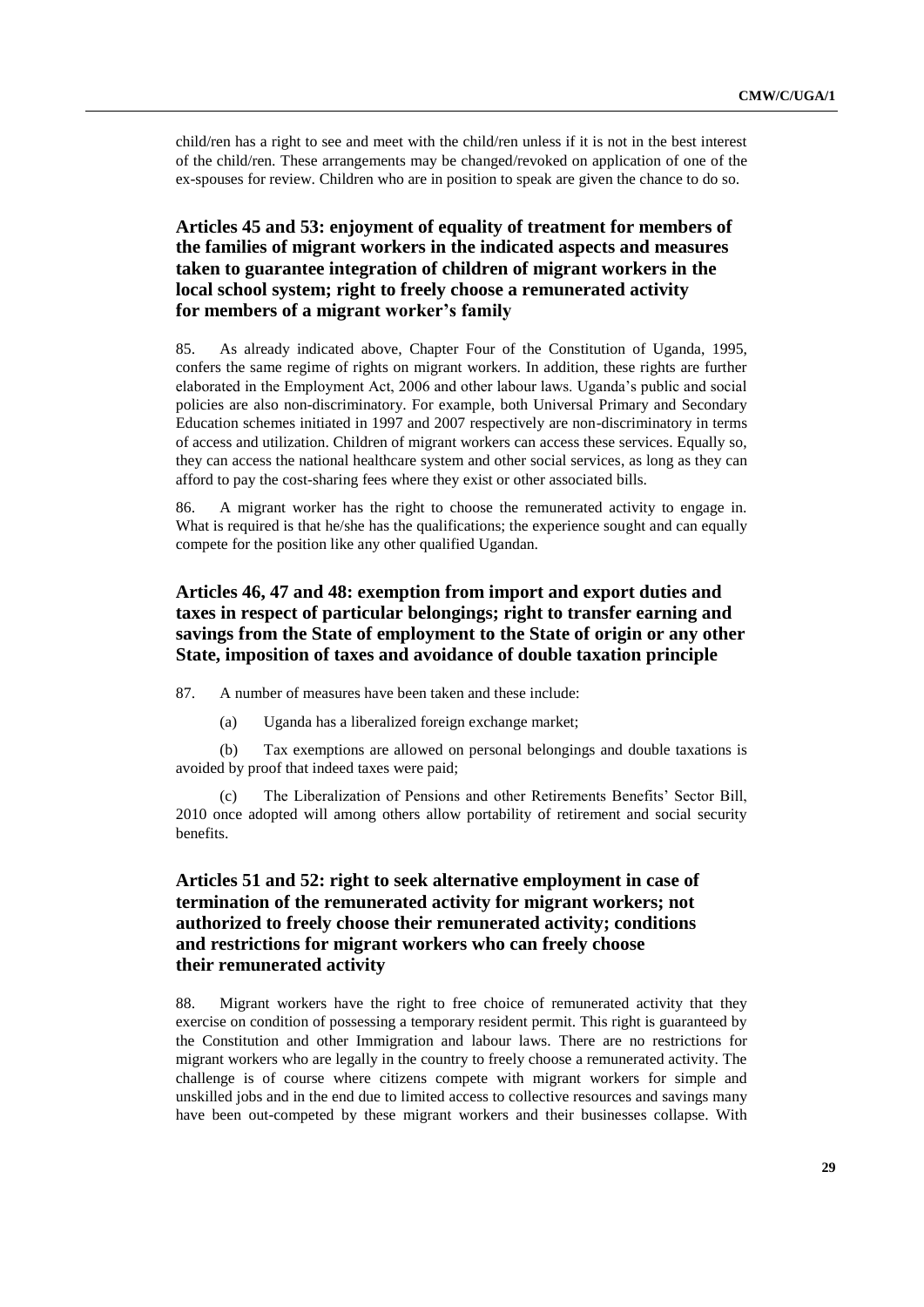child/ren has a right to see and meet with the child/ren unless if it is not in the best interest of the child/ren. These arrangements may be changed/revoked on application of one of the ex-spouses for review. Children who are in position to speak are given the chance to do so.

### Articles 45 and 53: enjoyment of equality of treatment for members of the families of migrant workers in the indicated aspects and measures taken to guarantee integration of children of migrant workers in the local school system; right to freely choose a remunerated activity for members of a migrant worker's family

85. As already indicated above, Chapter Four of the Constitution of Uganda, 1995, confers the same regime of rights on migrant workers. In addition, these rights are further elaborated in the Employment Act, 2006 and other labour laws. Uganda's public and social policies are also non-discriminatory. For example, both Universal Primary and Secondary Education schemes initiated in 1997 and 2007 respectively are non-discriminatory in terms of access and utilization. Children of migrant workers can access these services. Equally so, they can access the national healthcare system and other social services, as long as they can afford to pay the cost-sharing fees where they exist or other associated bills.

86. A migrant worker has the right to choose the remunerated activity to engage in. What is required is that he/she has the qualifications; the experience sought and can equally compete for the position like any other qualified Ugandan.

### Articles 46, 47 and 48: exemption from import and export duties and taxes in respect of particular belongings; right to transfer earning and savings from the State of employment to the State of origin or any other State, imposition of taxes and avoidance of double taxation principle

87. A number of measures have been taken and these include:

(a) Uganda has a liberalized foreign exchange market;

(b) Tax exemptions are allowed on personal belongings and double taxations is avoided by proof that indeed taxes were paid;

(c) The Liberalization of Pensions and other Retirements Benefits' Sector Bill, 2010 once adopted will among others allow portability of retirement and social security benefits.

### Articles 51 and 52: right to seek alternative employment in case of termination of the remunerated activity for migrant workers; not authorized to freely choose their remunerated activity; conditions and restrictions for migrant workers who can freely choose their remunerated activity

88. Migrant workers have the right to free choice of remunerated activity that they exercise on condition of possessing a temporary resident permit. This right is guaranteed by the Constitution and other Immigration and labour laws. There are no restrictions for migrant workers who are legally in the country to freely choose a remunerated activity. The challenge is of course where citizens compete with migrant workers for simple and unskilled jobs and in the end due to limited access to collective resources and savings many have been out-competed by these migrant workers and their businesses collapse. With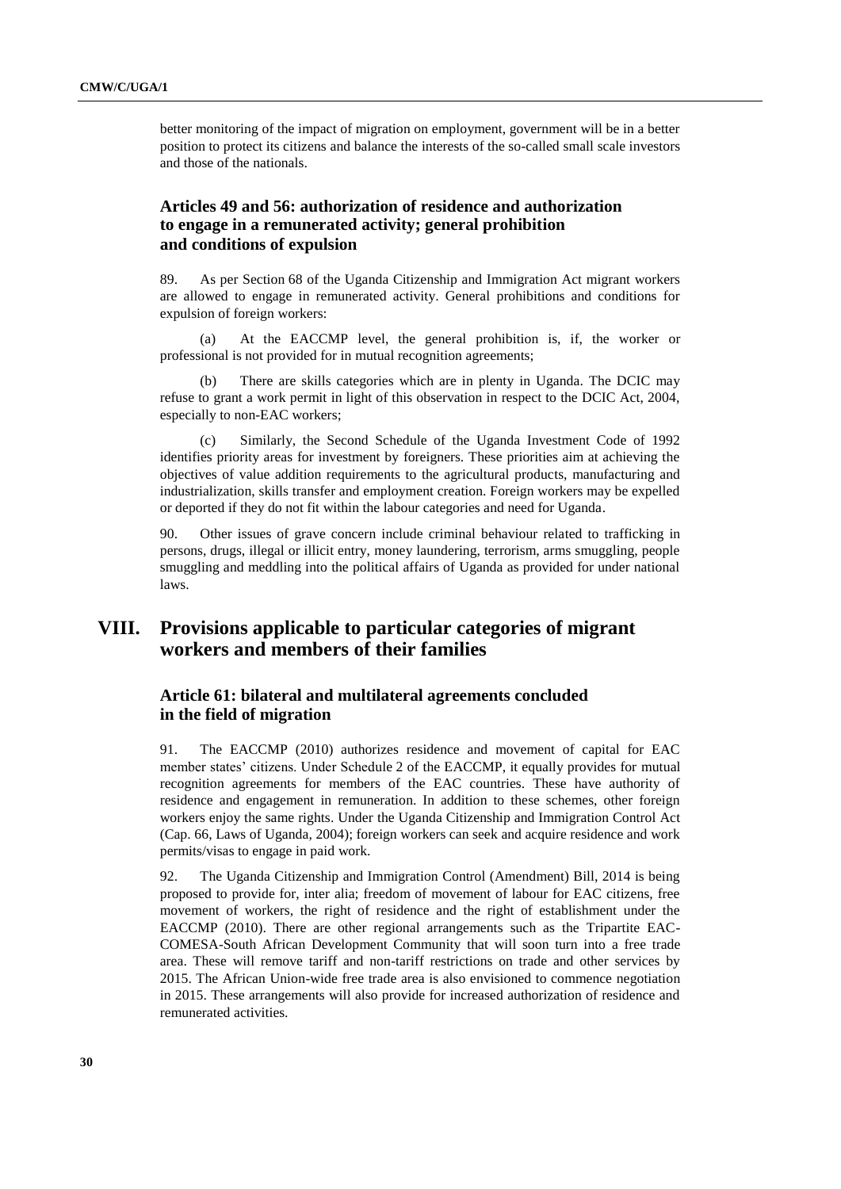better monitoring of the impact of migration on employment, government will be in a better position to protect its citizens and balance the interests of the so-called small scale investors and those of the nationals.

### Articles 49 and 56: authorization of residence and authorization to engage in a remunerated activity; general prohibition and conditions of expulsion

89. As per Section 68 of the Uganda Citizenship and Immigration Act migrant workers are allowed to engage in remunerated activity. General prohibitions and conditions for expulsion of foreign workers:

(a) At the EACCMP level, the general prohibition is, if, the worker or professional is not provided for in mutual recognition agreements;

(b) There are skills categories which are in plenty in Uganda. The DCIC may refuse to grant a work permit in light of this observation in respect to the DCIC Act, 2004, especially to non-EAC workers;

(c) Similarly, the Second Schedule of the Uganda Investment Code of 1992 identifies priority areas for investment by foreigners. These priorities aim at achieving the objectives of value addition requirements to the agricultural products, manufacturing and industrialization, skills transfer and employment creation. Foreign workers may be expelled or deported if they do not fit within the labour categories and need for Uganda.

90. Other issues of grave concern include criminal behaviour related to trafficking in persons, drugs, illegal or illicit entry, money laundering, terrorism, arms smuggling, people smuggling and meddling into the political affairs of Uganda as provided for under national laws.

## VIII. Provisions applicable to particular categories of migrant workers and members of their families

### Article 61: bilateral and multilateral agreements concluded in the field of migration

91. The EACCMP (2010) authorizes residence and movement of capital for EAC member states' citizens. Under Schedule 2 of the EACCMP, it equally provides for mutual recognition agreements for members of the EAC countries. These have authority of residence and engagement in remuneration. In addition to these schemes, other foreign workers enjoy the same rights. Under the Uganda Citizenship and Immigration Control Act (Cap. 66, Laws of Uganda, 2004); foreign workers can seek and acquire residence and work permits/visas to engage in paid work.

92. The Uganda Citizenship and Immigration Control (Amendment) Bill, 2014 is being proposed to provide for, inter alia; freedom of movement of labour for EAC citizens, free movement of workers, the right of residence and the right of establishment under the EACCMP (2010). There are other regional arrangements such as the Tripartite EAC-COMESA-South African Development Community that will soon turn into a free trade area. These will remove tariff and non-tariff restrictions on trade and other services by 2015. The African Union-wide free trade area is also envisioned to commence negotiation in 2015. These arrangements will also provide for increased authorization of residence and remunerated activities.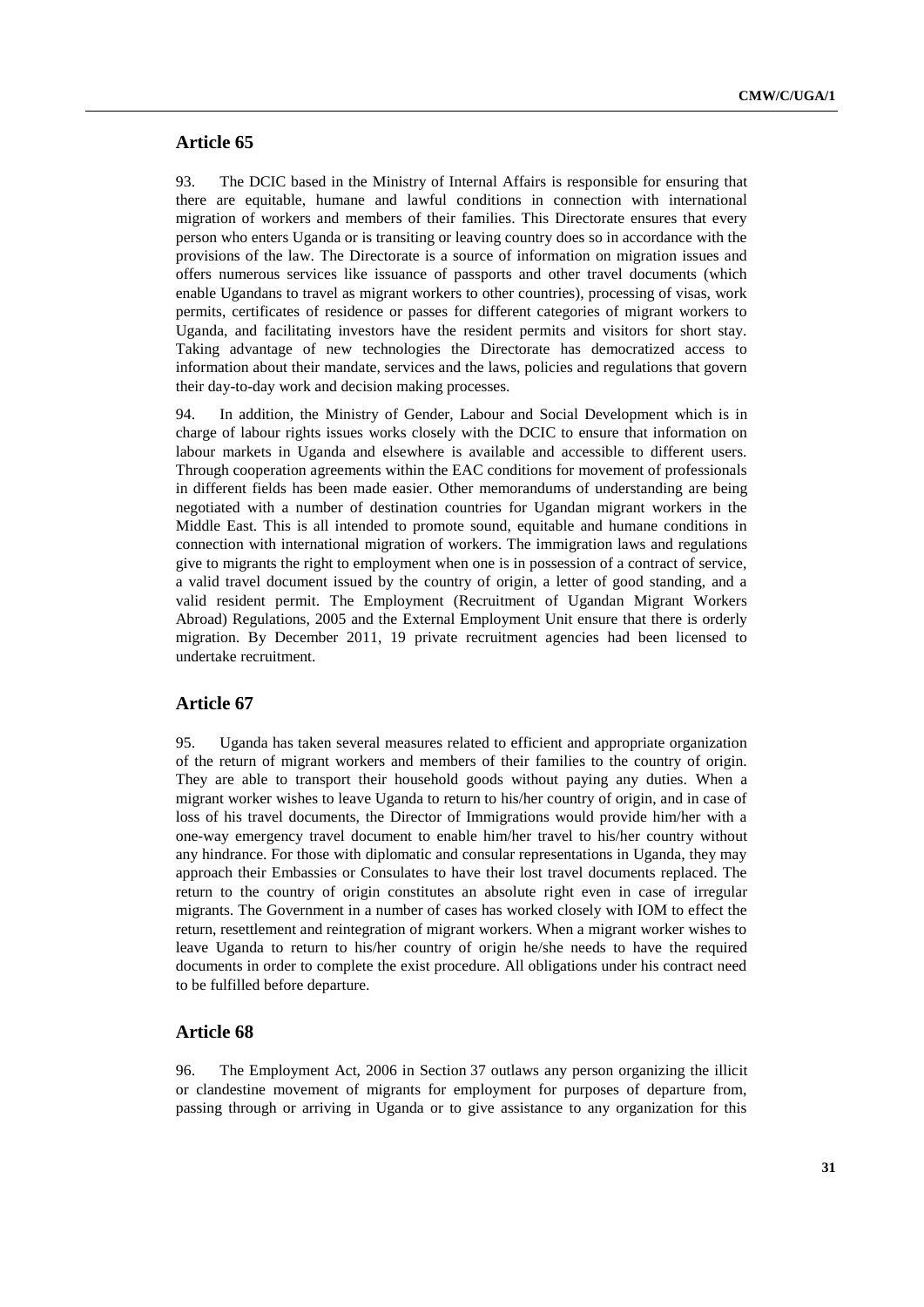## Article 65

93. The DCIC based in the Ministry of Internal Affairs is responsible for ensuring that there are equitable, humane and lawful conditions in connection with international migration of workers and members of their families. This Directorate ensures that every person who enters Uganda or is transiting or leaving country does so in accordance with the provisions of the law. The Directorate is a source of information on migration issues and offers numerous services like issuance of passports and other travel documents (which enable Ugandans to travel as migrant workers to other countries), processing of visas, work permits, certificates of residence or passes for different categories of migrant workers to Uganda, and facilitating investors have the resident permits and visitors for short stay. Taking advantage of new technologies the Directorate has democratized access to information about their mandate, services and the laws, policies and regulations that govern their day-to-day work and decision making processes.

94. In addition, the Ministry of Gender, Labour and Social Development which is in charge of labour rights issues works closely with the DCIC to ensure that information on labour markets in Uganda and elsewhere is available and accessible to different users. Through cooperation agreements within the EAC conditions for movement of professionals in different fields has been made easier. Other memorandums of understanding are being negotiated with a number of destination countries for Ugandan migrant workers in the Middle East. This is all intended to promote sound, equitable and humane conditions in connection with international migration of workers. The immigration laws and regulations give to migrants the right to employment when one is in possession of a contract of service, a valid travel document issued by the country of origin, a letter of good standing, and a valid resident permit. The Employment (Recruitment of Ugandan Migrant Workers Abroad) Regulations, 2005 and the External Employment Unit ensure that there is orderly migration. By December 2011, 19 private recruitment agencies had been licensed to undertake recruitment.

## Article 67

95. Uganda has taken several measures related to efficient and appropriate organization of the return of migrant workers and members of their families to the country of origin. They are able to transport their household goods without paying any duties. When a migrant worker wishes to leave Uganda to return to his/her country of origin, and in case of loss of his travel documents, the Director of Immigrations would provide him/her with a one-way emergency travel document to enable him/her travel to his/her country without any hindrance. For those with diplomatic and consular representations in Uganda, they may approach their Embassies or Consulates to have their lost travel documents replaced. The return to the country of origin constitutes an absolute right even in case of irregular migrants. The Government in a number of cases has worked closely with IOM to effect the return, resettlement and reintegration of migrant workers. When a migrant worker wishes to leave Uganda to return to his/her country of origin he/she needs to have the required documents in order to complete the exist procedure. All obligations under his contract need to be fulfilled before departure.

## Article 68

96. The Employment Act, 2006 in Section 37 outlaws any person organizing the illicit or clandestine movement of migrants for employment for purposes of departure from, passing through or arriving in Uganda or to give assistance to any organization for this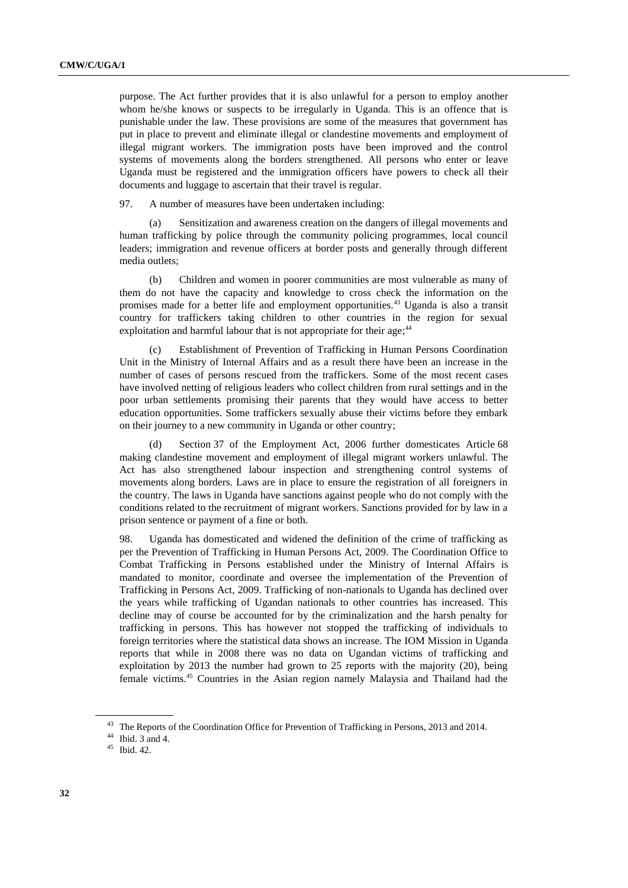purpose. The Act further provides that it is also unlawful for a person to employ another whom he/she knows or suspects to be irregularly in Uganda. This is an offence that is punishable under the law. These provisions are some of the measures that government has put in place to prevent and eliminate illegal or clandestine movements and employment of illegal migrant workers. The immigration posts have been improved and the control systems of movements along the borders strengthened. All persons who enter or leave Uganda must be registered and the immigration officers have powers to check all their documents and luggage to ascertain that their travel is regular.

97. A number of measures have been undertaken including:

(a) Sensitization and awareness creation on the dangers of illegal movements and human trafficking by police through the community policing programmes, local council leaders; immigration and revenue officers at border posts and generally through different media outlets;

(b) Children and women in poorer communities are most vulnerable as many of them do not have the capacity and knowledge to cross check the information on the promises made for a better life and employment opportunities.[43] Uganda is also a transit country for traffickers taking children to other countries in the region for sexual exploitation and harmful labour that is not appropriate for their age;[44]

(c) Establishment of Prevention of Trafficking in Human Persons Coordination Unit in the Ministry of Internal Affairs and as a result there have been an increase in the number of cases of persons rescued from the traffickers. Some of the most recent cases have involved netting of religious leaders who collect children from rural settings and in the poor urban settlements promising their parents that they would have access to better education opportunities. Some traffickers sexually abuse their victims before they embark on their journey to a new community in Uganda or other country;

(d) Section 37 of the Employment Act, 2006 further domesticates Article 68 making clandestine movement and employment of illegal migrant workers unlawful. The Act has also strengthened labour inspection and strengthening control systems of movements along borders. Laws are in place to ensure the registration of all foreigners in the country. The laws in Uganda have sanctions against people who do not comply with the conditions related to the recruitment of migrant workers. Sanctions provided for by law in a prison sentence or payment of a fine or both.

98. Uganda has domesticated and widened the definition of the crime of trafficking as per the Prevention of Trafficking in Human Persons Act, 2009. The Coordination Office to Combat Trafficking in Persons established under the Ministry of Internal Affairs is mandated to monitor, coordinate and oversee the implementation of the Prevention of Trafficking in Persons Act, 2009. Trafficking of non-nationals to Uganda has declined over the years while trafficking of Ugandan nationals to other countries has increased. This decline may of course be accounted for by the criminalization and the harsh penalty for trafficking in persons. This has however not stopped the trafficking of individuals to foreign territories where the statistical data shows an increase. The IOM Mission in Uganda reports that while in 2008 there was no data on Ugandan victims of trafficking and exploitation by 2013 the number had grown to 25 reports with the majority (20), being female victims.[45] Countries in the Asian region namely Malaysia and Thailand had the

---

[43] The Reports of the Coordination Office for Prevention of Trafficking in Persons, 2013 and 2014.

[44] Ibid. 3 and 4.

[45] Ibid. 42.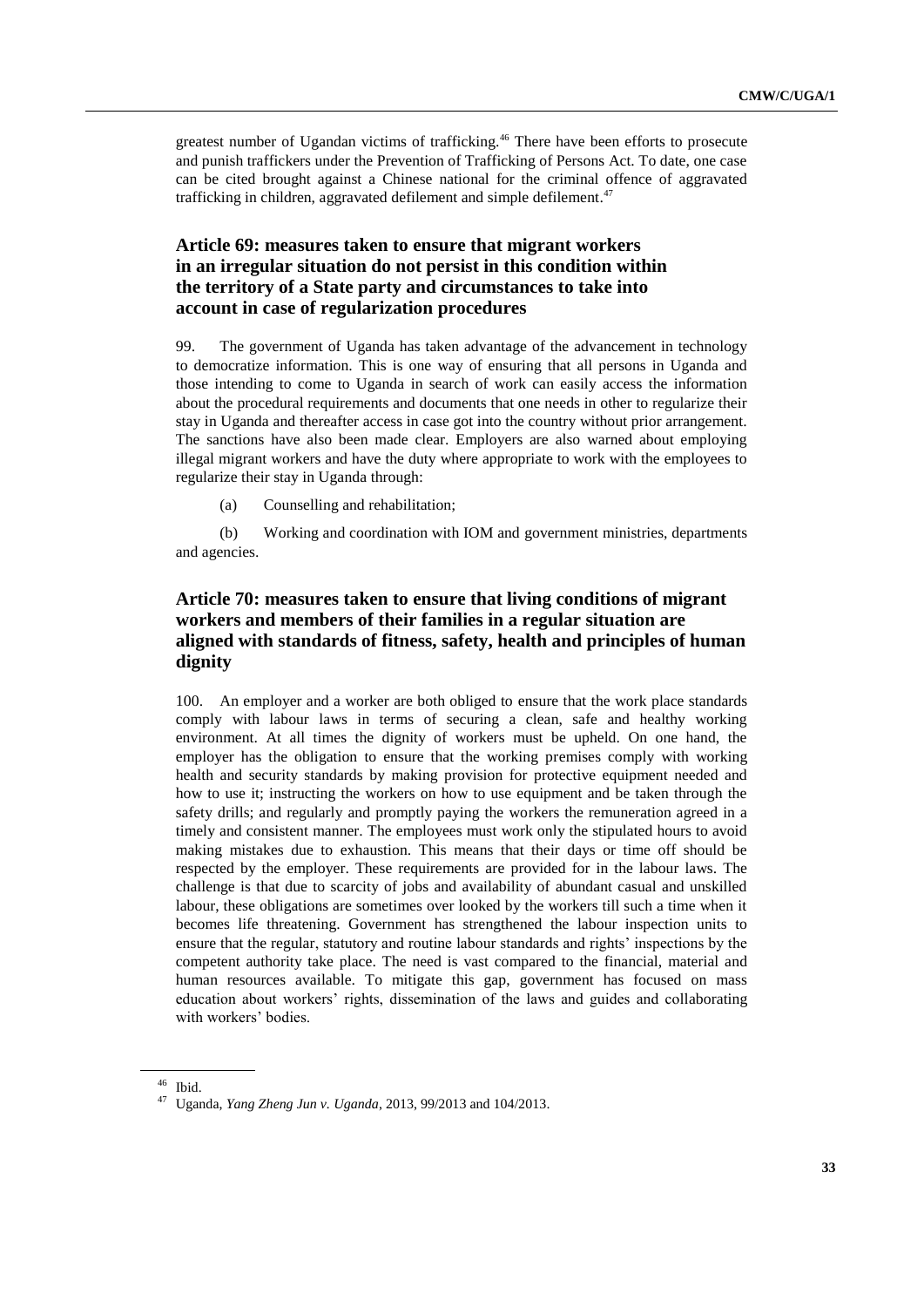greatest number of Ugandan victims of trafficking.[46] There have been efforts to prosecute and punish traffickers under the Prevention of Trafficking of Persons Act. To date, one case can be cited brought against a Chinese national for the criminal offence of aggravated trafficking in children, aggravated defilement and simple defilement.[47]

## Article 69: measures taken to ensure that migrant workers in an irregular situation do not persist in this condition within the territory of a State party and circumstances to take into account in case of regularization procedures

99. The government of Uganda has taken advantage of the advancement in technology to democratize information. This is one way of ensuring that all persons in Uganda and those intending to come to Uganda in search of work can easily access the information about the procedural requirements and documents that one needs in other to regularize their stay in Uganda and thereafter access in case got into the country without prior arrangement. The sanctions have also been made clear. Employers are also warned about employing illegal migrant workers and have the duty where appropriate to work with the employees to regularize their stay in Uganda through:

(a) Counselling and rehabilitation;

(b) Working and coordination with IOM and government ministries, departments and agencies.

## Article 70: measures taken to ensure that living conditions of migrant workers and members of their families in a regular situation are aligned with standards of fitness, safety, health and principles of human dignity

100. An employer and a worker are both obliged to ensure that the work place standards comply with labour laws in terms of securing a clean, safe and healthy working environment. At all times the dignity of workers must be upheld. On one hand, the employer has the obligation to ensure that the working premises comply with working health and security standards by making provision for protective equipment needed and how to use it; instructing the workers on how to use equipment and be taken through the safety drills; and regularly and promptly paying the workers the remuneration agreed in a timely and consistent manner. The employees must work only the stipulated hours to avoid making mistakes due to exhaustion. This means that their days or time off should be respected by the employer. These requirements are provided for in the labour laws. The challenge is that due to scarcity of jobs and availability of abundant casual and unskilled labour, these obligations are sometimes over looked by the workers till such a time when it becomes life threatening. Government has strengthened the labour inspection units to ensure that the regular, statutory and routine labour standards and rights' inspections by the competent authority take place. The need is vast compared to the financial, material and human resources available. To mitigate this gap, government has focused on mass education about workers' rights, dissemination of the laws and guides and collaborating with workers' bodies.

[46] Ibid.

[47] Uganda, *Yang Zheng Jun v. Uganda*, 2013, 99/2013 and 104/2013.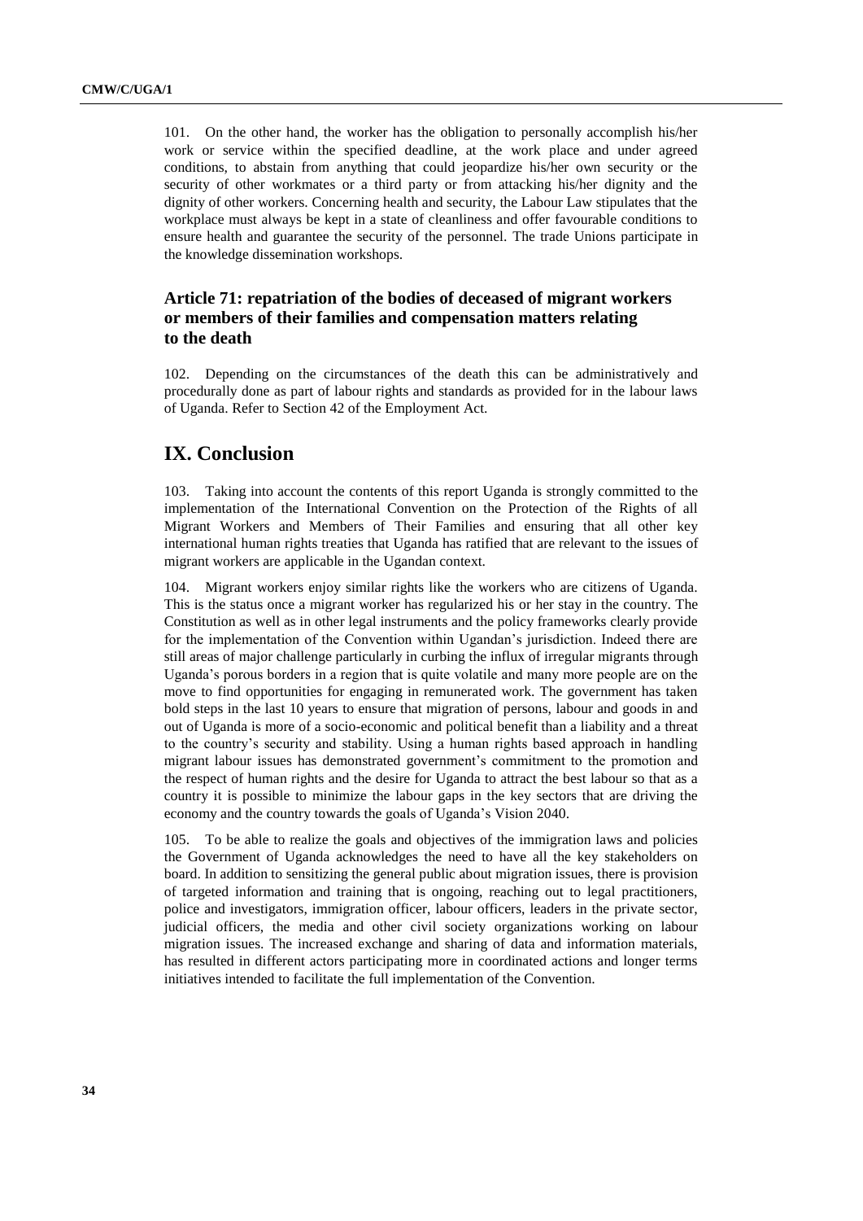101. On the other hand, the worker has the obligation to personally accomplish his/her work or service within the specified deadline, at the work place and under agreed conditions, to abstain from anything that could jeopardize his/her own security or the security of other workmates or a third party or from attacking his/her dignity and the dignity of other workers. Concerning health and security, the Labour Law stipulates that the workplace must always be kept in a state of cleanliness and offer favourable conditions to ensure health and guarantee the security of the personnel. The trade Unions participate in the knowledge dissemination workshops.

### Article 71: repatriation of the bodies of deceased of migrant workers or members of their families and compensation matters relating to the death

102. Depending on the circumstances of the death this can be administratively and procedurally done as part of labour rights and standards as provided for in the labour laws of Uganda. Refer to Section 42 of the Employment Act.

## IX. Conclusion

103. Taking into account the contents of this report Uganda is strongly committed to the implementation of the International Convention on the Protection of the Rights of all Migrant Workers and Members of Their Families and ensuring that all other key international human rights treaties that Uganda has ratified that are relevant to the issues of migrant workers are applicable in the Ugandan context.

104. Migrant workers enjoy similar rights like the workers who are citizens of Uganda. This is the status once a migrant worker has regularized his or her stay in the country. The Constitution as well as in other legal instruments and the policy frameworks clearly provide for the implementation of the Convention within Ugandan's jurisdiction. Indeed there are still areas of major challenge particularly in curbing the influx of irregular migrants through Uganda's porous borders in a region that is quite volatile and many more people are on the move to find opportunities for engaging in remunerated work. The government has taken bold steps in the last 10 years to ensure that migration of persons, labour and goods in and out of Uganda is more of a socio-economic and political benefit than a liability and a threat to the country's security and stability. Using a human rights based approach in handling migrant labour issues has demonstrated government's commitment to the promotion and the respect of human rights and the desire for Uganda to attract the best labour so that as a country it is possible to minimize the labour gaps in the key sectors that are driving the economy and the country towards the goals of Uganda's Vision 2040.

105. To be able to realize the goals and objectives of the immigration laws and policies the Government of Uganda acknowledges the need to have all the key stakeholders on board. In addition to sensitizing the general public about migration issues, there is provision of targeted information and training that is ongoing, reaching out to legal practitioners, police and investigators, immigration officer, labour officers, leaders in the private sector, judicial officers, the media and other civil society organizations working on labour migration issues. The increased exchange and sharing of data and information materials, has resulted in different actors participating more in coordinated actions and longer terms initiatives intended to facilitate the full implementation of the Convention.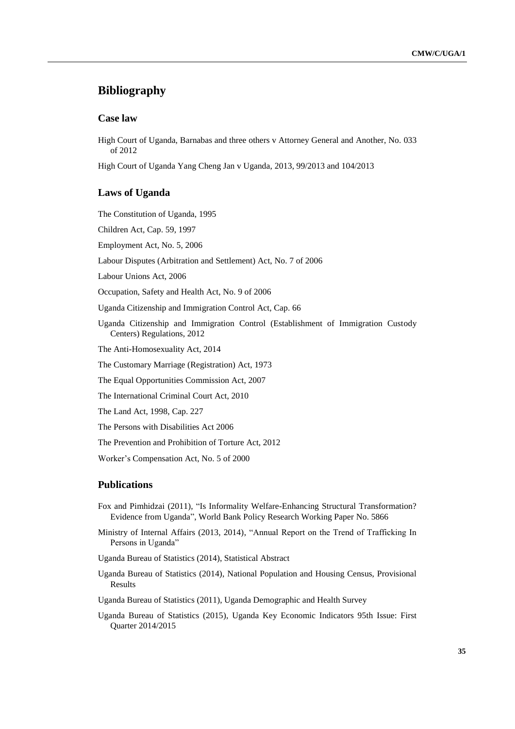# Bibliography

## Case law

High Court of Uganda, Barnabas and three others v Attorney General and Another, No. 033 of 2012

High Court of Uganda Yang Cheng Jan v Uganda, 2013, 99/2013 and 104/2013

## Laws of Uganda

The Constitution of Uganda, 1995

Children Act, Cap. 59, 1997

Employment Act, No. 5, 2006

Labour Disputes (Arbitration and Settlement) Act, No. 7 of 2006

Labour Unions Act, 2006

Occupation, Safety and Health Act, No. 9 of 2006

Uganda Citizenship and Immigration Control Act, Cap. 66

Uganda Citizenship and Immigration Control (Establishment of Immigration Custody Centers) Regulations, 2012

The Anti-Homosexuality Act, 2014

The Customary Marriage (Registration) Act, 1973

The Equal Opportunities Commission Act, 2007

The International Criminal Court Act, 2010

The Land Act, 1998, Cap. 227

The Persons with Disabilities Act 2006

The Prevention and Prohibition of Torture Act, 2012

Worker's Compensation Act, No. 5 of 2000

## Publications

Fox and Pimhidzai (2011), "Is Informality Welfare-Enhancing Structural Transformation? Evidence from Uganda", World Bank Policy Research Working Paper No. 5866

Ministry of Internal Affairs (2013, 2014), "Annual Report on the Trend of Trafficking In Persons in Uganda"

Uganda Bureau of Statistics (2014), Statistical Abstract

Uganda Bureau of Statistics (2014), National Population and Housing Census, Provisional Results

Uganda Bureau of Statistics (2011), Uganda Demographic and Health Survey

Uganda Bureau of Statistics (2015), Uganda Key Economic Indicators 95th Issue: First Quarter 2014/2015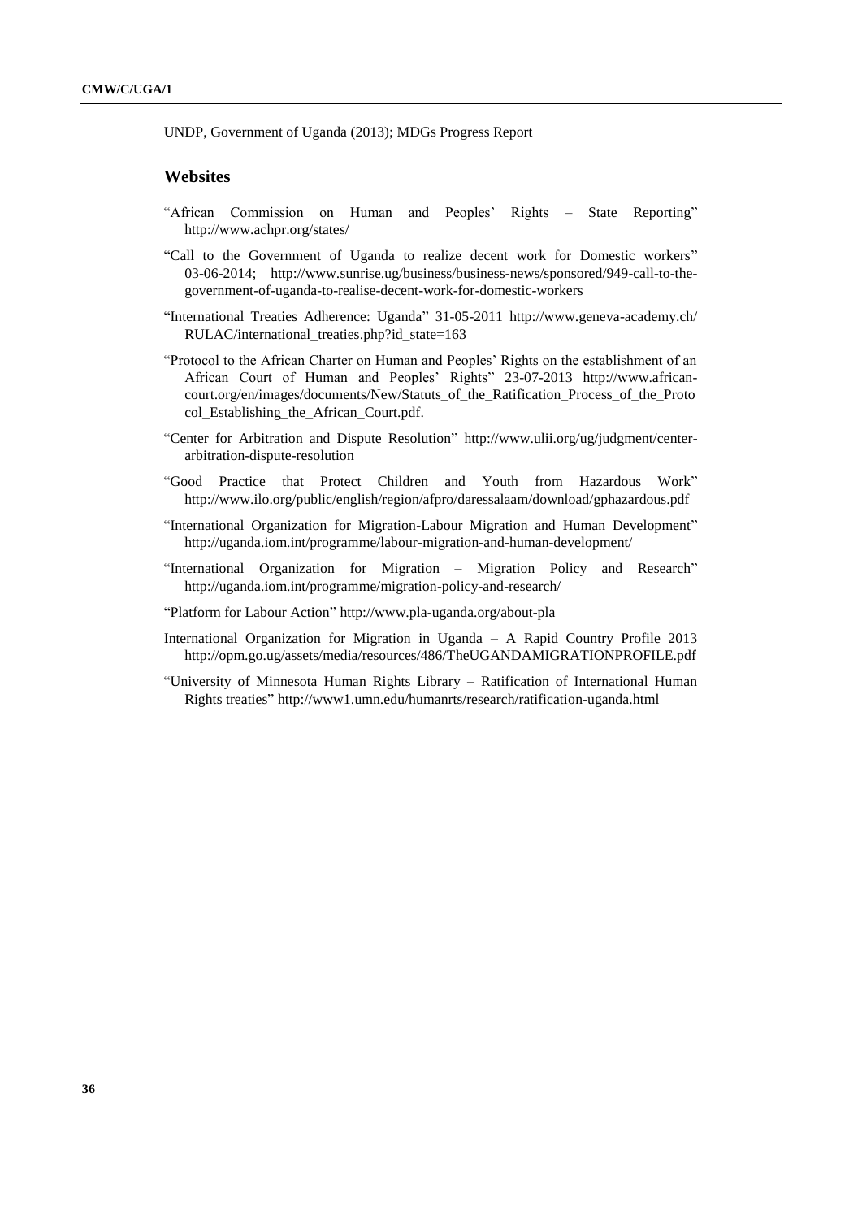UNDP, Government of Uganda (2013); MDGs Progress Report

## Websites

"African Commission on Human and Peoples' Rights – State Reporting" http://www.achpr.org/states/

"Call to the Government of Uganda to realize decent work for Domestic workers" 03-06-2014; http://www.sunrise.ug/business/business-news/sponsored/949-call-to-the-government-of-uganda-to-realise-decent-work-for-domestic-workers

"International Treaties Adherence: Uganda" 31-05-2011 http://www.geneva-academy.ch/RULAC/international_treaties.php?id_state=163

"Protocol to the African Charter on Human and Peoples' Rights on the establishment of an African Court of Human and Peoples' Rights" 23-07-2013 http://www.african-court.org/en/images/documents/New/Statuts_of_the_Ratification_Process_of_the_Protocol_Establishing_the_African_Court.pdf.

"Center for Arbitration and Dispute Resolution" http://www.ulii.org/ug/judgment/center-arbitration-dispute-resolution

"Good Practice that Protect Children and Youth from Hazardous Work" http://www.ilo.org/public/english/region/afpro/daressalaam/download/gphazardous.pdf

"International Organization for Migration-Labour Migration and Human Development" http://uganda.iom.int/programme/labour-migration-and-human-development/

"International Organization for Migration – Migration Policy and Research" http://uganda.iom.int/programme/migration-policy-and-research/

"Platform for Labour Action" http://www.pla-uganda.org/about-pla

International Organization for Migration in Uganda – A Rapid Country Profile 2013 http://opm.go.ug/assets/media/resources/486/TheUGANDAMIGRATIONPROFILE.pdf

"University of Minnesota Human Rights Library – Ratification of International Human Rights treaties" http://www1.umn.edu/humanrts/research/ratification-uganda.html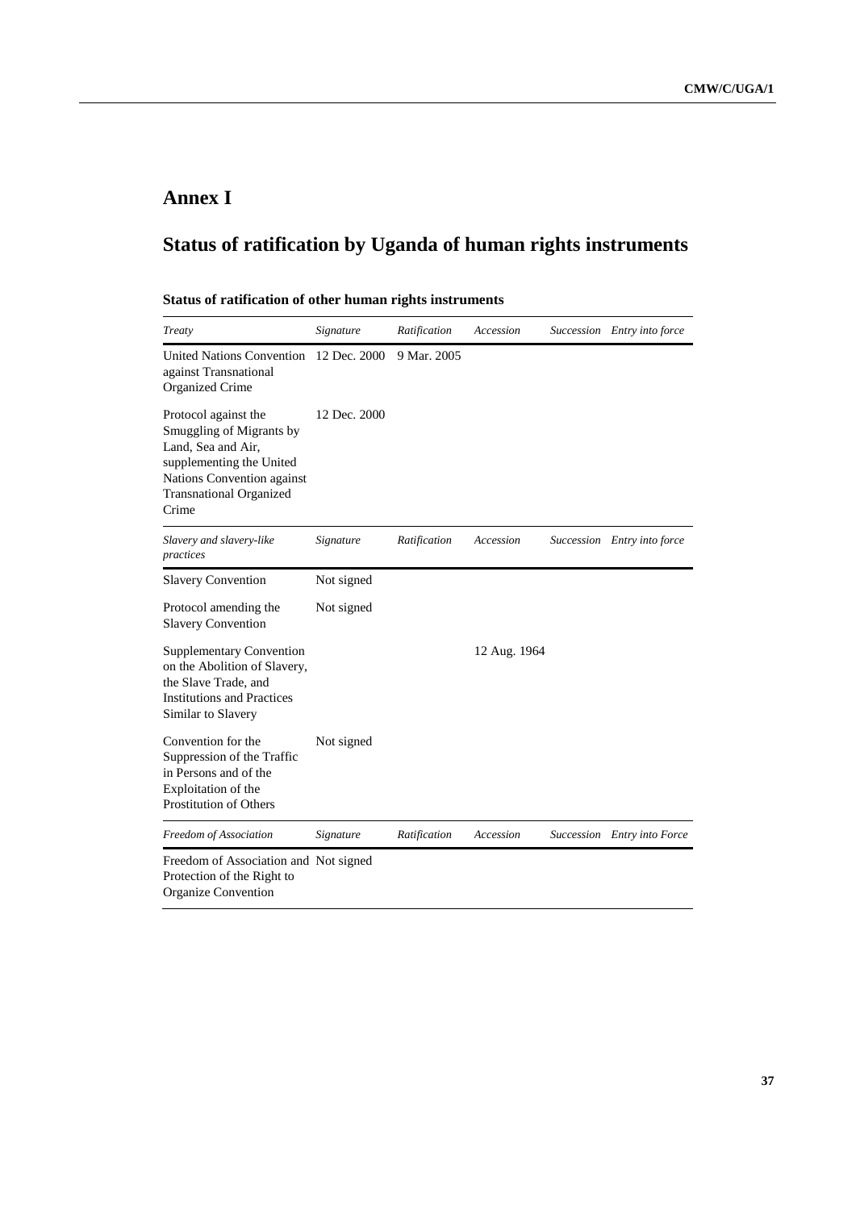# Annex I

# Status of ratification by Uganda of human rights instruments

### Status of ratification of other human rights instruments

| *Treaty* | *Signature* | *Ratification* | *Accession* | *Succession* | *Entry into force* |
|---|---|---|---|---|---|
| United Nations Convention against Transnational Organized Crime | 12 Dec. 2000 | 9 Mar. 2005 | | | |
| Protocol against the Smuggling of Migrants by Land, Sea and Air, supplementing the United Nations Convention against Transnational Organized Crime | 12 Dec. 2000 | | | | |
| *Slavery and slavery-like practices* | *Signature* | *Ratification* | *Accession* | *Succession* | *Entry into force* |
| Slavery Convention | Not signed | | | | |
| Protocol amending the Slavery Convention | Not signed | | | | |
| Supplementary Convention on the Abolition of Slavery, the Slave Trade, and Institutions and Practices Similar to Slavery | | | 12 Aug. 1964 | | |
| Convention for the Suppression of the Traffic in Persons and of the Exploitation of the Prostitution of Others | Not signed | | | | |
| *Freedom of Association* | *Signature* | *Ratification* | *Accession* | *Succession* | *Entry into Force* |
| Freedom of Association and Protection of the Right to Organize Convention | Not signed | | | | |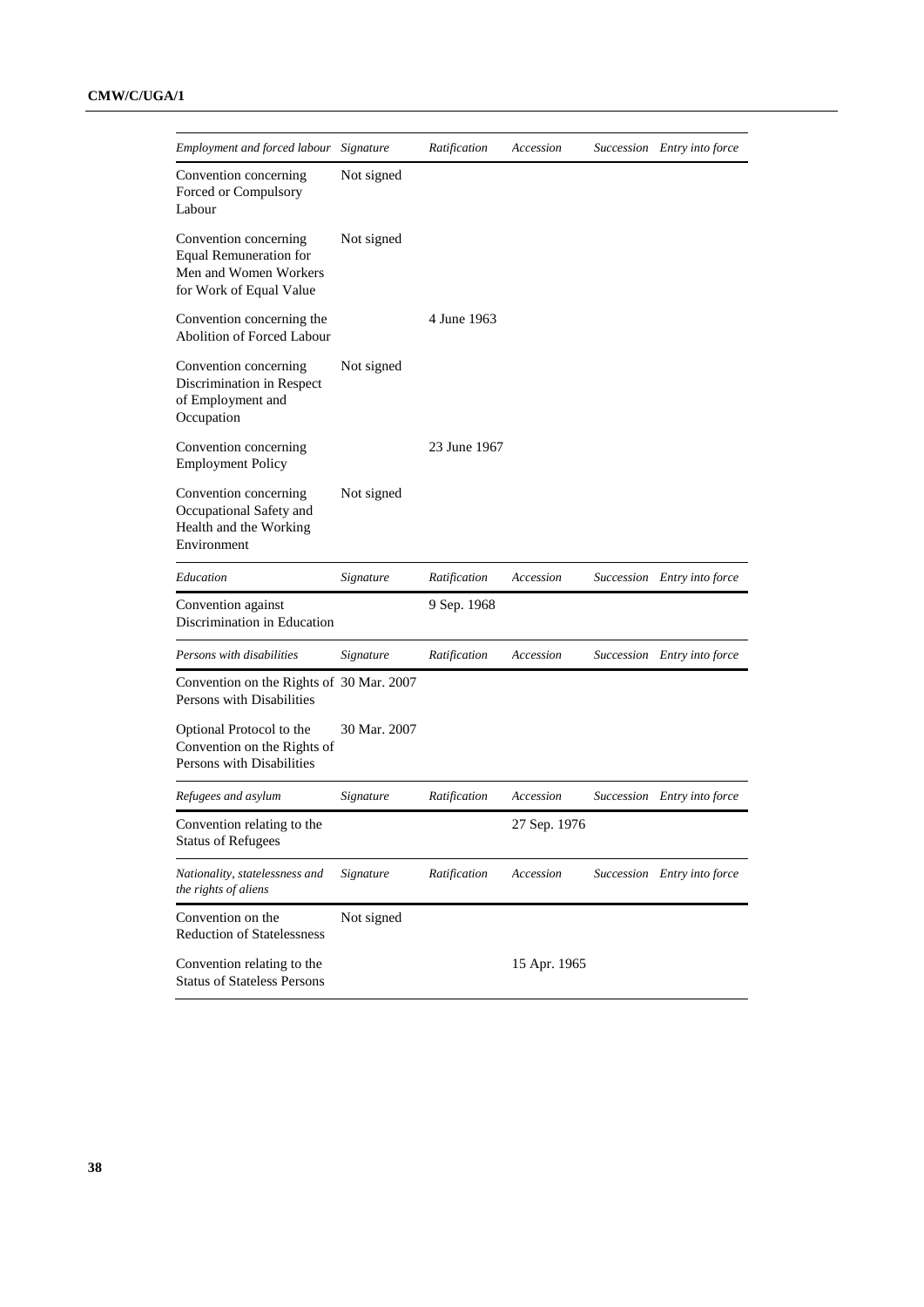| *Employment and forced labour* | *Signature* | *Ratification* | *Accession* | *Succession* | *Entry into force* |
|---|---|---|---|---|---|
| Convention concerning Forced or Compulsory Labour | Not signed | | | | |
| Convention concerning Equal Remuneration for Men and Women Workers for Work of Equal Value | Not signed | | | | |
| Convention concerning the Abolition of Forced Labour | | 4 June 1963 | | | |
| Convention concerning Discrimination in Respect of Employment and Occupation | Not signed | | | | |
| Convention concerning Employment Policy | | 23 June 1967 | | | |
| Convention concerning Occupational Safety and Health and the Working Environment | Not signed | | | | |

| *Education* | *Signature* | *Ratification* | *Accession* | *Succession* | *Entry into force* |
|---|---|---|---|---|---|
| Convention against Discrimination in Education | | 9 Sep. 1968 | | | |

| *Persons with disabilities* | *Signature* | *Ratification* | *Accession* | *Succession* | *Entry into force* |
|---|---|---|---|---|---|
| Convention on the Rights of Persons with Disabilities | 30 Mar. 2007 | | | | |
| Optional Protocol to the Convention on the Rights of Persons with Disabilities | 30 Mar. 2007 | | | | |

| *Refugees and asylum* | *Signature* | *Ratification* | *Accession* | *Succession* | *Entry into force* |
|---|---|---|---|---|---|
| Convention relating to the Status of Refugees | | | 27 Sep. 1976 | | |

| *Nationality, statelessness and the rights of aliens* | *Signature* | *Ratification* | *Accession* | *Succession* | *Entry into force* |
|---|---|---|---|---|---|
| Convention on the Reduction of Statelessness | Not signed | | | | |
| Convention relating to the Status of Stateless Persons | | | 15 Apr. 1965 | | |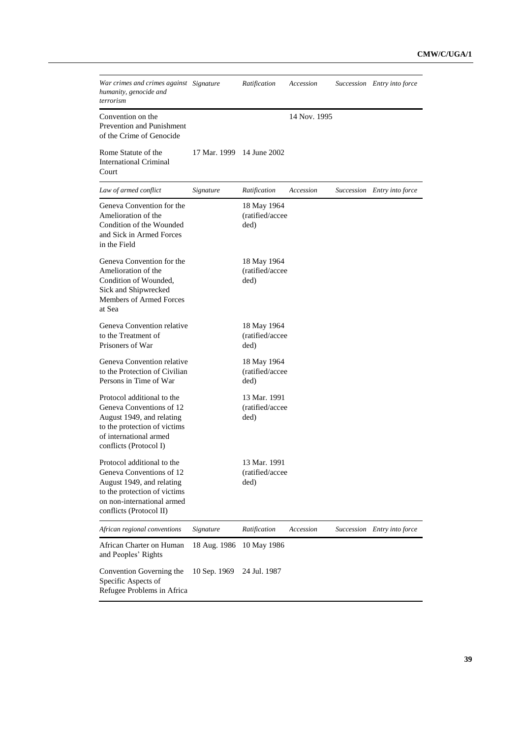| *War crimes and crimes against humanity, genocide and terrorism* | *Signature* | *Ratification* | *Accession* | *Succession* | *Entry into force* |
|---|---|---|---|---|---|
| Convention on the Prevention and Punishment of the Crime of Genocide | | | 14 Nov. 1995 | | |
| Rome Statute of the International Criminal Court | 17 Mar. 1999 | 14 June 2002 | | | |

| *Law of armed conflict* | *Signature* | *Ratification* | *Accession* | *Succession* | *Entry into force* |
|---|---|---|---|---|---|
| Geneva Convention for the Amelioration of the Condition of the Wounded and Sick in Armed Forces in the Field | | 18 May 1964 (ratified/acceeded) | | | |
| Geneva Convention for the Amelioration of the Condition of Wounded, Sick and Shipwrecked Members of Armed Forces at Sea | | 18 May 1964 (ratified/acceeded) | | | |
| Geneva Convention relative to the Treatment of Prisoners of War | | 18 May 1964 (ratified/acceeded) | | | |
| Geneva Convention relative to the Protection of Civilian Persons in Time of War | | 18 May 1964 (ratified/acceeded) | | | |
| Protocol additional to the Geneva Conventions of 12 August 1949, and relating to the protection of victims of international armed conflicts (Protocol I) | | 13 Mar. 1991 (ratified/acceeded) | | | |
| Protocol additional to the Geneva Conventions of 12 August 1949, and relating to the protection of victims on non-international armed conflicts (Protocol II) | | 13 Mar. 1991 (ratified/acceeded) | | | |

| *African regional conventions* | *Signature* | *Ratification* | *Accession* | *Succession* | *Entry into force* |
|---|---|---|---|---|---|
| African Charter on Human and Peoples' Rights | 18 Aug. 1986 | 10 May 1986 | | | |
| Convention Governing the Specific Aspects of Refugee Problems in Africa | 10 Sep. 1969 | 24 Jul. 1987 | | | |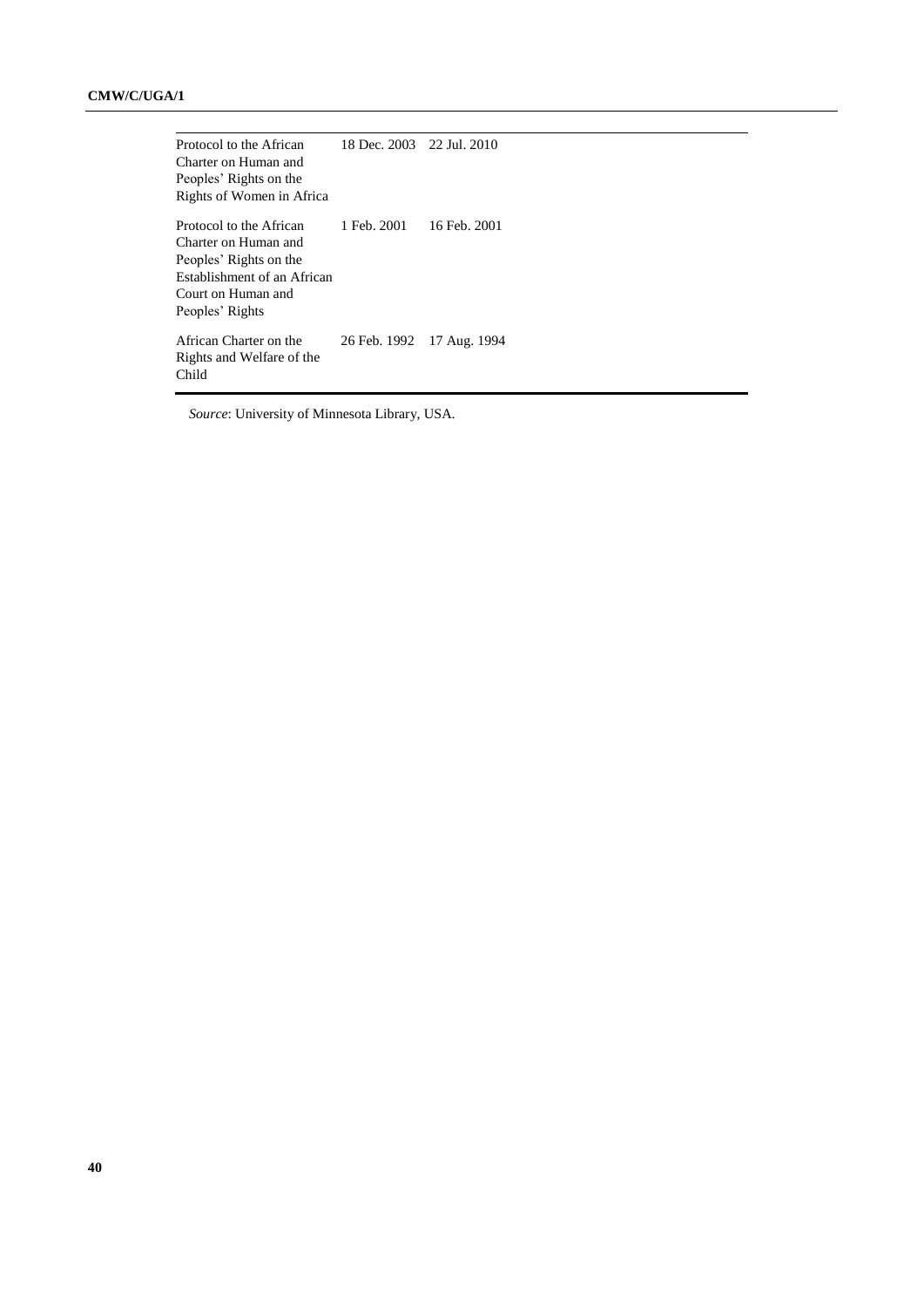| | | |
|---|---|---|
| Protocol to the African Charter on Human and Peoples' Rights on the Rights of Women in Africa | 18 Dec. 2003 | 22 Jul. 2010 |
| Protocol to the African Charter on Human and Peoples' Rights on the Establishment of an African Court on Human and Peoples' Rights | 1 Feb. 2001 | 16 Feb. 2001 |
| African Charter on the Rights and Welfare of the Child | 26 Feb. 1992 | 17 Aug. 1994 |

*Source*: University of Minnesota Library, USA.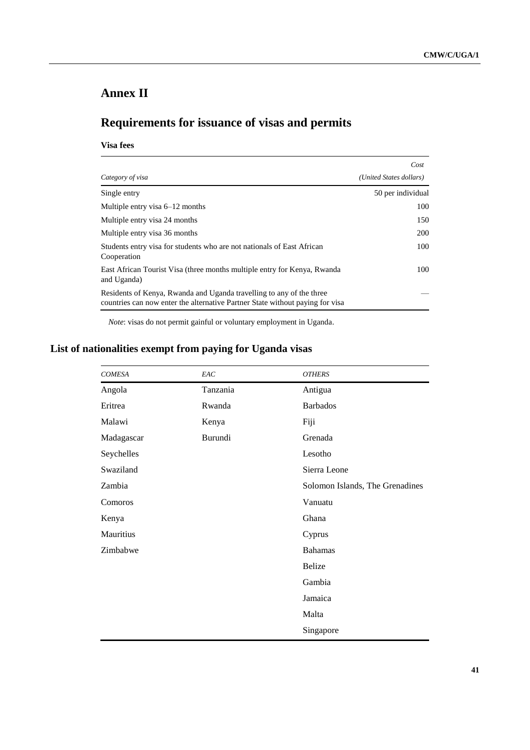# Annex II

## Requirements for issuance of visas and permits

### Visa fees

| *Category of visa* | *Cost (United States dollars)* |
|---|---|
| Single entry | 50 per individual |
| Multiple entry visa 6–12 months | 100 |
| Multiple entry visa 24 months | 150 |
| Multiple entry visa 36 months | 200 |
| Students entry visa for students who are not nationals of East African Cooperation | 100 |
| East African Tourist Visa (three months multiple entry for Kenya, Rwanda and Uganda) | 100 |
| Residents of Kenya, Rwanda and Uganda travelling to any of the three countries can now enter the alternative Partner State without paying for visa | — |

*Note*: visas do not permit gainful or voluntary employment in Uganda.

## List of nationalities exempt from paying for Uganda visas

| *COMESA* | *EAC* | *OTHERS* |
|---|---|---|
| Angola | Tanzania | Antigua |
| Eritrea | Rwanda | Barbados |
| Malawi | Kenya | Fiji |
| Madagascar | Burundi | Grenada |
| Seychelles | | Lesotho |
| Swaziland | | Sierra Leone |
| Zambia | | Solomon Islands, The Grenadines |
| Comoros | | Vanuatu |
| Kenya | | Ghana |
| Mauritius | | Cyprus |
| Zimbabwe | | Bahamas |
| | | Belize |
| | | Gambia |
| | | Jamaica |
| | | Malta |
| | | Singapore |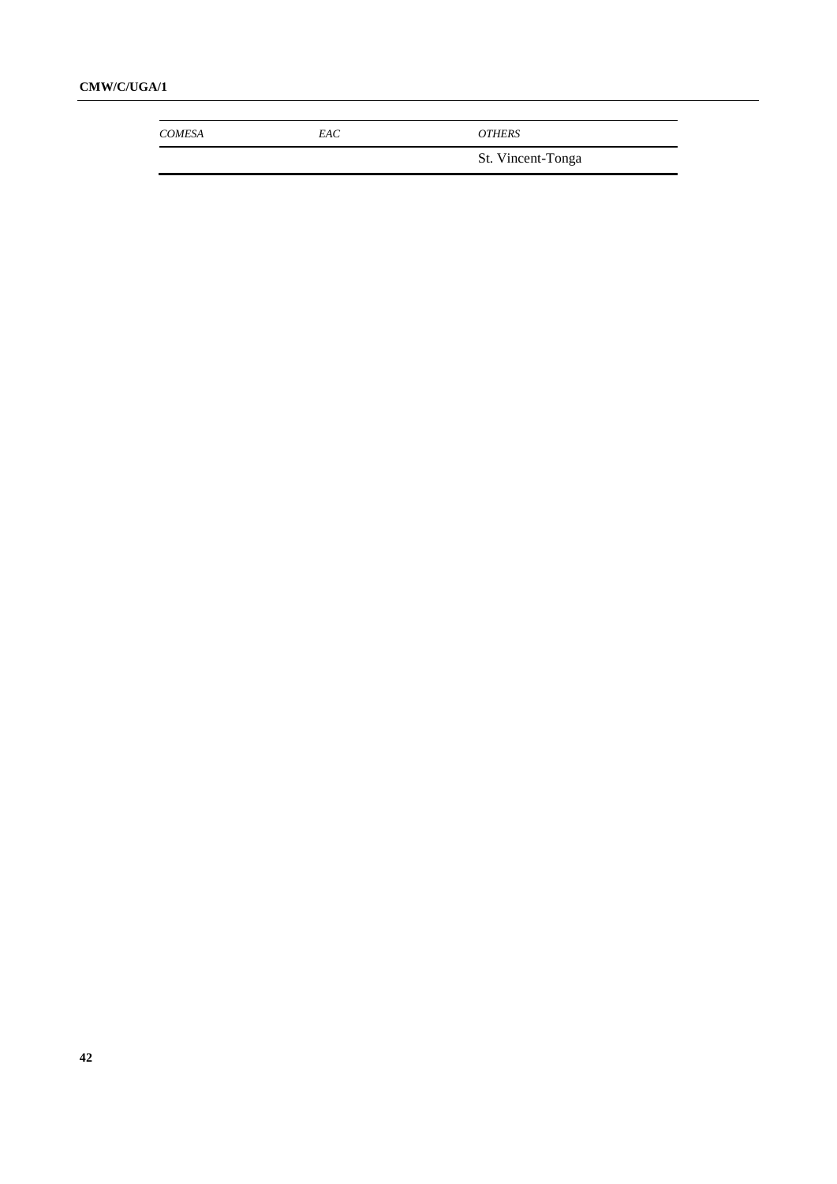| *COMESA* | *EAC* | *OTHERS* |
| --- | --- | --- |
| | | St. Vincent-Tonga |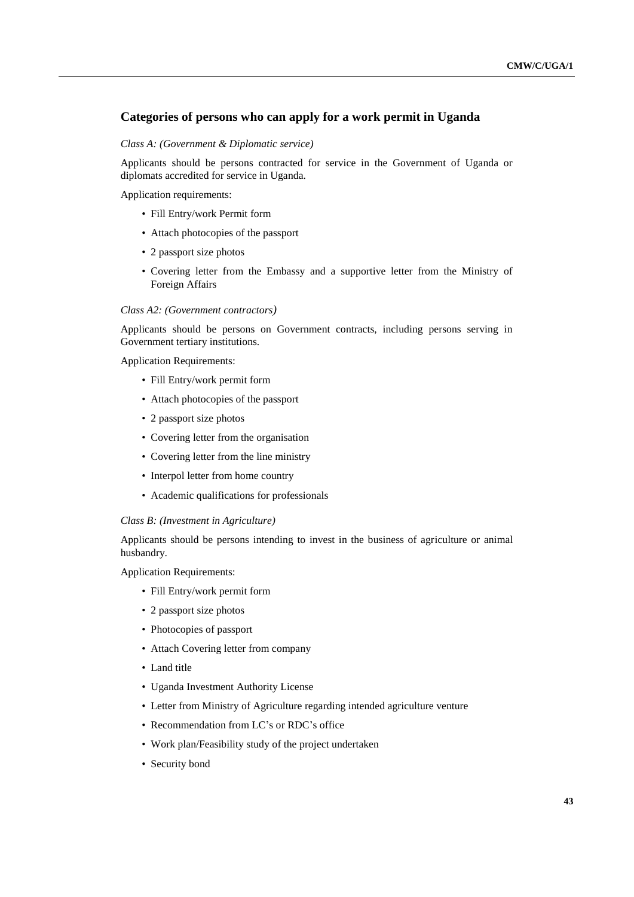## Categories of persons who can apply for a work permit in Uganda

*Class A: (Government & Diplomatic service)*

Applicants should be persons contracted for service in the Government of Uganda or diplomats accredited for service in Uganda.

Application requirements:

- Fill Entry/work Permit form
- Attach photocopies of the passport
- 2 passport size photos
- Covering letter from the Embassy and a supportive letter from the Ministry of Foreign Affairs

*Class A2: (Government contractors)*

Applicants should be persons on Government contracts, including persons serving in Government tertiary institutions.

Application Requirements:

- Fill Entry/work permit form
- Attach photocopies of the passport
- 2 passport size photos
- Covering letter from the organisation
- Covering letter from the line ministry
- Interpol letter from home country
- Academic qualifications for professionals

*Class B: (Investment in Agriculture)*

Applicants should be persons intending to invest in the business of agriculture or animal husbandry.

Application Requirements:

- Fill Entry/work permit form
- 2 passport size photos
- Photocopies of passport
- Attach Covering letter from company
- Land title
- Uganda Investment Authority License
- Letter from Ministry of Agriculture regarding intended agriculture venture
- Recommendation from LC's or RDC's office
- Work plan/Feasibility study of the project undertaken
- Security bond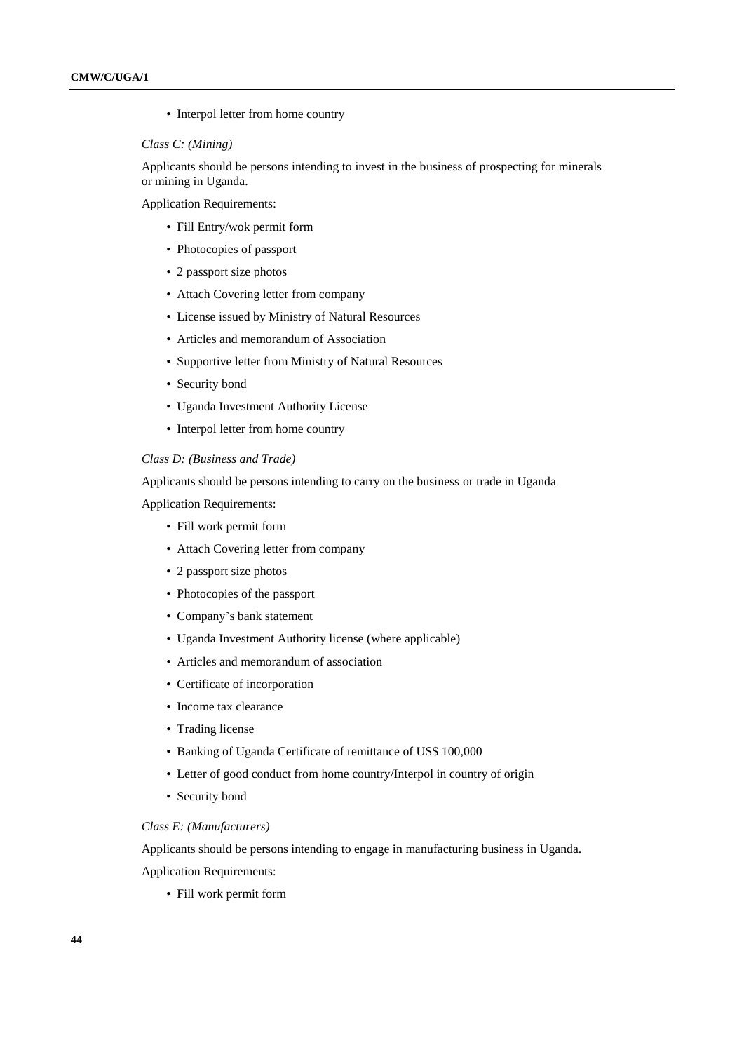- Interpol letter from home country

*Class C: (Mining)*

Applicants should be persons intending to invest in the business of prospecting for minerals or mining in Uganda.

Application Requirements:

- Fill Entry/wok permit form
- Photocopies of passport
- 2 passport size photos
- Attach Covering letter from company
- License issued by Ministry of Natural Resources
- Articles and memorandum of Association
- Supportive letter from Ministry of Natural Resources
- Security bond
- Uganda Investment Authority License
- Interpol letter from home country

*Class D: (Business and Trade)*

Applicants should be persons intending to carry on the business or trade in Uganda

Application Requirements:

- Fill work permit form
- Attach Covering letter from company
- 2 passport size photos
- Photocopies of the passport
- Company's bank statement
- Uganda Investment Authority license (where applicable)
- Articles and memorandum of association
- Certificate of incorporation
- Income tax clearance
- Trading license
- Banking of Uganda Certificate of remittance of US$ 100,000
- Letter of good conduct from home country/Interpol in country of origin
- Security bond

*Class E: (Manufacturers)*

Applicants should be persons intending to engage in manufacturing business in Uganda.

Application Requirements:

- Fill work permit form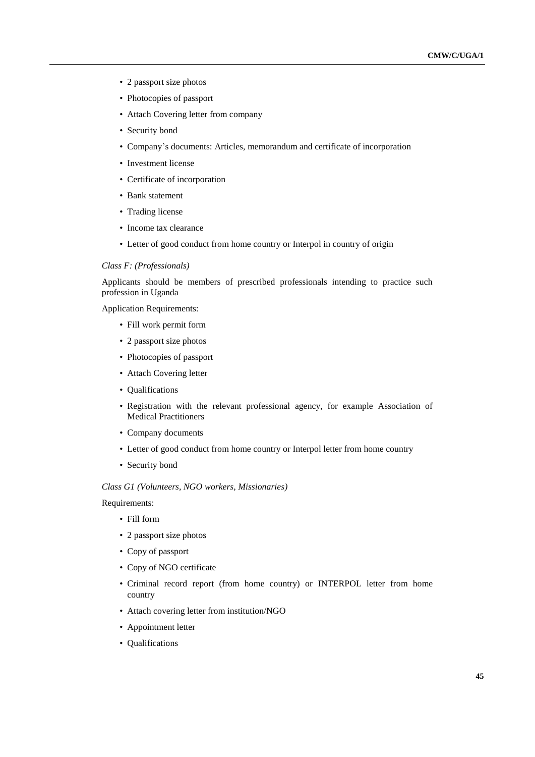- 2 passport size photos
- Photocopies of passport
- Attach Covering letter from company
- Security bond
- Company's documents: Articles, memorandum and certificate of incorporation
- Investment license
- Certificate of incorporation
- Bank statement
- Trading license
- Income tax clearance
- Letter of good conduct from home country or Interpol in country of origin

*Class F: (Professionals)*

Applicants should be members of prescribed professionals intending to practice such profession in Uganda

Application Requirements:

- Fill work permit form
- 2 passport size photos
- Photocopies of passport
- Attach Covering letter
- Qualifications
- Registration with the relevant professional agency, for example Association of Medical Practitioners
- Company documents
- Letter of good conduct from home country or Interpol letter from home country
- Security bond

*Class G1 (Volunteers, NGO workers, Missionaries)*

Requirements:

- Fill form
- 2 passport size photos
- Copy of passport
- Copy of NGO certificate
- Criminal record report (from home country) or INTERPOL letter from home country
- Attach covering letter from institution/NGO
- Appointment letter
- Qualifications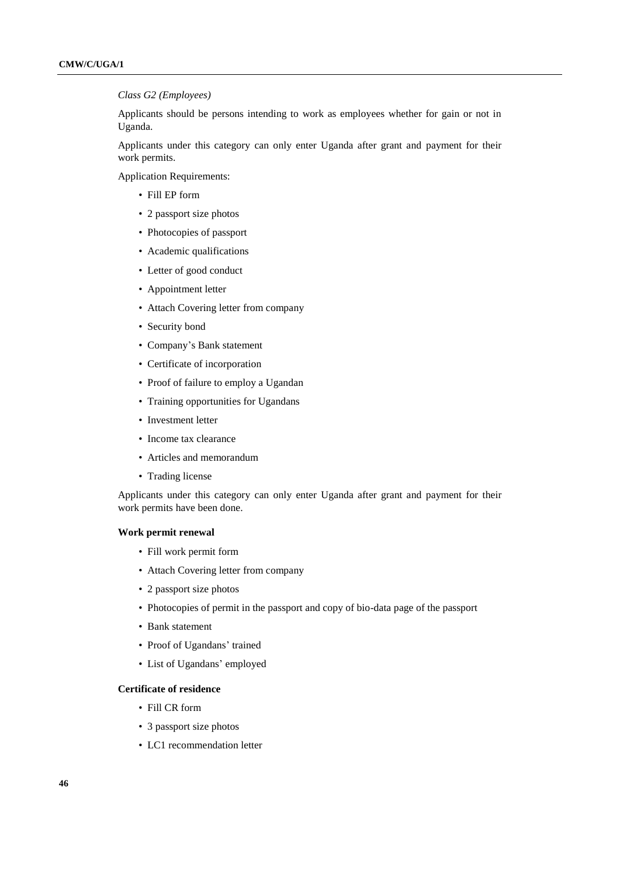*Class G2 (Employees)*

Applicants should be persons intending to work as employees whether for gain or not in Uganda.

Applicants under this category can only enter Uganda after grant and payment for their work permits.

Application Requirements:

- Fill EP form
- 2 passport size photos
- Photocopies of passport
- Academic qualifications
- Letter of good conduct
- Appointment letter
- Attach Covering letter from company
- Security bond
- Company's Bank statement
- Certificate of incorporation
- Proof of failure to employ a Ugandan
- Training opportunities for Ugandans
- Investment letter
- Income tax clearance
- Articles and memorandum
- Trading license

Applicants under this category can only enter Uganda after grant and payment for their work permits have been done.

**Work permit renewal**

- Fill work permit form
- Attach Covering letter from company
- 2 passport size photos
- Photocopies of permit in the passport and copy of bio-data page of the passport
- Bank statement
- Proof of Ugandans' trained
- List of Ugandans' employed

**Certificate of residence**

- Fill CR form
- 3 passport size photos
- LC1 recommendation letter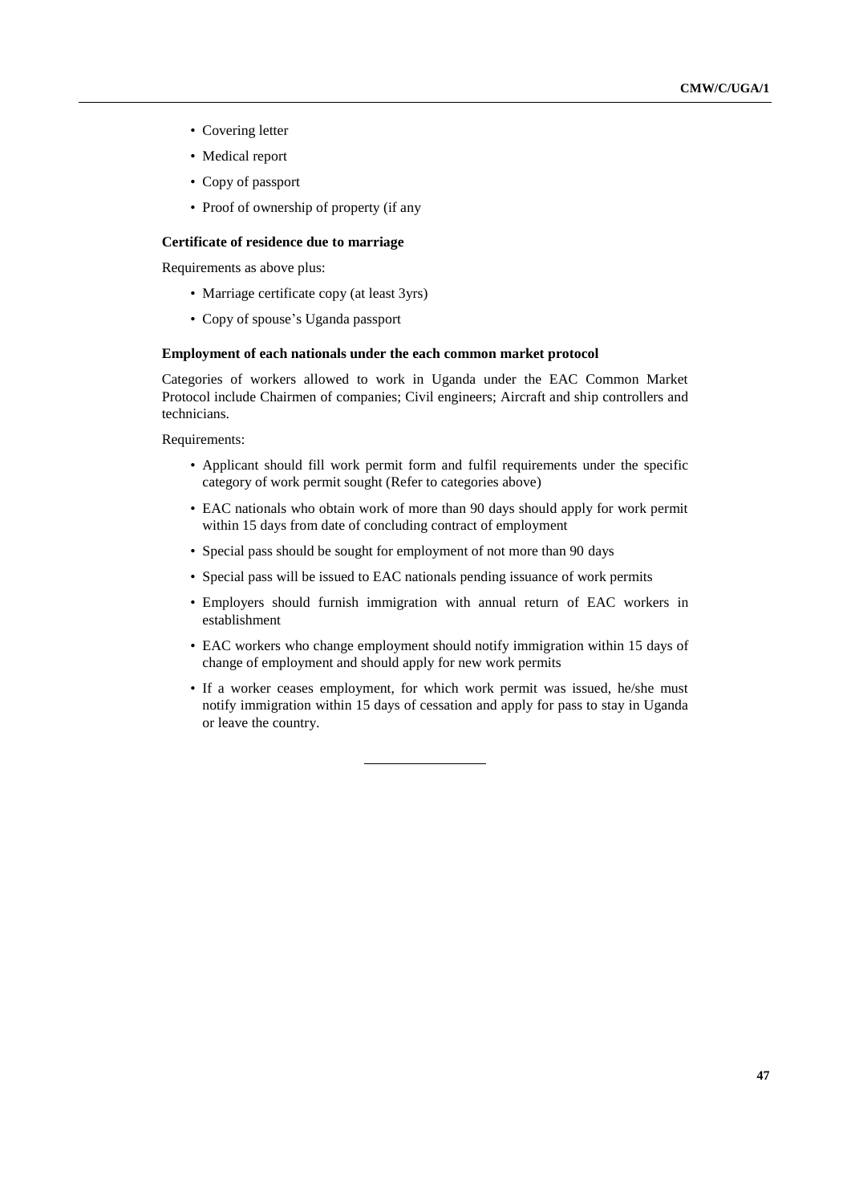- Covering letter
- Medical report
- Copy of passport
- Proof of ownership of property (if any

#### Certificate of residence due to marriage

Requirements as above plus:

- Marriage certificate copy (at least 3yrs)
- Copy of spouse's Uganda passport

#### Employment of each nationals under the each common market protocol

Categories of workers allowed to work in Uganda under the EAC Common Market Protocol include Chairmen of companies; Civil engineers; Aircraft and ship controllers and technicians.

Requirements:

- Applicant should fill work permit form and fulfil requirements under the specific category of work permit sought (Refer to categories above)
- EAC nationals who obtain work of more than 90 days should apply for work permit within 15 days from date of concluding contract of employment
- Special pass should be sought for employment of not more than 90 days
- Special pass will be issued to EAC nationals pending issuance of work permits
- Employers should furnish immigration with annual return of EAC workers in establishment
- EAC workers who change employment should notify immigration within 15 days of change of employment and should apply for new work permits
- If a worker ceases employment, for which work permit was issued, he/she must notify immigration within 15 days of cessation and apply for pass to stay in Uganda or leave the country.